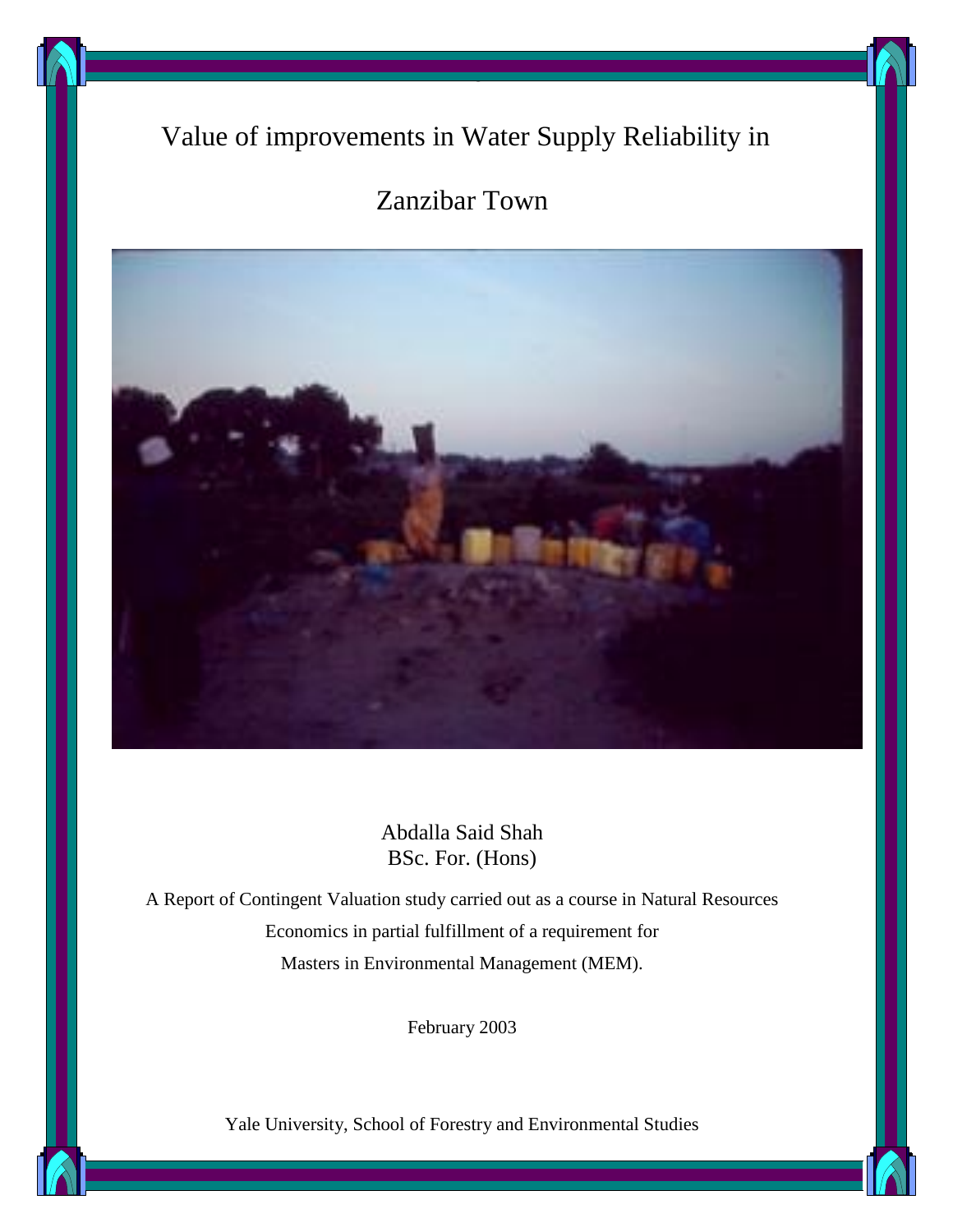# Value of improvements in Water Supply Reliability in Zanzibar Town

Abdalla Said Shah
BSc. For. (Hons)

A Report of Contingent Valuation study carried out as a course in Natural Resources Economics in partial fulfillment of a requirement for Masters in Environmental Management (MEM).

February 2003

Yale University, School of Forestry and Environmental Studies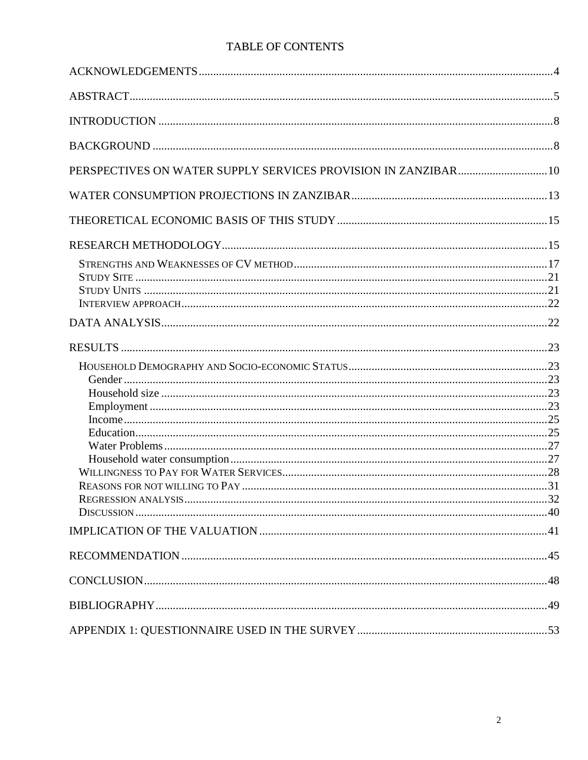# TABLE OF CONTENTS

ACKNOWLEDGEMENTS ........ 4

ABSTRACT ........ 5

INTRODUCTION ........ 8

BACKGROUND ........ 8

PERSPECTIVES ON WATER SUPPLY SERVICES PROVISION IN ZANZIBAR ........ 10

WATER CONSUMPTION PROJECTIONS IN ZANZIBAR ........ 13

THEORETICAL ECONOMIC BASIS OF THIS STUDY ........ 15

RESEARCH METHODOLOGY ........ 15

- Strengths and Weaknesses of CV method ........ 17
- Study Site ........ 21
- Study Units ........ 21
- Interview approach ........ 22

DATA ANALYSIS ........ 22

RESULTS ........ 23

- Household Demography and Socio-economic Status ........ 23
  - Gender ........ 23
  - Household size ........ 23
  - Employment ........ 23
  - Income ........ 25
  - Education ........ 25
  - Water Problems ........ 27
  - Household water consumption ........ 27
- Willingness to Pay for Water Services ........ 28
- Reasons for not willing to Pay ........ 31
- Regression analysis ........ 32
- Discussion ........ 40

IMPLICATION OF THE VALUATION ........ 41

RECOMMENDATION ........ 45

CONCLUSION ........ 48

BIBLIOGRAPHY ........ 49

APPENDIX 1: QUESTIONNAIRE USED IN THE SURVEY ........ 53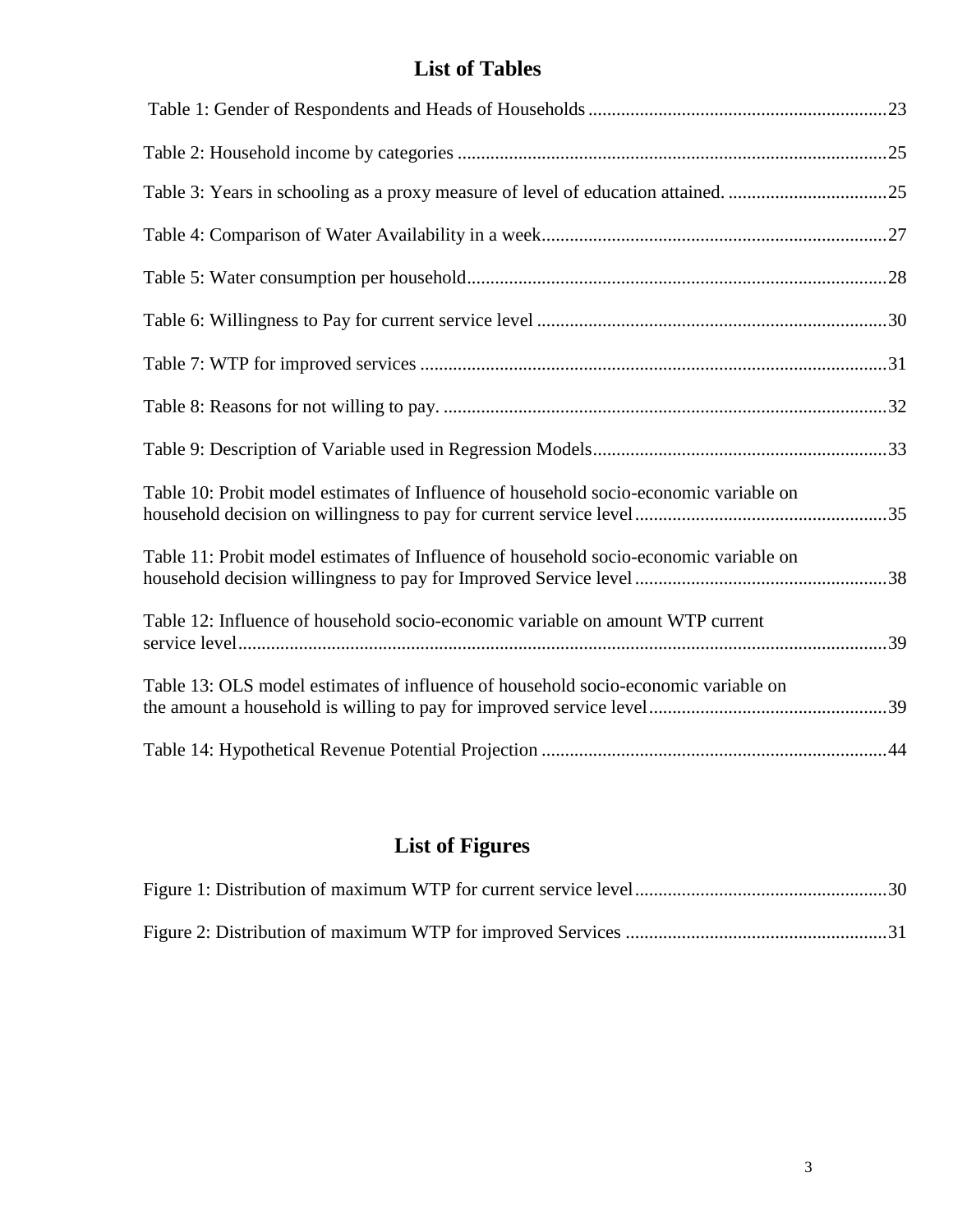## List of Tables

Table 1: Gender of Respondents and Heads of Households ................................................................23

Table 2: Household income by categories ............................................................................................25

Table 3: Years in schooling as a proxy measure of level of education attained. ..................................25

Table 4: Comparison of Water Availability in a week..........................................................................27

Table 5: Water consumption per household..........................................................................................28

Table 6: Willingness to Pay for current service level ...........................................................................30

Table 7: WTP for improved services ....................................................................................................31

Table 8: Reasons for not willing to pay. ...............................................................................................32

Table 9: Description of Variable used in Regression Models...............................................................33

Table 10: Probit model estimates of Influence of household socio-economic variable on household decision on willingness to pay for current service level......................................................35

Table 11: Probit model estimates of Influence of household socio-economic variable on household decision willingness to pay for Improved Service level......................................................38

Table 12: Influence of household socio-economic variable on amount WTP current service level..........................................................................................................................................39

Table 13: OLS model estimates of influence of household socio-economic variable on the amount a household is willing to pay for improved service level...................................................39

Table 14: Hypothetical Revenue Potential Projection ..........................................................................44

## List of Figures

Figure 1: Distribution of maximum WTP for current service level......................................................30

Figure 2: Distribution of maximum WTP for improved Services ........................................................31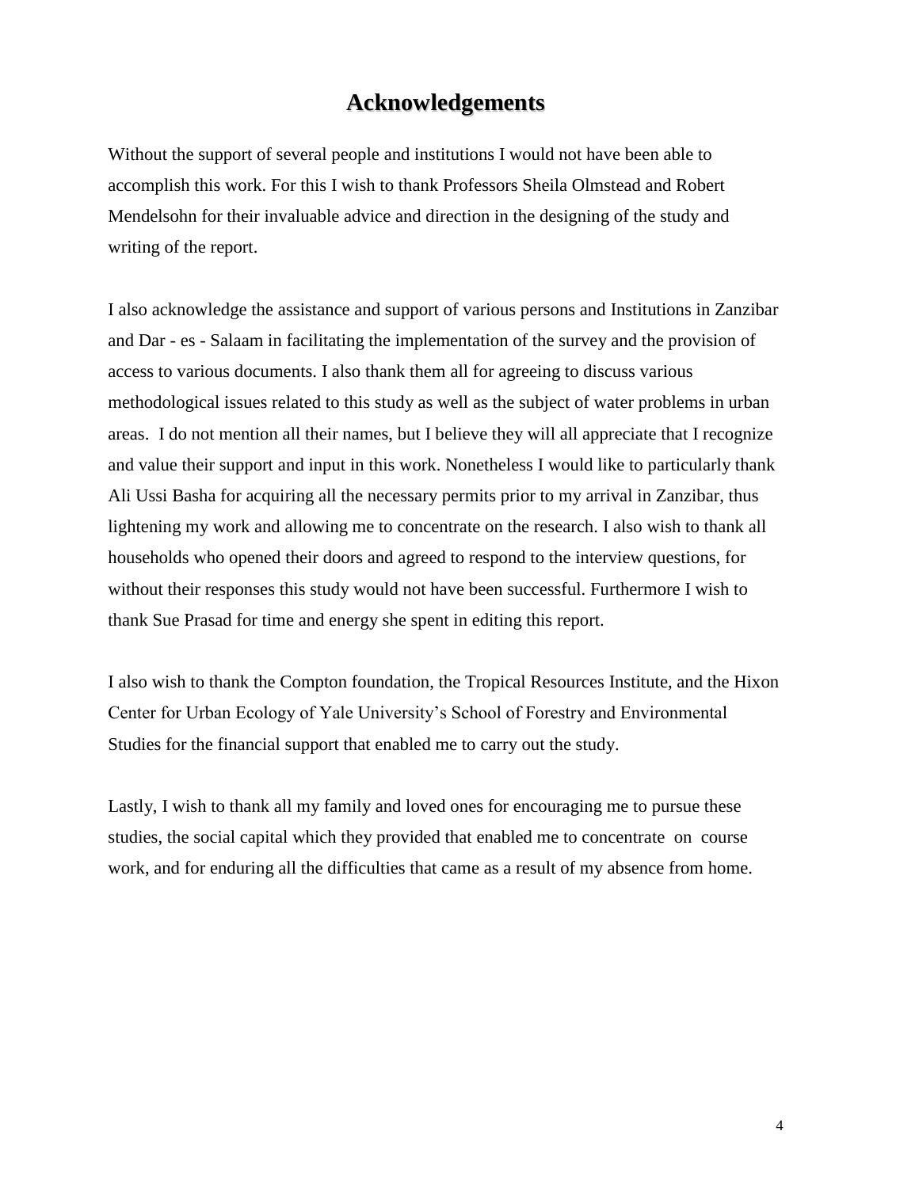# Acknowledgements

Without the support of several people and institutions I would not have been able to accomplish this work. For this I wish to thank Professors Sheila Olmstead and Robert Mendelsohn for their invaluable advice and direction in the designing of the study and writing of the report.

I also acknowledge the assistance and support of various persons and Institutions in Zanzibar and Dar - es - Salaam in facilitating the implementation of the survey and the provision of access to various documents. I also thank them all for agreeing to discuss various methodological issues related to this study as well as the subject of water problems in urban areas. I do not mention all their names, but I believe they will all appreciate that I recognize and value their support and input in this work. Nonetheless I would like to particularly thank Ali Ussi Basha for acquiring all the necessary permits prior to my arrival in Zanzibar, thus lightening my work and allowing me to concentrate on the research. I also wish to thank all households who opened their doors and agreed to respond to the interview questions, for without their responses this study would not have been successful. Furthermore I wish to thank Sue Prasad for time and energy she spent in editing this report.

I also wish to thank the Compton foundation, the Tropical Resources Institute, and the Hixon Center for Urban Ecology of Yale University's School of Forestry and Environmental Studies for the financial support that enabled me to carry out the study.

Lastly, I wish to thank all my family and loved ones for encouraging me to pursue these studies, the social capital which they provided that enabled me to concentrate on course work, and for enduring all the difficulties that came as a result of my absence from home.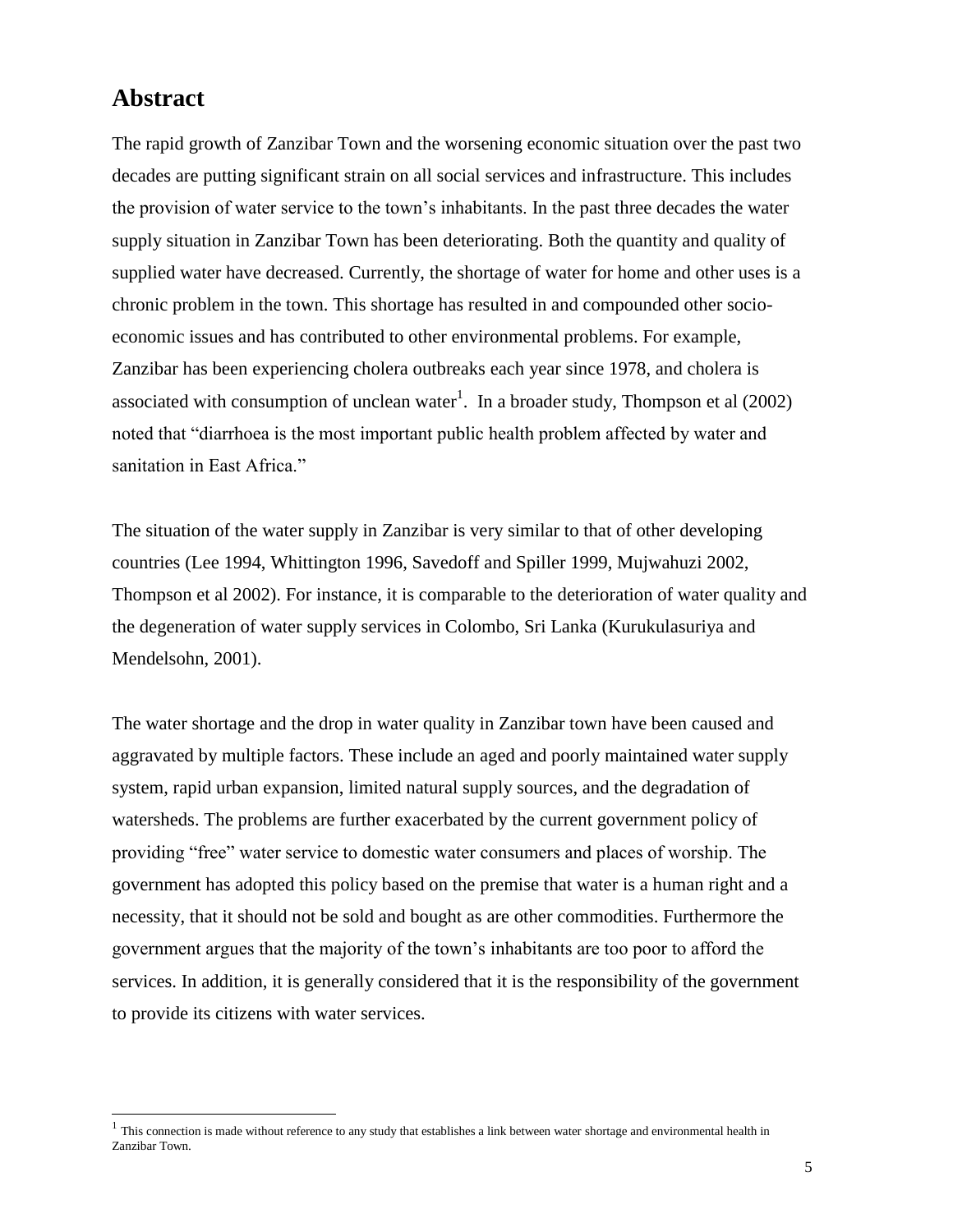# Abstract

The rapid growth of Zanzibar Town and the worsening economic situation over the past two decades are putting significant strain on all social services and infrastructure. This includes the provision of water service to the town's inhabitants. In the past three decades the water supply situation in Zanzibar Town has been deteriorating. Both the quantity and quality of supplied water have decreased. Currently, the shortage of water for home and other uses is a chronic problem in the town. This shortage has resulted in and compounded other socio-economic issues and has contributed to other environmental problems. For example, Zanzibar has been experiencing cholera outbreaks each year since 1978, and cholera is associated with consumption of unclean water[1]. In a broader study, Thompson et al (2002) noted that "diarrhoea is the most important public health problem affected by water and sanitation in East Africa."

The situation of the water supply in Zanzibar is very similar to that of other developing countries (Lee 1994, Whittington 1996, Savedoff and Spiller 1999, Mujwahuzi 2002, Thompson et al 2002). For instance, it is comparable to the deterioration of water quality and the degeneration of water supply services in Colombo, Sri Lanka (Kurukulasuriya and Mendelsohn, 2001).

The water shortage and the drop in water quality in Zanzibar town have been caused and aggravated by multiple factors. These include an aged and poorly maintained water supply system, rapid urban expansion, limited natural supply sources, and the degradation of watersheds. The problems are further exacerbated by the current government policy of providing "free" water service to domestic water consumers and places of worship. The government has adopted this policy based on the premise that water is a human right and a necessity, that it should not be sold and bought as are other commodities. Furthermore the government argues that the majority of the town's inhabitants are too poor to afford the services. In addition, it is generally considered that it is the responsibility of the government to provide its citizens with water services.

---

[1] This connection is made without reference to any study that establishes a link between water shortage and environmental health in Zanzibar Town.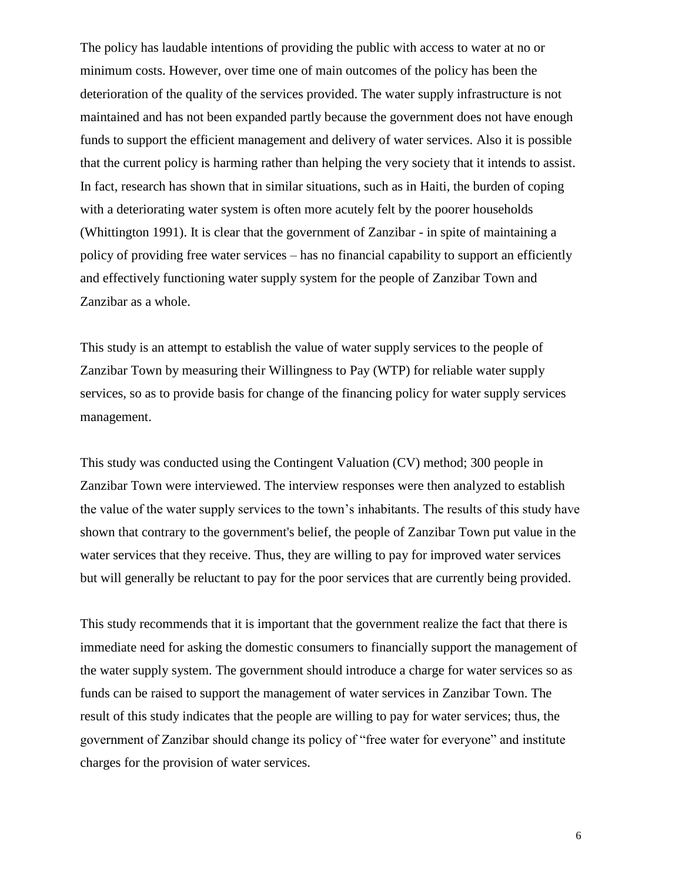The policy has laudable intentions of providing the public with access to water at no or minimum costs. However, over time one of main outcomes of the policy has been the deterioration of the quality of the services provided. The water supply infrastructure is not maintained and has not been expanded partly because the government does not have enough funds to support the efficient management and delivery of water services. Also it is possible that the current policy is harming rather than helping the very society that it intends to assist. In fact, research has shown that in similar situations, such as in Haiti, the burden of coping with a deteriorating water system is often more acutely felt by the poorer households (Whittington 1991). It is clear that the government of Zanzibar - in spite of maintaining a policy of providing free water services – has no financial capability to support an efficiently and effectively functioning water supply system for the people of Zanzibar Town and Zanzibar as a whole.

This study is an attempt to establish the value of water supply services to the people of Zanzibar Town by measuring their Willingness to Pay (WTP) for reliable water supply services, so as to provide basis for change of the financing policy for water supply services management.

This study was conducted using the Contingent Valuation (CV) method; 300 people in Zanzibar Town were interviewed. The interview responses were then analyzed to establish the value of the water supply services to the town's inhabitants. The results of this study have shown that contrary to the government's belief, the people of Zanzibar Town put value in the water services that they receive. Thus, they are willing to pay for improved water services but will generally be reluctant to pay for the poor services that are currently being provided.

This study recommends that it is important that the government realize the fact that there is immediate need for asking the domestic consumers to financially support the management of the water supply system. The government should introduce a charge for water services so as funds can be raised to support the management of water services in Zanzibar Town. The result of this study indicates that the people are willing to pay for water services; thus, the government of Zanzibar should change its policy of "free water for everyone" and institute charges for the provision of water services.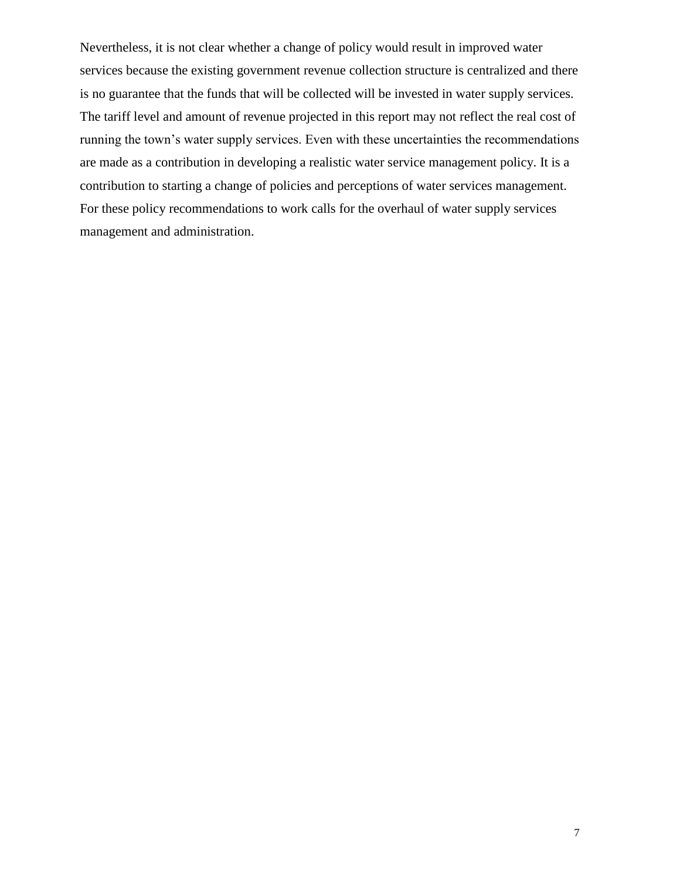Nevertheless, it is not clear whether a change of policy would result in improved water services because the existing government revenue collection structure is centralized and there is no guarantee that the funds that will be collected will be invested in water supply services. The tariff level and amount of revenue projected in this report may not reflect the real cost of running the town's water supply services. Even with these uncertainties the recommendations are made as a contribution in developing a realistic water service management policy. It is a contribution to starting a change of policies and perceptions of water services management. For these policy recommendations to work calls for the overhaul of water supply services management and administration.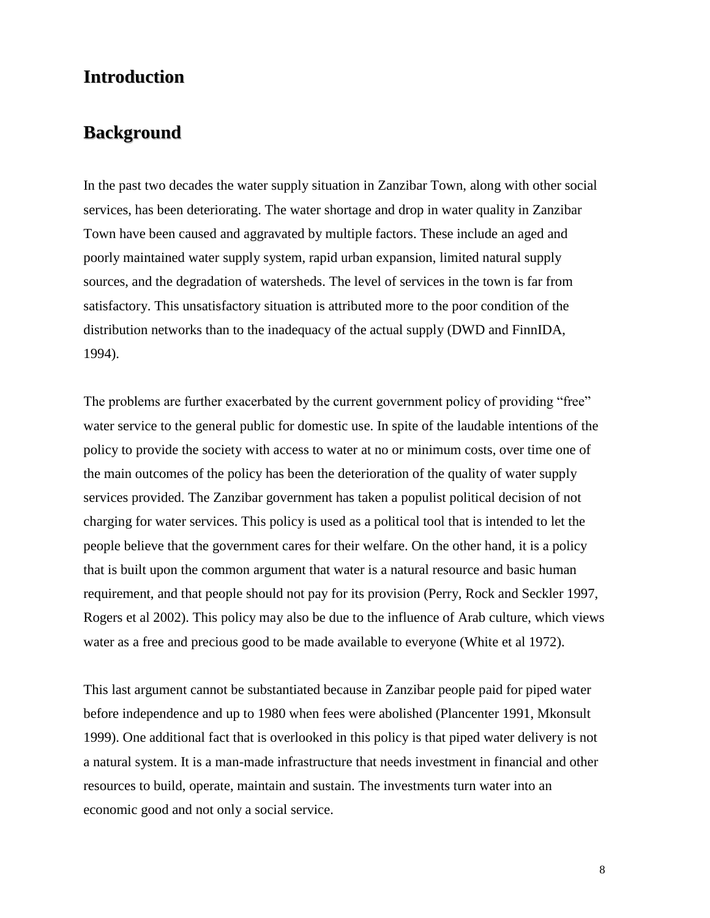# Introduction

## Background

In the past two decades the water supply situation in Zanzibar Town, along with other social services, has been deteriorating. The water shortage and drop in water quality in Zanzibar Town have been caused and aggravated by multiple factors. These include an aged and poorly maintained water supply system, rapid urban expansion, limited natural supply sources, and the degradation of watersheds. The level of services in the town is far from satisfactory. This unsatisfactory situation is attributed more to the poor condition of the distribution networks than to the inadequacy of the actual supply (DWD and FinnIDA, 1994).

The problems are further exacerbated by the current government policy of providing "free" water service to the general public for domestic use. In spite of the laudable intentions of the policy to provide the society with access to water at no or minimum costs, over time one of the main outcomes of the policy has been the deterioration of the quality of water supply services provided. The Zanzibar government has taken a populist political decision of not charging for water services. This policy is used as a political tool that is intended to let the people believe that the government cares for their welfare. On the other hand, it is a policy that is built upon the common argument that water is a natural resource and basic human requirement, and that people should not pay for its provision (Perry, Rock and Seckler 1997, Rogers et al 2002). This policy may also be due to the influence of Arab culture, which views water as a free and precious good to be made available to everyone (White et al 1972).

This last argument cannot be substantiated because in Zanzibar people paid for piped water before independence and up to 1980 when fees were abolished (Plancenter 1991, Mkonsult 1999). One additional fact that is overlooked in this policy is that piped water delivery is not a natural system. It is a man-made infrastructure that needs investment in financial and other resources to build, operate, maintain and sustain. The investments turn water into an economic good and not only a social service.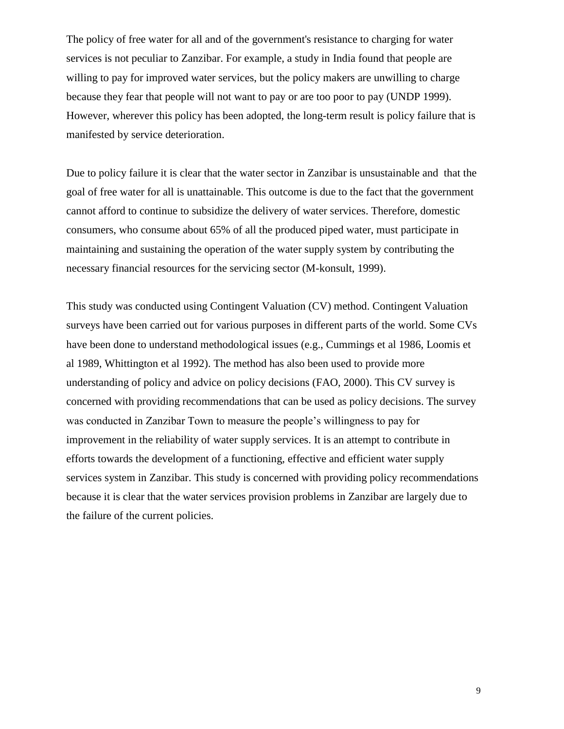The policy of free water for all and of the government's resistance to charging for water services is not peculiar to Zanzibar. For example, a study in India found that people are willing to pay for improved water services, but the policy makers are unwilling to charge because they fear that people will not want to pay or are too poor to pay (UNDP 1999). However, wherever this policy has been adopted, the long-term result is policy failure that is manifested by service deterioration.

Due to policy failure it is clear that the water sector in Zanzibar is unsustainable and that the goal of free water for all is unattainable. This outcome is due to the fact that the government cannot afford to continue to subsidize the delivery of water services. Therefore, domestic consumers, who consume about 65% of all the produced piped water, must participate in maintaining and sustaining the operation of the water supply system by contributing the necessary financial resources for the servicing sector (M-konsult, 1999).

This study was conducted using Contingent Valuation (CV) method. Contingent Valuation surveys have been carried out for various purposes in different parts of the world. Some CVs have been done to understand methodological issues (e.g., Cummings et al 1986, Loomis et al 1989, Whittington et al 1992). The method has also been used to provide more understanding of policy and advice on policy decisions (FAO, 2000). This CV survey is concerned with providing recommendations that can be used as policy decisions. The survey was conducted in Zanzibar Town to measure the people's willingness to pay for improvement in the reliability of water supply services. It is an attempt to contribute in efforts towards the development of a functioning, effective and efficient water supply services system in Zanzibar. This study is concerned with providing policy recommendations because it is clear that the water services provision problems in Zanzibar are largely due to the failure of the current policies.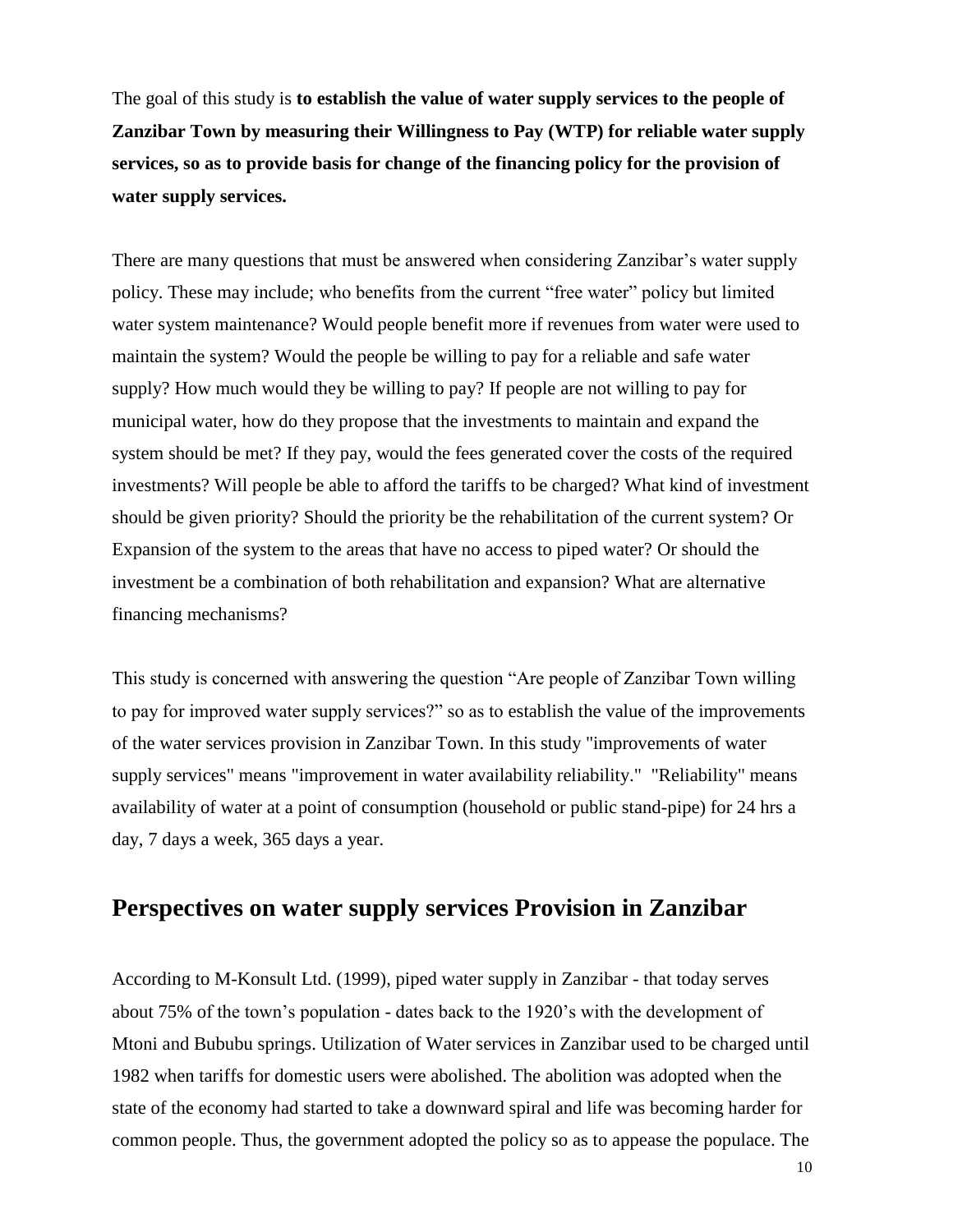The goal of this study is **to establish the value of water supply services to the people of Zanzibar Town by measuring their Willingness to Pay (WTP) for reliable water supply services, so as to provide basis for change of the financing policy for the provision of water supply services.**

There are many questions that must be answered when considering Zanzibar's water supply policy. These may include; who benefits from the current "free water" policy but limited water system maintenance? Would people benefit more if revenues from water were used to maintain the system? Would the people be willing to pay for a reliable and safe water supply? How much would they be willing to pay? If people are not willing to pay for municipal water, how do they propose that the investments to maintain and expand the system should be met? If they pay, would the fees generated cover the costs of the required investments? Will people be able to afford the tariffs to be charged? What kind of investment should be given priority? Should the priority be the rehabilitation of the current system? Or Expansion of the system to the areas that have no access to piped water? Or should the investment be a combination of both rehabilitation and expansion? What are alternative financing mechanisms?

This study is concerned with answering the question "Are people of Zanzibar Town willing to pay for improved water supply services?" so as to establish the value of the improvements of the water services provision in Zanzibar Town. In this study "improvements of water supply services" means "improvement in water availability reliability." "Reliability" means availability of water at a point of consumption (household or public stand-pipe) for 24 hrs a day, 7 days a week, 365 days a year.

## Perspectives on water supply services Provision in Zanzibar

According to M-Konsult Ltd. (1999), piped water supply in Zanzibar - that today serves about 75% of the town's population - dates back to the 1920's with the development of Mtoni and Bububu springs. Utilization of Water services in Zanzibar used to be charged until 1982 when tariffs for domestic users were abolished. The abolition was adopted when the state of the economy had started to take a downward spiral and life was becoming harder for common people. Thus, the government adopted the policy so as to appease the populace. The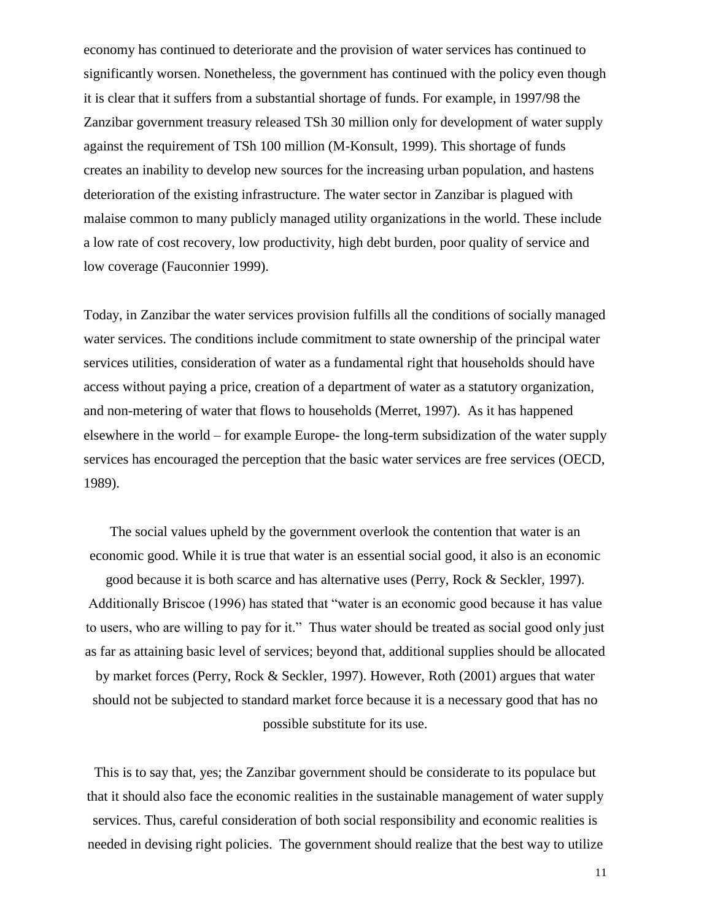economy has continued to deteriorate and the provision of water services has continued to significantly worsen. Nonetheless, the government has continued with the policy even though it is clear that it suffers from a substantial shortage of funds. For example, in 1997/98 the Zanzibar government treasury released TSh 30 million only for development of water supply against the requirement of TSh 100 million (M-Konsult, 1999). This shortage of funds creates an inability to develop new sources for the increasing urban population, and hastens deterioration of the existing infrastructure. The water sector in Zanzibar is plagued with malaise common to many publicly managed utility organizations in the world. These include a low rate of cost recovery, low productivity, high debt burden, poor quality of service and low coverage (Fauconnier 1999).

Today, in Zanzibar the water services provision fulfills all the conditions of socially managed water services. The conditions include commitment to state ownership of the principal water services utilities, consideration of water as a fundamental right that households should have access without paying a price, creation of a department of water as a statutory organization, and non-metering of water that flows to households (Merret, 1997). As it has happened elsewhere in the world – for example Europe- the long-term subsidization of the water supply services has encouraged the perception that the basic water services are free services (OECD, 1989).

The social values upheld by the government overlook the contention that water is an economic good. While it is true that water is an essential social good, it also is an economic good because it is both scarce and has alternative uses (Perry, Rock & Seckler, 1997). Additionally Briscoe (1996) has stated that "water is an economic good because it has value to users, who are willing to pay for it." Thus water should be treated as social good only just as far as attaining basic level of services; beyond that, additional supplies should be allocated by market forces (Perry, Rock & Seckler, 1997). However, Roth (2001) argues that water should not be subjected to standard market force because it is a necessary good that has no possible substitute for its use.

This is to say that, yes; the Zanzibar government should be considerate to its populace but that it should also face the economic realities in the sustainable management of water supply services. Thus, careful consideration of both social responsibility and economic realities is needed in devising right policies. The government should realize that the best way to utilize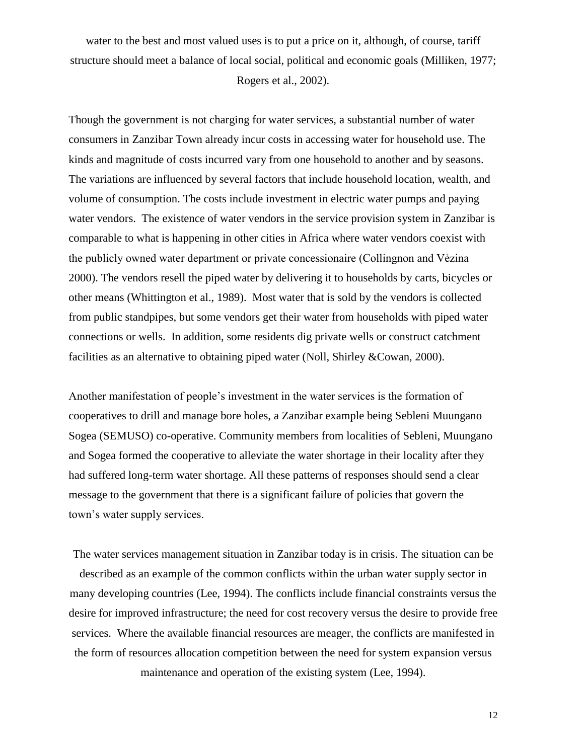water to the best and most valued uses is to put a price on it, although, of course, tariff structure should meet a balance of local social, political and economic goals (Milliken, 1977; Rogers et al., 2002).

Though the government is not charging for water services, a substantial number of water consumers in Zanzibar Town already incur costs in accessing water for household use. The kinds and magnitude of costs incurred vary from one household to another and by seasons. The variations are influenced by several factors that include household location, wealth, and volume of consumption. The costs include investment in electric water pumps and paying water vendors. The existence of water vendors in the service provision system in Zanzibar is comparable to what is happening in other cities in Africa where water vendors coexist with the publicly owned water department or private concessionaire (Collingnon and Vėzina 2000). The vendors resell the piped water by delivering it to households by carts, bicycles or other means (Whittington et al., 1989). Most water that is sold by the vendors is collected from public standpipes, but some vendors get their water from households with piped water connections or wells. In addition, some residents dig private wells or construct catchment facilities as an alternative to obtaining piped water (Noll, Shirley &Cowan, 2000).

Another manifestation of people's investment in the water services is the formation of cooperatives to drill and manage bore holes, a Zanzibar example being Sebleni Muungano Sogea (SEMUSO) co-operative. Community members from localities of Sebleni, Muungano and Sogea formed the cooperative to alleviate the water shortage in their locality after they had suffered long-term water shortage. All these patterns of responses should send a clear message to the government that there is a significant failure of policies that govern the town's water supply services.

The water services management situation in Zanzibar today is in crisis. The situation can be described as an example of the common conflicts within the urban water supply sector in many developing countries (Lee, 1994). The conflicts include financial constraints versus the desire for improved infrastructure; the need for cost recovery versus the desire to provide free services. Where the available financial resources are meager, the conflicts are manifested in the form of resources allocation competition between the need for system expansion versus maintenance and operation of the existing system (Lee, 1994).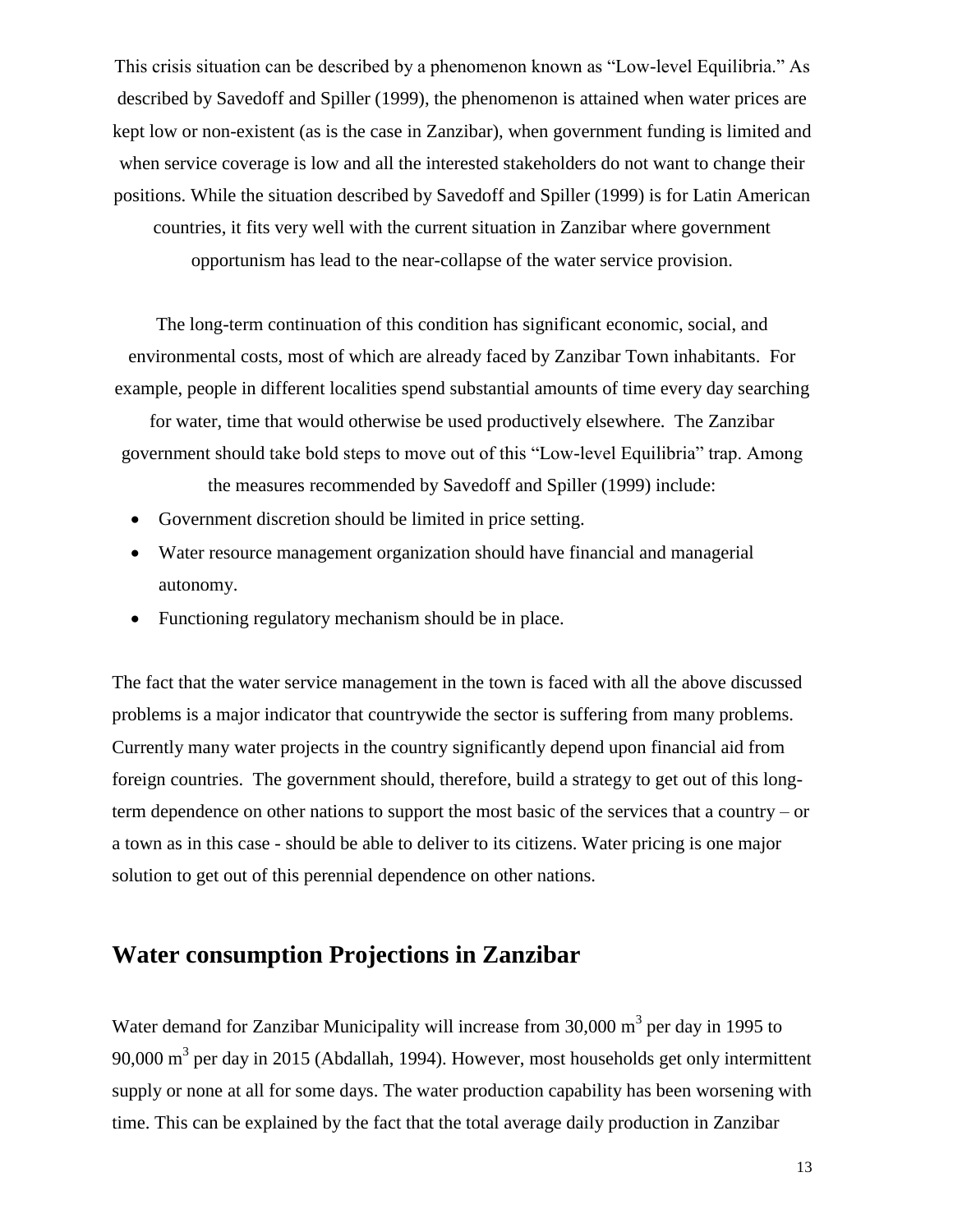This crisis situation can be described by a phenomenon known as "Low-level Equilibria." As described by Savedoff and Spiller (1999), the phenomenon is attained when water prices are kept low or non-existent (as is the case in Zanzibar), when government funding is limited and when service coverage is low and all the interested stakeholders do not want to change their positions. While the situation described by Savedoff and Spiller (1999) is for Latin American countries, it fits very well with the current situation in Zanzibar where government opportunism has lead to the near-collapse of the water service provision.

The long-term continuation of this condition has significant economic, social, and environmental costs, most of which are already faced by Zanzibar Town inhabitants. For example, people in different localities spend substantial amounts of time every day searching for water, time that would otherwise be used productively elsewhere. The Zanzibar government should take bold steps to move out of this "Low-level Equilibria" trap. Among the measures recommended by Savedoff and Spiller (1999) include:

- Government discretion should be limited in price setting.
- Water resource management organization should have financial and managerial autonomy.
- Functioning regulatory mechanism should be in place.

The fact that the water service management in the town is faced with all the above discussed problems is a major indicator that countrywide the sector is suffering from many problems. Currently many water projects in the country significantly depend upon financial aid from foreign countries. The government should, therefore, build a strategy to get out of this long-term dependence on other nations to support the most basic of the services that a country – or a town as in this case - should be able to deliver to its citizens. Water pricing is one major solution to get out of this perennial dependence on other nations.

## Water consumption Projections in Zanzibar

Water demand for Zanzibar Municipality will increase from 30,000 $m^3$ per day in 1995 to 90,000 $m^3$ per day in 2015 (Abdallah, 1994). However, most households get only intermittent supply or none at all for some days. The water production capability has been worsening with time. This can be explained by the fact that the total average daily production in Zanzibar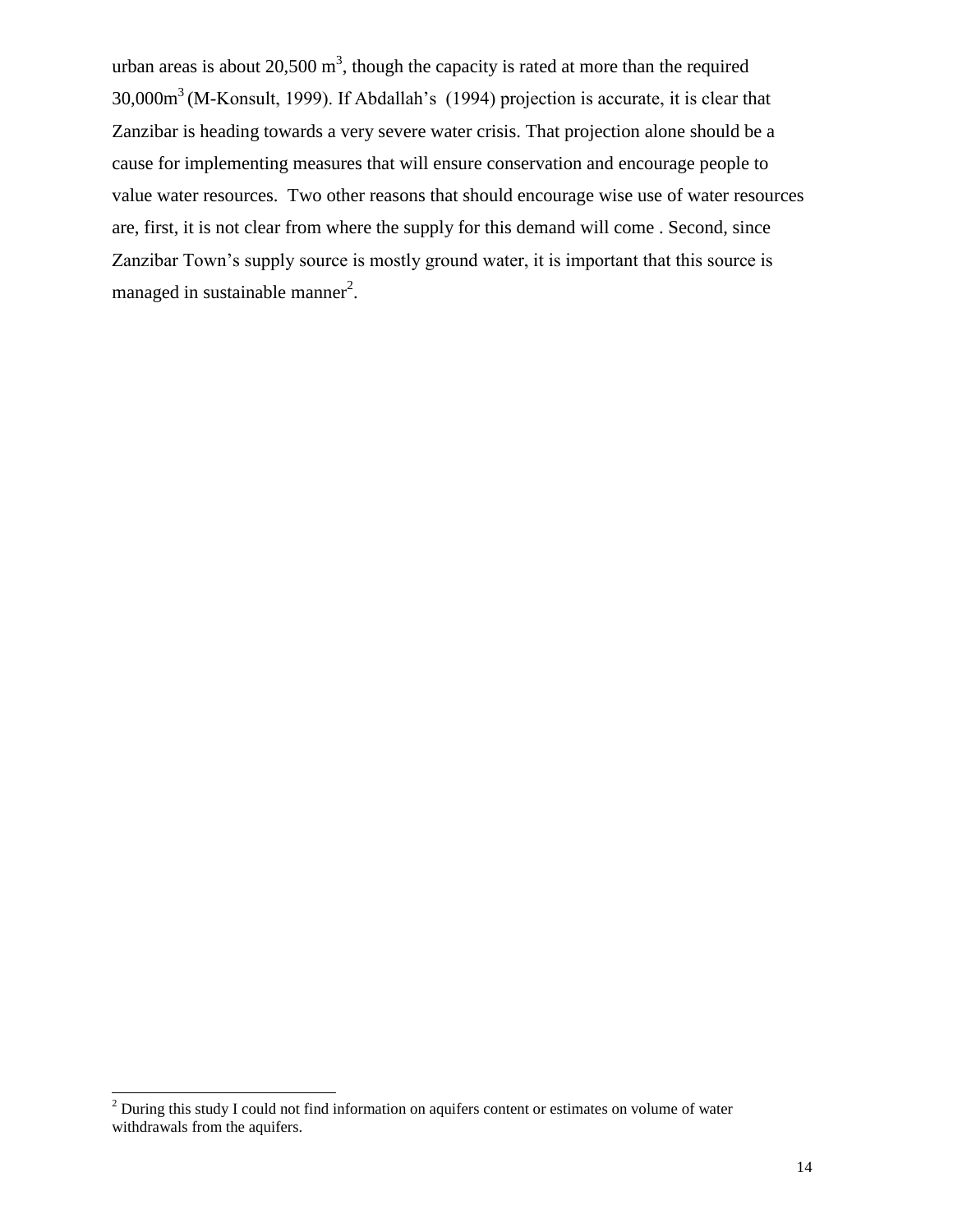urban areas is about 20,500 $m^3$, though the capacity is rated at more than the required 30,000$m^3$ (M-Konsult, 1999). If Abdallah's (1994) projection is accurate, it is clear that Zanzibar is heading towards a very severe water crisis. That projection alone should be a cause for implementing measures that will ensure conservation and encourage people to value water resources. Two other reasons that should encourage wise use of water resources are, first, it is not clear from where the supply for this demand will come . Second, since Zanzibar Town's supply source is mostly ground water, it is important that this source is managed in sustainable manner[2].

[2] During this study I could not find information on aquifers content or estimates on volume of water withdrawals from the aquifers.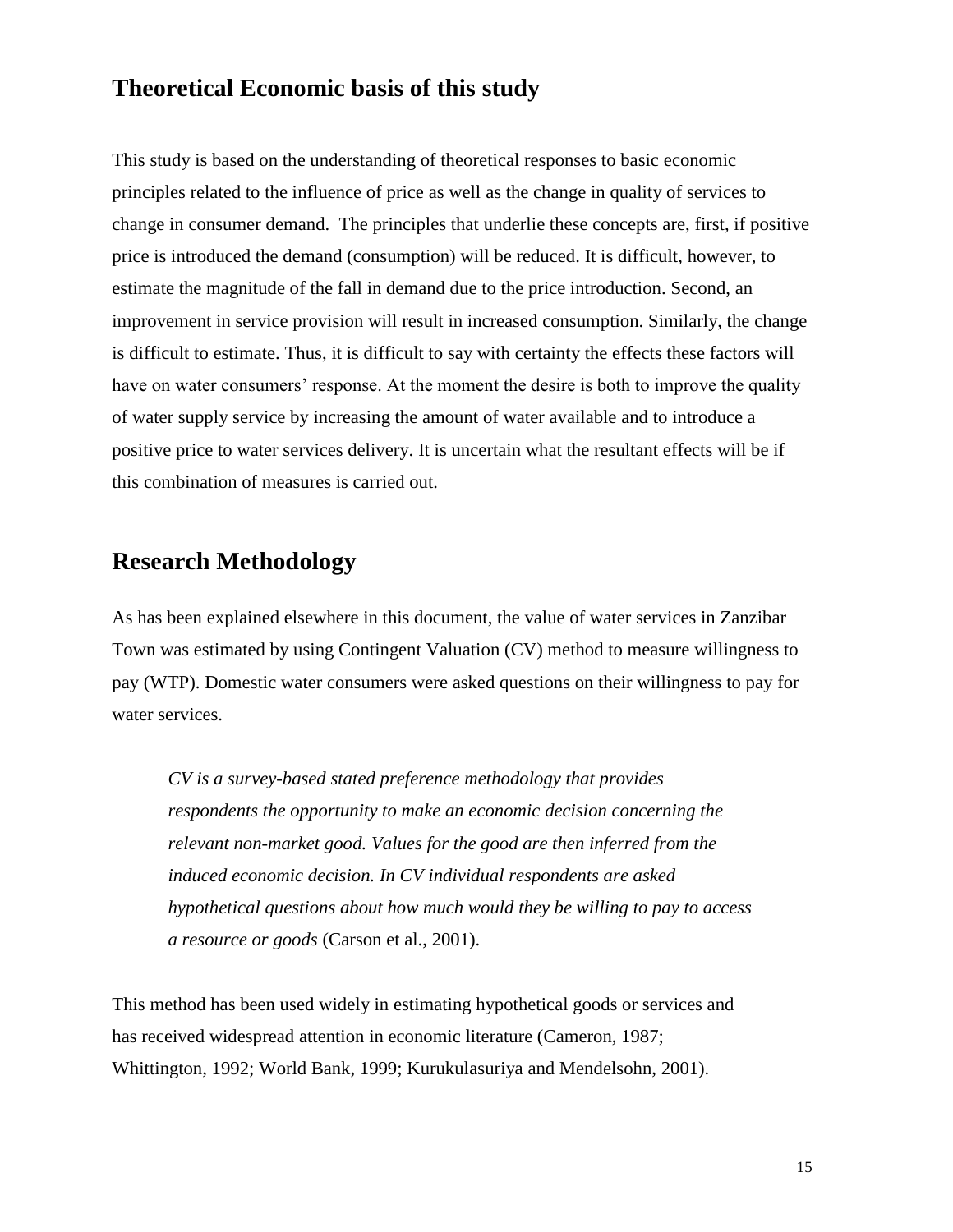## Theoretical Economic basis of this study

This study is based on the understanding of theoretical responses to basic economic principles related to the influence of price as well as the change in quality of services to change in consumer demand. The principles that underlie these concepts are, first, if positive price is introduced the demand (consumption) will be reduced. It is difficult, however, to estimate the magnitude of the fall in demand due to the price introduction. Second, an improvement in service provision will result in increased consumption. Similarly, the change is difficult to estimate. Thus, it is difficult to say with certainty the effects these factors will have on water consumers' response. At the moment the desire is both to improve the quality of water supply service by increasing the amount of water available and to introduce a positive price to water services delivery. It is uncertain what the resultant effects will be if this combination of measures is carried out.

## Research Methodology

As has been explained elsewhere in this document, the value of water services in Zanzibar Town was estimated by using Contingent Valuation (CV) method to measure willingness to pay (WTP). Domestic water consumers were asked questions on their willingness to pay for water services.

> *CV is a survey-based stated preference methodology that provides respondents the opportunity to make an economic decision concerning the relevant non-market good. Values for the good are then inferred from the induced economic decision. In CV individual respondents are asked hypothetical questions about how much would they be willing to pay to access a resource or goods* (Carson et al., 2001).

This method has been used widely in estimating hypothetical goods or services and has received widespread attention in economic literature (Cameron, 1987; Whittington, 1992; World Bank, 1999; Kurukulasuriya and Mendelsohn, 2001).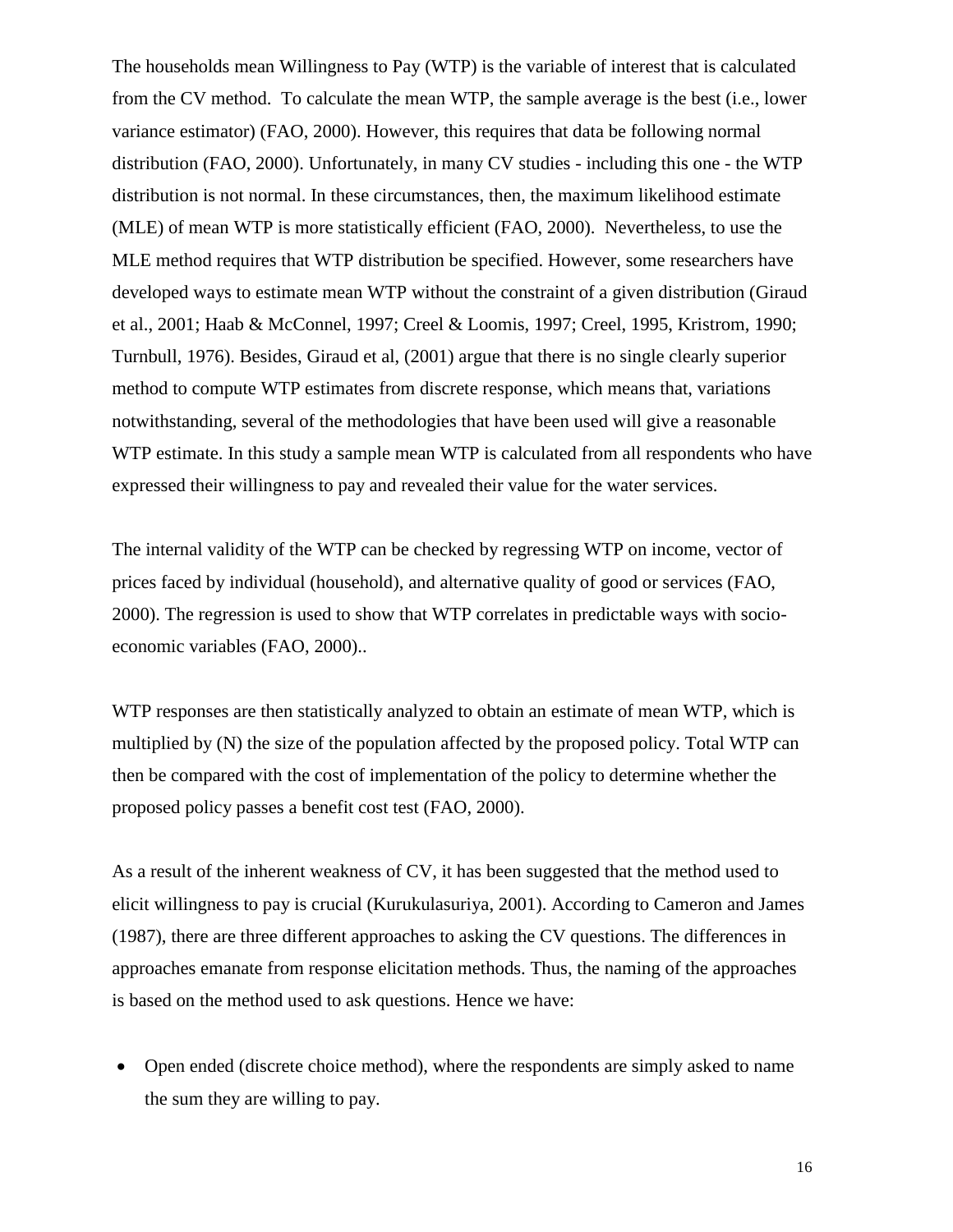The households mean Willingness to Pay (WTP) is the variable of interest that is calculated from the CV method. To calculate the mean WTP, the sample average is the best (i.e., lower variance estimator) (FAO, 2000). However, this requires that data be following normal distribution (FAO, 2000). Unfortunately, in many CV studies - including this one - the WTP distribution is not normal. In these circumstances, then, the maximum likelihood estimate (MLE) of mean WTP is more statistically efficient (FAO, 2000). Nevertheless, to use the MLE method requires that WTP distribution be specified. However, some researchers have developed ways to estimate mean WTP without the constraint of a given distribution (Giraud et al., 2001; Haab & McConnel, 1997; Creel & Loomis, 1997; Creel, 1995, Kristrom, 1990; Turnbull, 1976). Besides, Giraud et al, (2001) argue that there is no single clearly superior method to compute WTP estimates from discrete response, which means that, variations notwithstanding, several of the methodologies that have been used will give a reasonable WTP estimate. In this study a sample mean WTP is calculated from all respondents who have expressed their willingness to pay and revealed their value for the water services.

The internal validity of the WTP can be checked by regressing WTP on income, vector of prices faced by individual (household), and alternative quality of good or services (FAO, 2000). The regression is used to show that WTP correlates in predictable ways with socio-economic variables (FAO, 2000)..

WTP responses are then statistically analyzed to obtain an estimate of mean WTP, which is multiplied by (N) the size of the population affected by the proposed policy. Total WTP can then be compared with the cost of implementation of the policy to determine whether the proposed policy passes a benefit cost test (FAO, 2000).

As a result of the inherent weakness of CV, it has been suggested that the method used to elicit willingness to pay is crucial (Kurukulasuriya, 2001). According to Cameron and James (1987), there are three different approaches to asking the CV questions. The differences in approaches emanate from response elicitation methods. Thus, the naming of the approaches is based on the method used to ask questions. Hence we have:

- Open ended (discrete choice method), where the respondents are simply asked to name the sum they are willing to pay.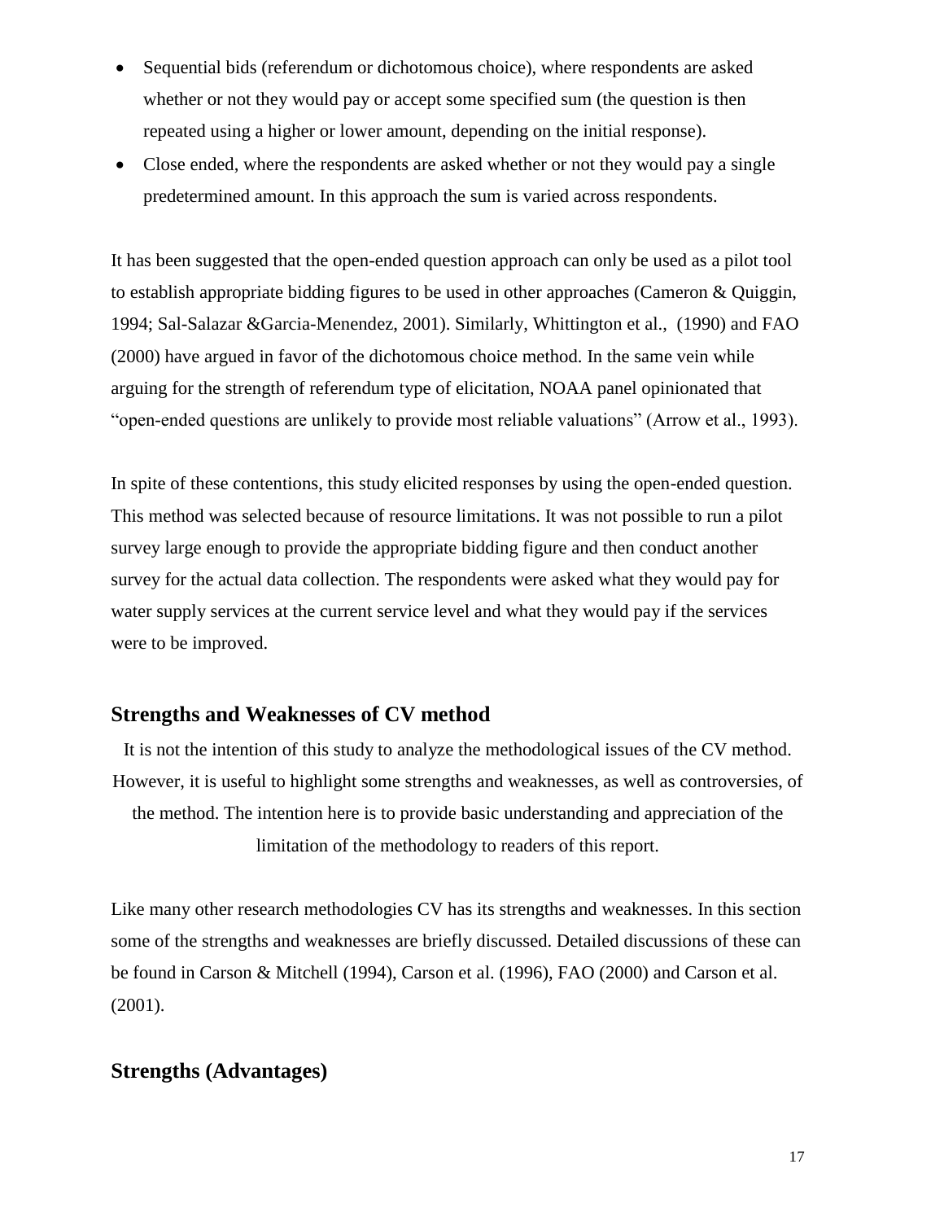- Sequential bids (referendum or dichotomous choice), where respondents are asked whether or not they would pay or accept some specified sum (the question is then repeated using a higher or lower amount, depending on the initial response).
- Close ended, where the respondents are asked whether or not they would pay a single predetermined amount. In this approach the sum is varied across respondents.

It has been suggested that the open-ended question approach can only be used as a pilot tool to establish appropriate bidding figures to be used in other approaches (Cameron & Quiggin, 1994; Sal-Salazar &Garcia-Menendez, 2001). Similarly, Whittington et al., (1990) and FAO (2000) have argued in favor of the dichotomous choice method. In the same vein while arguing for the strength of referendum type of elicitation, NOAA panel opinionated that "open-ended questions are unlikely to provide most reliable valuations" (Arrow et al., 1993).

In spite of these contentions, this study elicited responses by using the open-ended question. This method was selected because of resource limitations. It was not possible to run a pilot survey large enough to provide the appropriate bidding figure and then conduct another survey for the actual data collection. The respondents were asked what they would pay for water supply services at the current service level and what they would pay if the services were to be improved.

## Strengths and Weaknesses of CV method

It is not the intention of this study to analyze the methodological issues of the CV method. However, it is useful to highlight some strengths and weaknesses, as well as controversies, of the method. The intention here is to provide basic understanding and appreciation of the limitation of the methodology to readers of this report.

Like many other research methodologies CV has its strengths and weaknesses. In this section some of the strengths and weaknesses are briefly discussed. Detailed discussions of these can be found in Carson & Mitchell (1994), Carson et al. (1996), FAO (2000) and Carson et al. (2001).

## Strengths (Advantages)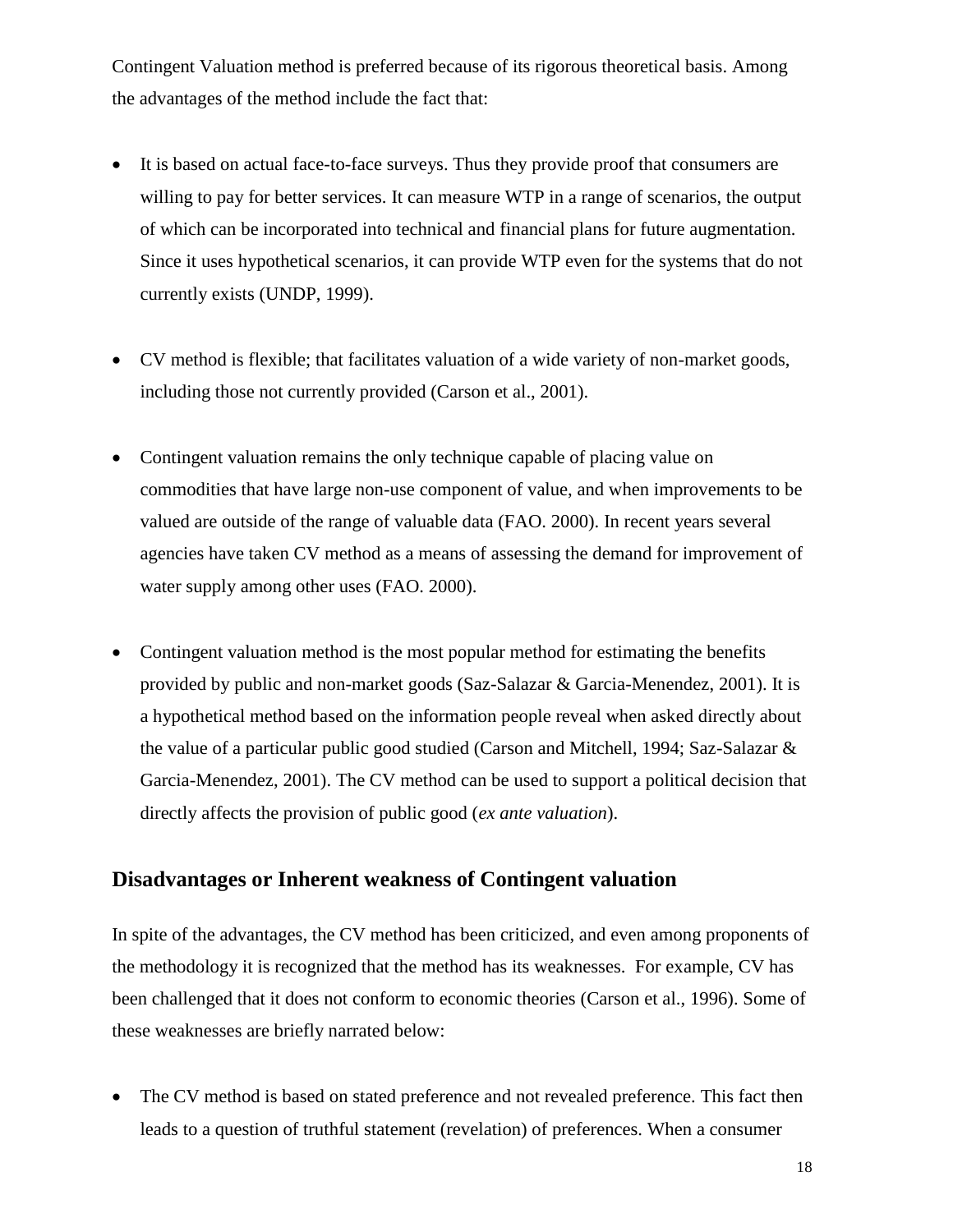Contingent Valuation method is preferred because of its rigorous theoretical basis. Among the advantages of the method include the fact that:

- It is based on actual face-to-face surveys. Thus they provide proof that consumers are willing to pay for better services. It can measure WTP in a range of scenarios, the output of which can be incorporated into technical and financial plans for future augmentation. Since it uses hypothetical scenarios, it can provide WTP even for the systems that do not currently exists (UNDP, 1999).

- CV method is flexible; that facilitates valuation of a wide variety of non-market goods, including those not currently provided (Carson et al., 2001).

- Contingent valuation remains the only technique capable of placing value on commodities that have large non-use component of value, and when improvements to be valued are outside of the range of valuable data (FAO. 2000). In recent years several agencies have taken CV method as a means of assessing the demand for improvement of water supply among other uses (FAO. 2000).

- Contingent valuation method is the most popular method for estimating the benefits provided by public and non-market goods (Saz-Salazar & Garcia-Menendez, 2001). It is a hypothetical method based on the information people reveal when asked directly about the value of a particular public good studied (Carson and Mitchell, 1994; Saz-Salazar & Garcia-Menendez, 2001). The CV method can be used to support a political decision that directly affects the provision of public good (*ex ante valuation*).

## Disadvantages or Inherent weakness of Contingent valuation

In spite of the advantages, the CV method has been criticized, and even among proponents of the methodology it is recognized that the method has its weaknesses. For example, CV has been challenged that it does not conform to economic theories (Carson et al., 1996). Some of these weaknesses are briefly narrated below:

- The CV method is based on stated preference and not revealed preference. This fact then leads to a question of truthful statement (revelation) of preferences. When a consumer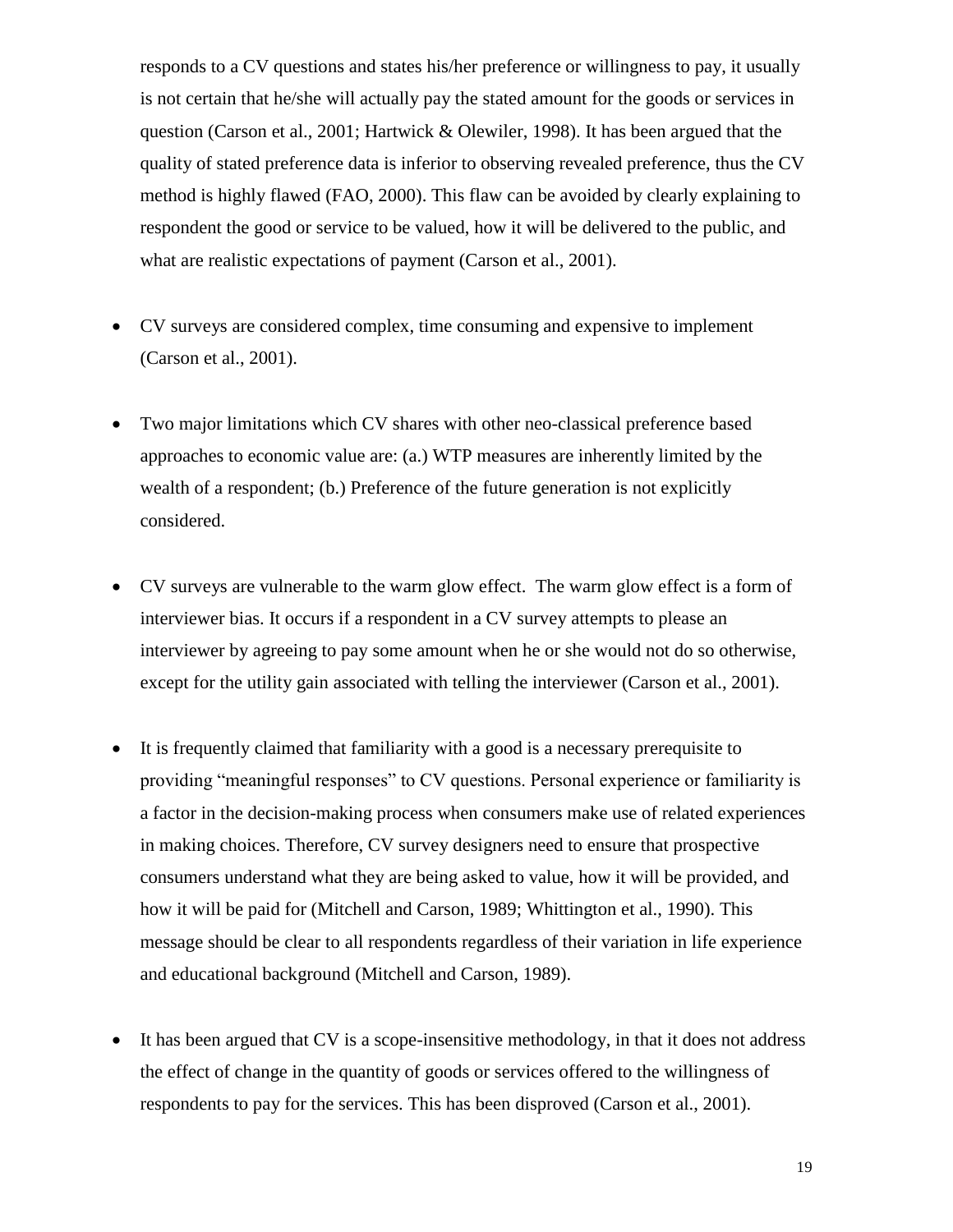responds to a CV questions and states his/her preference or willingness to pay, it usually is not certain that he/she will actually pay the stated amount for the goods or services in question (Carson et al., 2001; Hartwick & Olewiler, 1998). It has been argued that the quality of stated preference data is inferior to observing revealed preference, thus the CV method is highly flawed (FAO, 2000). This flaw can be avoided by clearly explaining to respondent the good or service to be valued, how it will be delivered to the public, and what are realistic expectations of payment (Carson et al., 2001).

- CV surveys are considered complex, time consuming and expensive to implement (Carson et al., 2001).

- Two major limitations which CV shares with other neo-classical preference based approaches to economic value are: (a.) WTP measures are inherently limited by the wealth of a respondent; (b.) Preference of the future generation is not explicitly considered.

- CV surveys are vulnerable to the warm glow effect. The warm glow effect is a form of interviewer bias. It occurs if a respondent in a CV survey attempts to please an interviewer by agreeing to pay some amount when he or she would not do so otherwise, except for the utility gain associated with telling the interviewer (Carson et al., 2001).

- It is frequently claimed that familiarity with a good is a necessary prerequisite to providing "meaningful responses" to CV questions. Personal experience or familiarity is a factor in the decision-making process when consumers make use of related experiences in making choices. Therefore, CV survey designers need to ensure that prospective consumers understand what they are being asked to value, how it will be provided, and how it will be paid for (Mitchell and Carson, 1989; Whittington et al., 1990). This message should be clear to all respondents regardless of their variation in life experience and educational background (Mitchell and Carson, 1989).

- It has been argued that CV is a scope-insensitive methodology, in that it does not address the effect of change in the quantity of goods or services offered to the willingness of respondents to pay for the services. This has been disproved (Carson et al., 2001).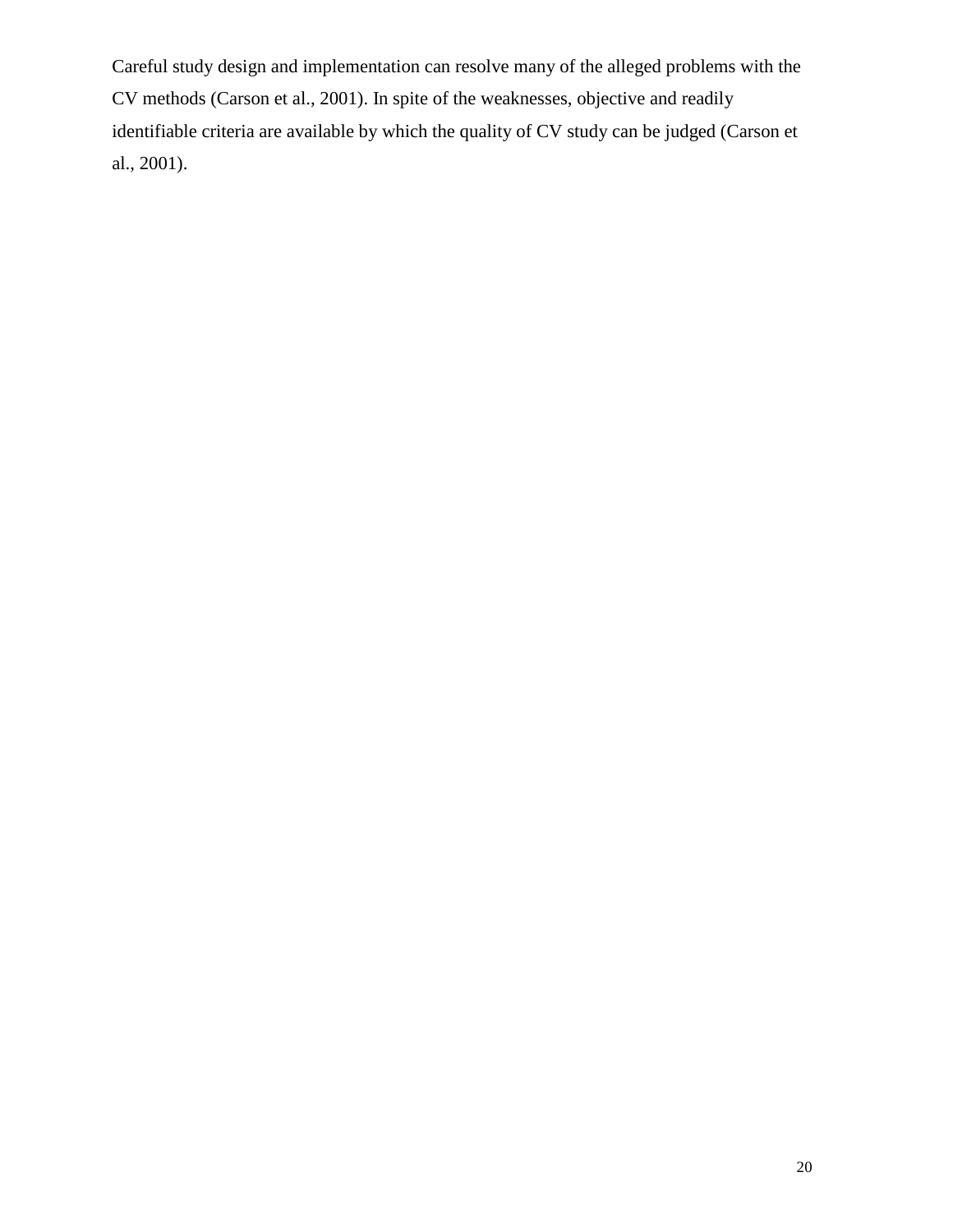Careful study design and implementation can resolve many of the alleged problems with the CV methods (Carson et al., 2001). In spite of the weaknesses, objective and readily identifiable criteria are available by which the quality of CV study can be judged (Carson et al., 2001).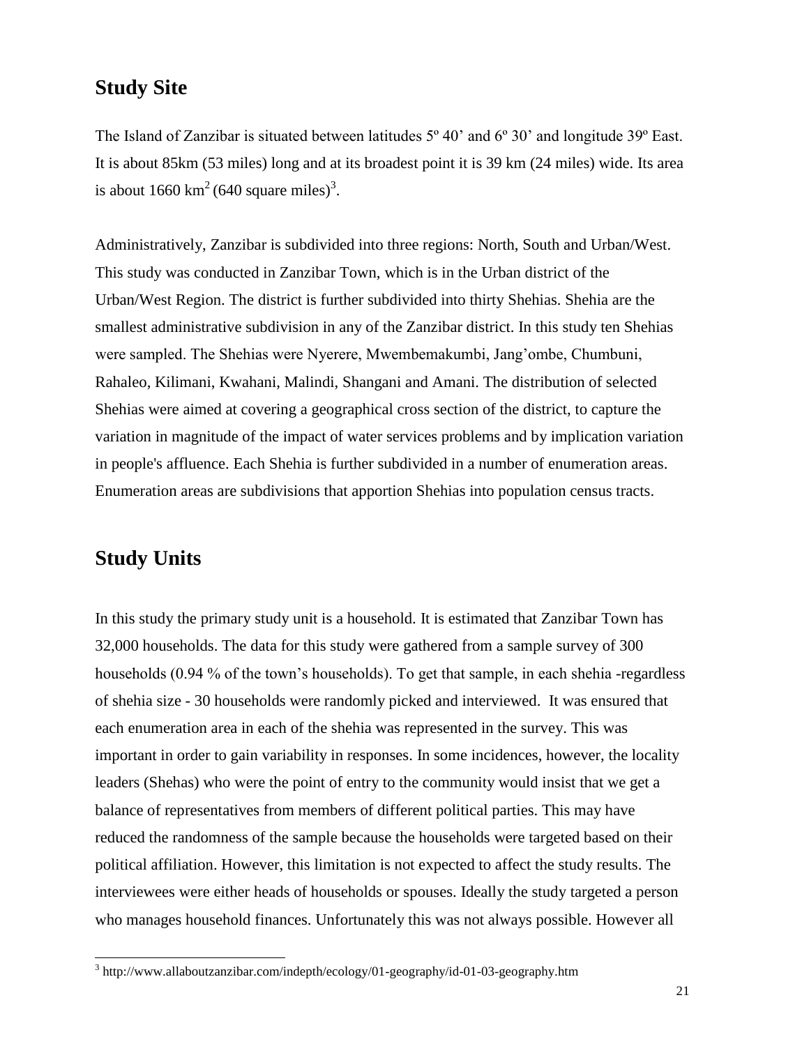## Study Site

The Island of Zanzibar is situated between latitudes 5º 40' and 6º 30' and longitude 39º East. It is about 85km (53 miles) long and at its broadest point it is 39 km (24 miles) wide. Its area is about 1660 $km^2$ (640 square miles)[3].

Administratively, Zanzibar is subdivided into three regions: North, South and Urban/West. This study was conducted in Zanzibar Town, which is in the Urban district of the Urban/West Region. The district is further subdivided into thirty Shehias. Shehia are the smallest administrative subdivision in any of the Zanzibar district. In this study ten Shehias were sampled. The Shehias were Nyerere, Mwembemakumbi, Jang'ombe, Chumbuni, Rahaleo, Kilimani, Kwahani, Malindi, Shangani and Amani. The distribution of selected Shehias were aimed at covering a geographical cross section of the district, to capture the variation in magnitude of the impact of water services problems and by implication variation in people's affluence. Each Shehia is further subdivided in a number of enumeration areas. Enumeration areas are subdivisions that apportion Shehias into population census tracts.

## Study Units

In this study the primary study unit is a household. It is estimated that Zanzibar Town has 32,000 households. The data for this study were gathered from a sample survey of 300 households (0.94 % of the town's households). To get that sample, in each shehia -regardless of shehia size - 30 households were randomly picked and interviewed. It was ensured that each enumeration area in each of the shehia was represented in the survey. This was important in order to gain variability in responses. In some incidences, however, the locality leaders (Shehas) who were the point of entry to the community would insist that we get a balance of representatives from members of different political parties. This may have reduced the randomness of the sample because the households were targeted based on their political affiliation. However, this limitation is not expected to affect the study results. The interviewees were either heads of households or spouses. Ideally the study targeted a person who manages household finances. Unfortunately this was not always possible. However all

[3] http://www.allaboutzanzibar.com/indepth/ecology/01-geography/id-01-03-geography.htm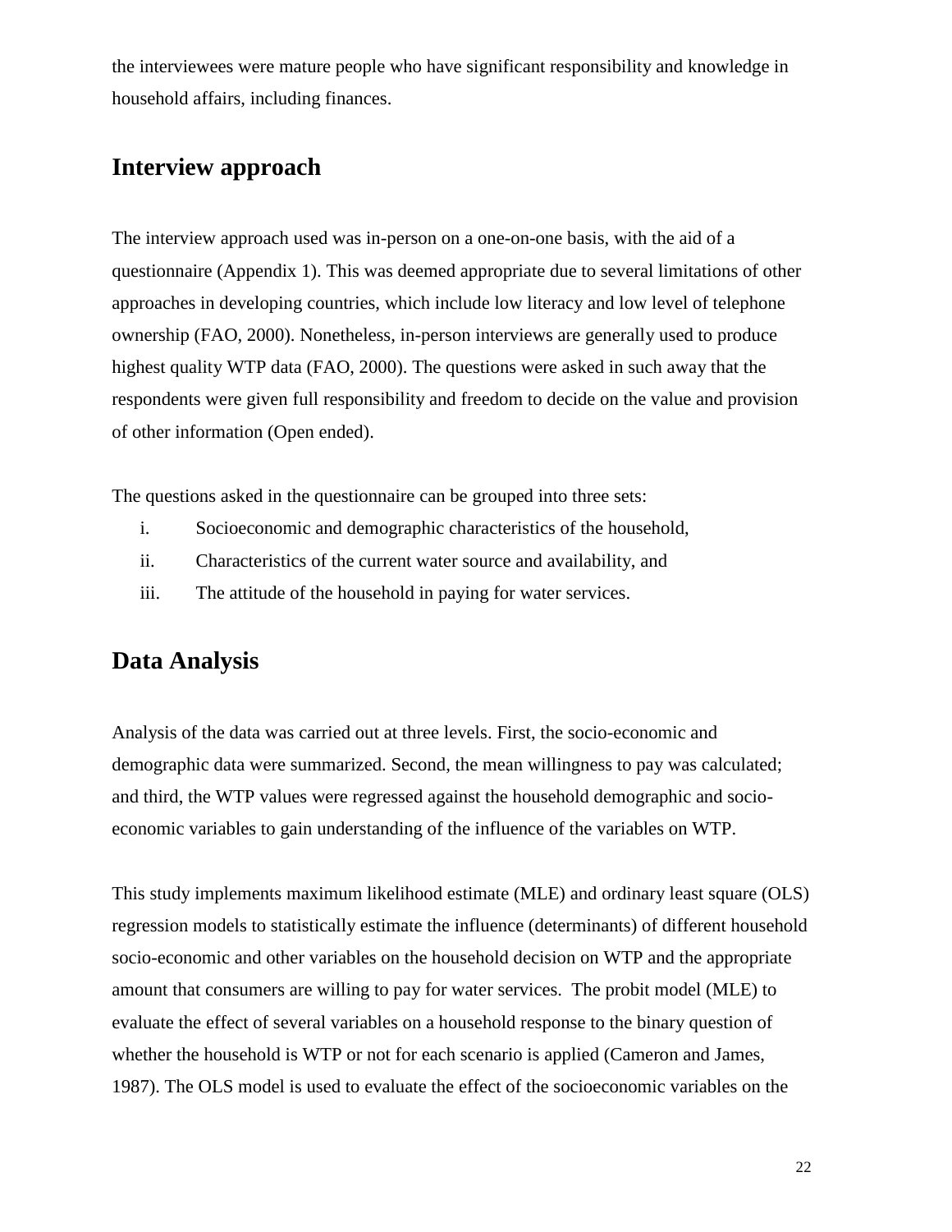the interviewees were mature people who have significant responsibility and knowledge in household affairs, including finances.

## Interview approach

The interview approach used was in-person on a one-on-one basis, with the aid of a questionnaire (Appendix 1). This was deemed appropriate due to several limitations of other approaches in developing countries, which include low literacy and low level of telephone ownership (FAO, 2000). Nonetheless, in-person interviews are generally used to produce highest quality WTP data (FAO, 2000). The questions were asked in such away that the respondents were given full responsibility and freedom to decide on the value and provision of other information (Open ended).

The questions asked in the questionnaire can be grouped into three sets:

i. Socioeconomic and demographic characteristics of the household,
ii. Characteristics of the current water source and availability, and
iii. The attitude of the household in paying for water services.

## Data Analysis

Analysis of the data was carried out at three levels. First, the socio-economic and demographic data were summarized. Second, the mean willingness to pay was calculated; and third, the WTP values were regressed against the household demographic and socio-economic variables to gain understanding of the influence of the variables on WTP.

This study implements maximum likelihood estimate (MLE) and ordinary least square (OLS) regression models to statistically estimate the influence (determinants) of different household socio-economic and other variables on the household decision on WTP and the appropriate amount that consumers are willing to pay for water services. The probit model (MLE) to evaluate the effect of several variables on a household response to the binary question of whether the household is WTP or not for each scenario is applied (Cameron and James, 1987). The OLS model is used to evaluate the effect of the socioeconomic variables on the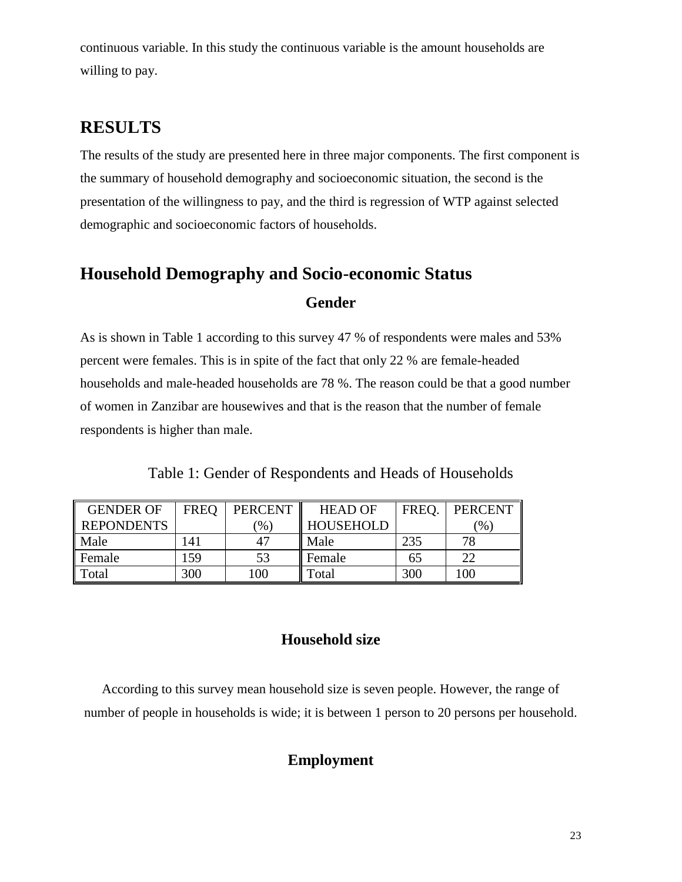continuous variable. In this study the continuous variable is the amount households are willing to pay.

## RESULTS

The results of the study are presented here in three major components. The first component is the summary of household demography and socioeconomic situation, the second is the presentation of the willingness to pay, and the third is regression of WTP against selected demographic and socioeconomic factors of households.

## Household Demography and Socio-economic Status

### Gender

As is shown in Table 1 according to this survey 47 % of respondents were males and 53% percent were females. This is in spite of the fact that only 22 % are female-headed households and male-headed households are 78 %. The reason could be that a good number of women in Zanzibar are housewives and that is the reason that the number of female respondents is higher than male.

Table 1: Gender of Respondents and Heads of Households

| GENDER OF REPONDENTS | FREQ | PERCENT (%) | HEAD OF HOUSEHOLD | FREQ. | PERCENT (%) |
|---|---|---|---|---|---|
| Male | 141 | 47 | Male | 235 | 78 |
| Female | 159 | 53 | Female | 65 | 22 |
| Total | 300 | 100 | Total | 300 | 100 |

### Household size

According to this survey mean household size is seven people. However, the range of number of people in households is wide; it is between 1 person to 20 persons per household.

### Employment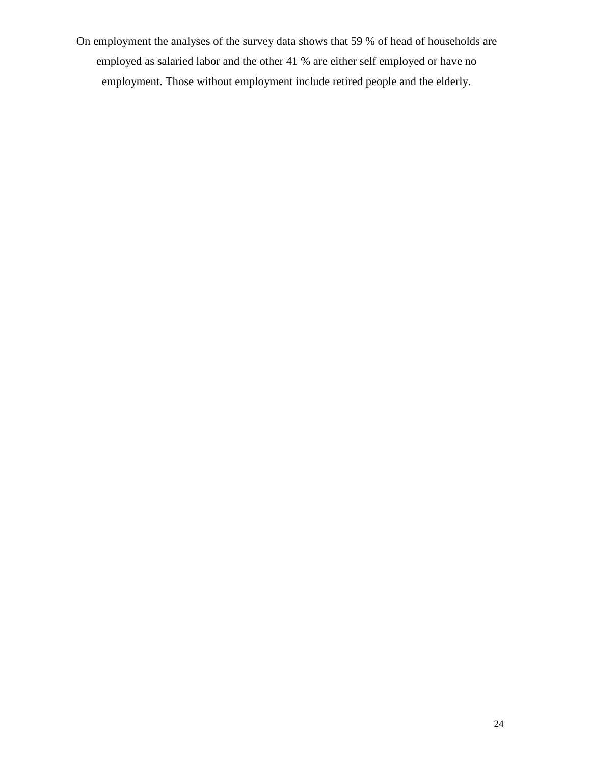On employment the analyses of the survey data shows that 59 % of head of households are employed as salaried labor and the other 41 % are either self employed or have no employment. Those without employment include retired people and the elderly.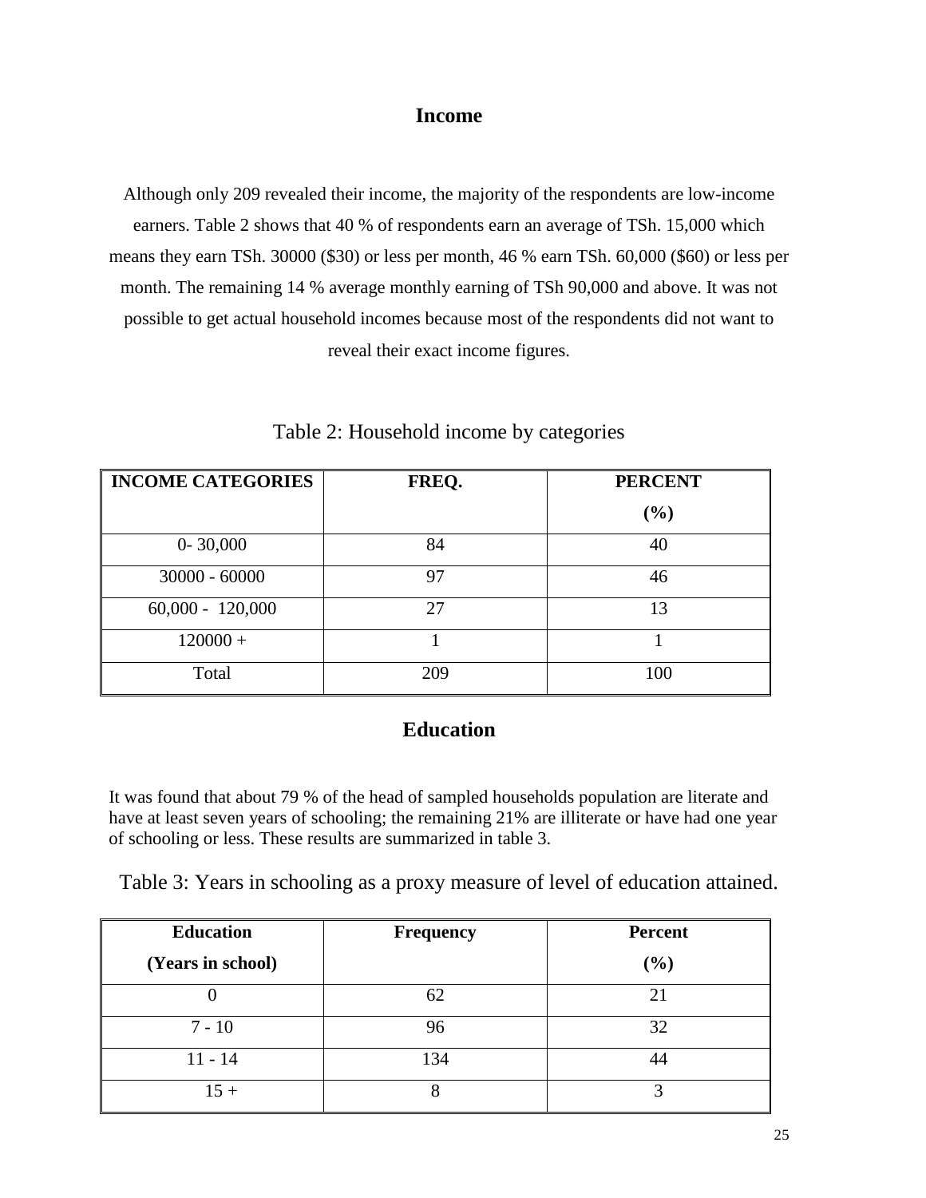## Income

Although only 209 revealed their income, the majority of the respondents are low-income earners. Table 2 shows that 40 % of respondents earn an average of TSh. 15,000 which means they earn TSh. 30000 ($30) or less per month, 46 % earn TSh. 60,000 ($60) or less per month. The remaining 14 % average monthly earning of TSh 90,000 and above. It was not possible to get actual household incomes because most of the respondents did not want to reveal their exact income figures.

Table 2: Household income by categories

| INCOME CATEGORIES | FREQ. | PERCENT (%) |
|---|---|---|
| 0- 30,000 | 84 | 40 |
| 30000 - 60000 | 97 | 46 |
| 60,000 - 120,000 | 27 | 13 |
| 120000 + | 1 | 1 |
| Total | 209 | 100 |

## Education

It was found that about 79 % of the head of sampled households population are literate and have at least seven years of schooling; the remaining 21% are illiterate or have had one year of schooling or less. These results are summarized in table 3.

Table 3: Years in schooling as a proxy measure of level of education attained.

| Education (Years in school) | Frequency | Percent (%) |
|---|---|---|
| 0 | 62 | 21 |
| 7 - 10 | 96 | 32 |
| 11 - 14 | 134 | 44 |
| 15 + | 8 | 3 |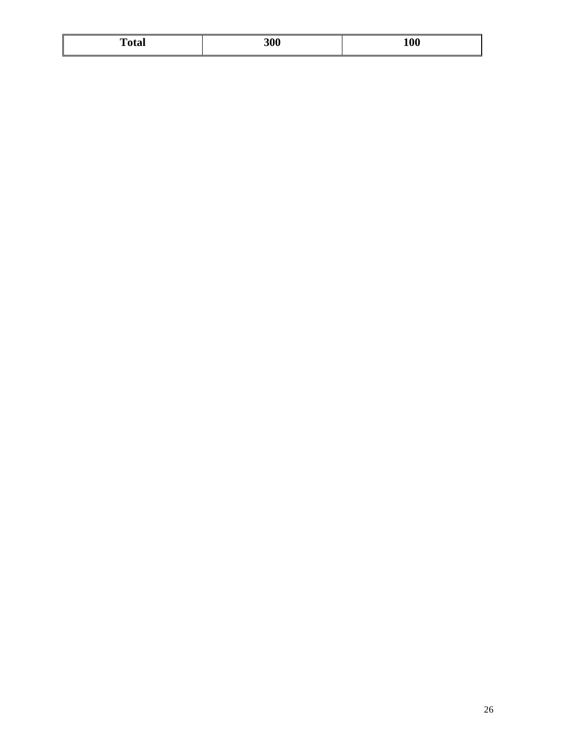| **Total** | **300** | **100** |
|---|---|---|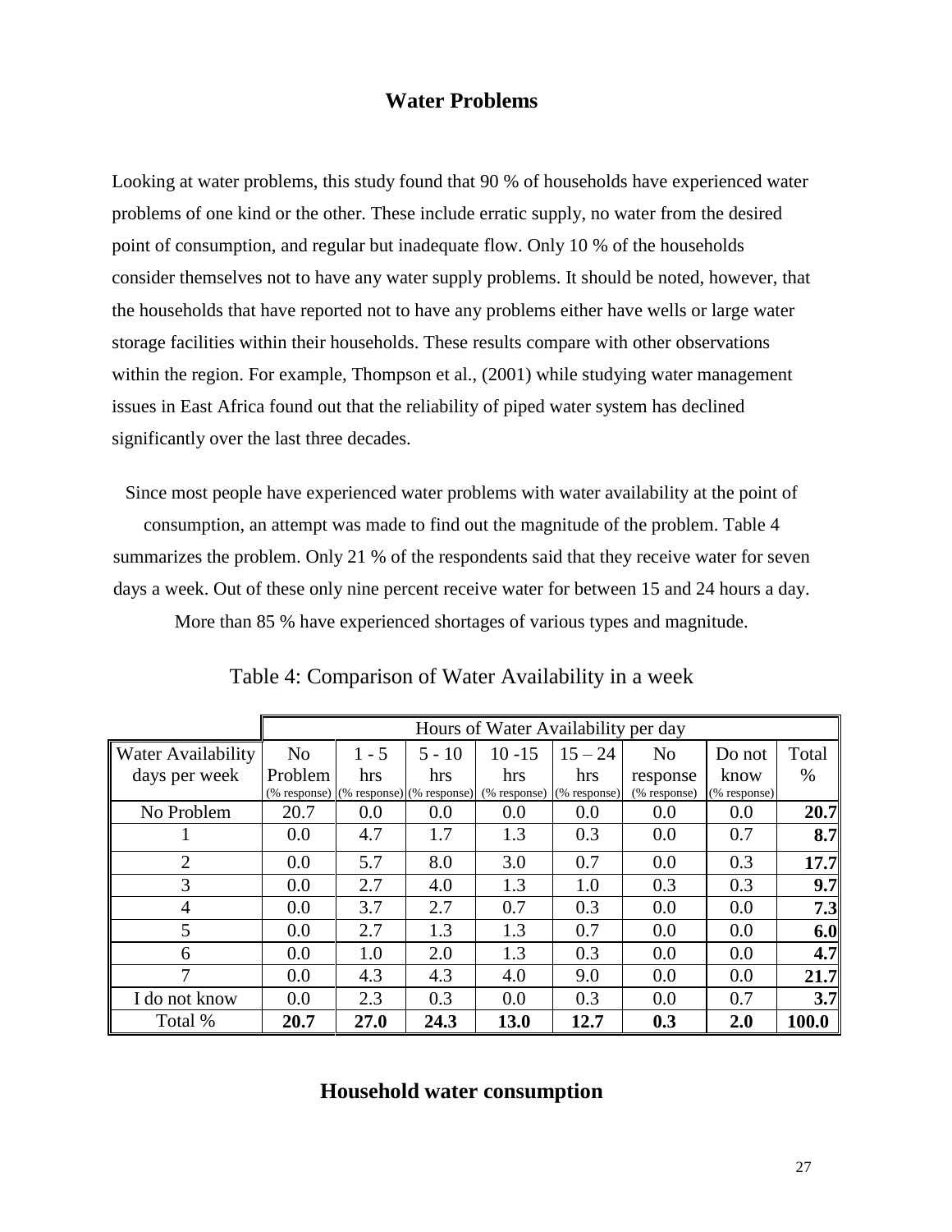## Water Problems

Looking at water problems, this study found that 90 % of households have experienced water problems of one kind or the other. These include erratic supply, no water from the desired point of consumption, and regular but inadequate flow. Only 10 % of the households consider themselves not to have any water supply problems. It should be noted, however, that the households that have reported not to have any problems either have wells or large water storage facilities within their households. These results compare with other observations within the region. For example, Thompson et al., (2001) while studying water management issues in East Africa found out that the reliability of piped water system has declined significantly over the last three decades.

Since most people have experienced water problems with water availability at the point of consumption, an attempt was made to find out the magnitude of the problem. Table 4 summarizes the problem. Only 21 % of the respondents said that they receive water for seven days a week. Out of these only nine percent receive water for between 15 and 24 hours a day. More than 85 % have experienced shortages of various types and magnitude.

Table 4: Comparison of Water Availability in a week

| | Hours of Water Availability per day | | | | | | | |
|---|---|---|---|---|---|---|---|---|
| Water Availability days per week | No Problem (% response) | 1 - 5 hrs (% response) | 5 - 10 hrs (% response) | 10 -15 hrs (% response) | 15 – 24 hrs (% response) | No response (% response) | Do not know (% response) | Total % |
| No Problem | 20.7 | 0.0 | 0.0 | 0.0 | 0.0 | 0.0 | 0.0 | **20.7** |
| 1 | 0.0 | 4.7 | 1.7 | 1.3 | 0.3 | 0.0 | 0.7 | **8.7** |
| 2 | 0.0 | 5.7 | 8.0 | 3.0 | 0.7 | 0.0 | 0.3 | **17.7** |
| 3 | 0.0 | 2.7 | 4.0 | 1.3 | 1.0 | 0.3 | 0.3 | **9.7** |
| 4 | 0.0 | 3.7 | 2.7 | 0.7 | 0.3 | 0.0 | 0.0 | **7.3** |
| 5 | 0.0 | 2.7 | 1.3 | 1.3 | 0.7 | 0.0 | 0.0 | **6.0** |
| 6 | 0.0 | 1.0 | 2.0 | 1.3 | 0.3 | 0.0 | 0.0 | **4.7** |
| 7 | 0.0 | 4.3 | 4.3 | 4.0 | 9.0 | 0.0 | 0.0 | **21.7** |
| I do not know | 0.0 | 2.3 | 0.3 | 0.0 | 0.3 | 0.0 | 0.7 | **3.7** |
| Total % | **20.7** | **27.0** | **24.3** | **13.0** | **12.7** | **0.3** | **2.0** | **100.0** |

## Household water consumption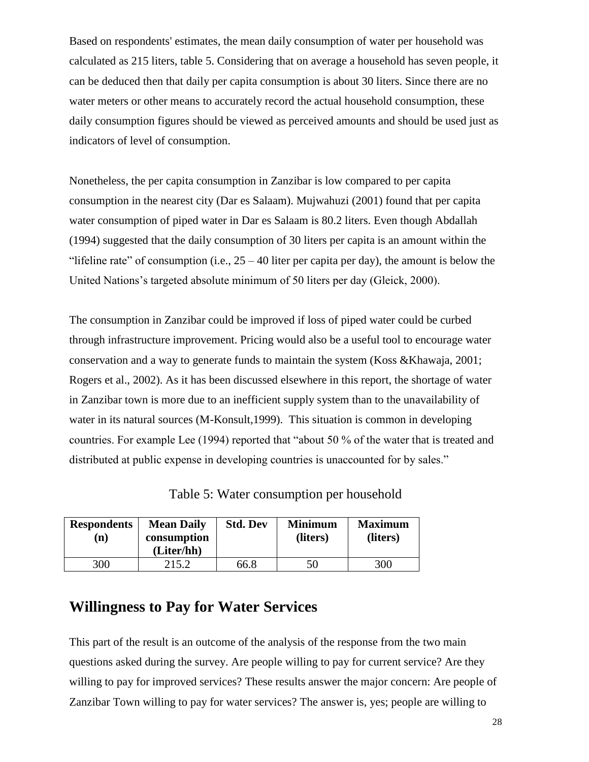Based on respondents' estimates, the mean daily consumption of water per household was calculated as 215 liters, table 5. Considering that on average a household has seven people, it can be deduced then that daily per capita consumption is about 30 liters. Since there are no water meters or other means to accurately record the actual household consumption, these daily consumption figures should be viewed as perceived amounts and should be used just as indicators of level of consumption.

Nonetheless, the per capita consumption in Zanzibar is low compared to per capita consumption in the nearest city (Dar es Salaam). Mujwahuzi (2001) found that per capita water consumption of piped water in Dar es Salaam is 80.2 liters. Even though Abdallah (1994) suggested that the daily consumption of 30 liters per capita is an amount within the "lifeline rate" of consumption (i.e., 25 – 40 liter per capita per day), the amount is below the United Nations's targeted absolute minimum of 50 liters per day (Gleick, 2000).

The consumption in Zanzibar could be improved if loss of piped water could be curbed through infrastructure improvement. Pricing would also be a useful tool to encourage water conservation and a way to generate funds to maintain the system (Koss &Khawaja, 2001; Rogers et al., 2002). As it has been discussed elsewhere in this report, the shortage of water in Zanzibar town is more due to an inefficient supply system than to the unavailability of water in its natural sources (M-Konsult,1999). This situation is common in developing countries. For example Lee (1994) reported that "about 50 % of the water that is treated and distributed at public expense in developing countries is unaccounted for by sales."

Table 5: Water consumption per household

| Respondents (n) | Mean Daily consumption (Liter/hh) | Std. Dev | Minimum (liters) | Maximum (liters) |
|---|---|---|---|---|
| 300 | 215.2 | 66.8 | 50 | 300 |

## Willingness to Pay for Water Services

This part of the result is an outcome of the analysis of the response from the two main questions asked during the survey. Are people willing to pay for current service? Are they willing to pay for improved services? These results answer the major concern: Are people of Zanzibar Town willing to pay for water services? The answer is, yes; people are willing to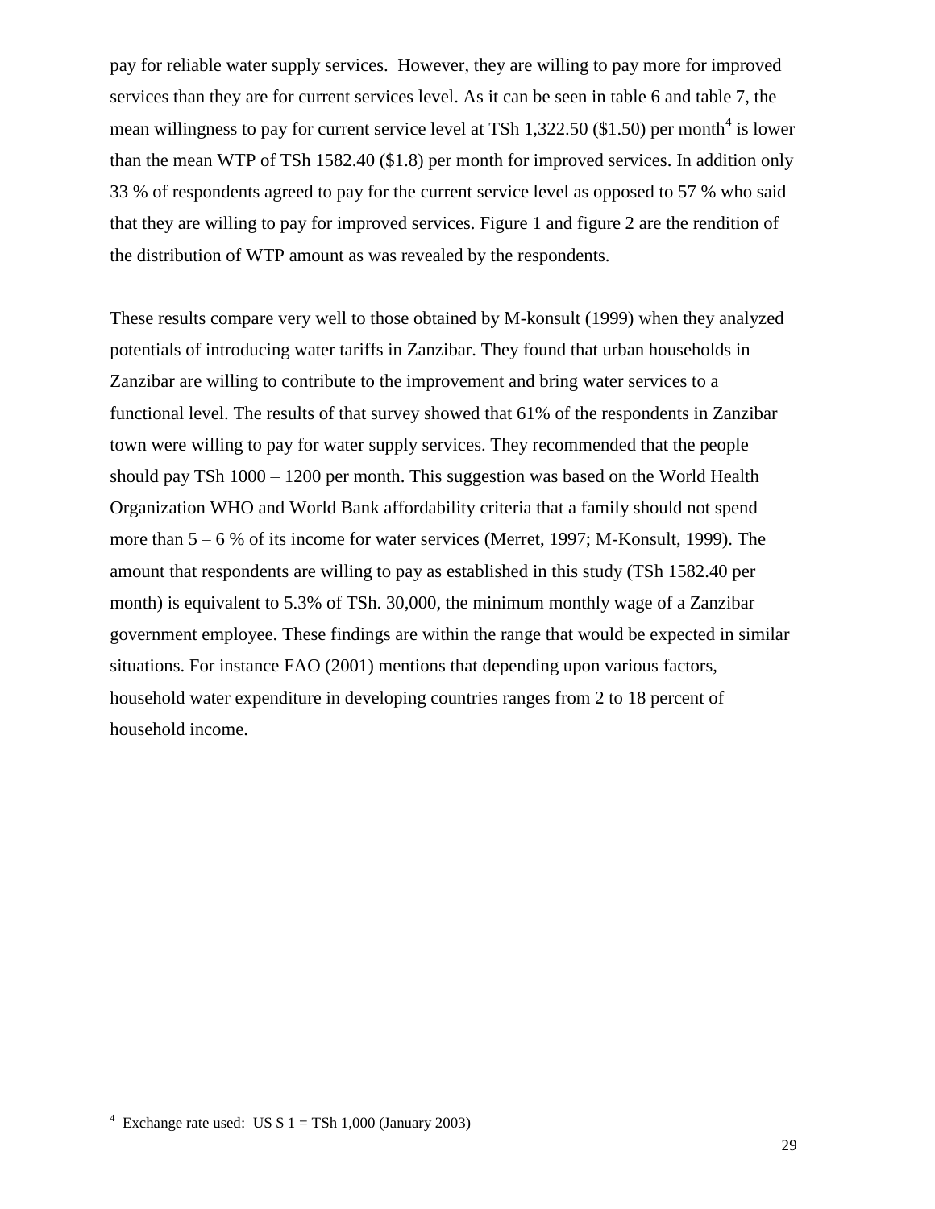pay for reliable water supply services. However, they are willing to pay more for improved services than they are for current services level. As it can be seen in table 6 and table 7, the mean willingness to pay for current service level at TSh 1,322.50 ($1.50) per month[4] is lower than the mean WTP of TSh 1582.40 ($1.8) per month for improved services. In addition only 33 % of respondents agreed to pay for the current service level as opposed to 57 % who said that they are willing to pay for improved services. Figure 1 and figure 2 are the rendition of the distribution of WTP amount as was revealed by the respondents.

These results compare very well to those obtained by M-konsult (1999) when they analyzed potentials of introducing water tariffs in Zanzibar. They found that urban households in Zanzibar are willing to contribute to the improvement and bring water services to a functional level. The results of that survey showed that 61% of the respondents in Zanzibar town were willing to pay for water supply services. They recommended that the people should pay TSh 1000 – 1200 per month. This suggestion was based on the World Health Organization WHO and World Bank affordability criteria that a family should not spend more than 5 – 6 % of its income for water services (Merret, 1997; M-Konsult, 1999). The amount that respondents are willing to pay as established in this study (TSh 1582.40 per month) is equivalent to 5.3% of TSh. 30,000, the minimum monthly wage of a Zanzibar government employee. These findings are within the range that would be expected in similar situations. For instance FAO (2001) mentions that depending upon various factors, household water expenditure in developing countries ranges from 2 to 18 percent of household income.

[4] Exchange rate used: US $ 1 = TSh 1,000 (January 2003)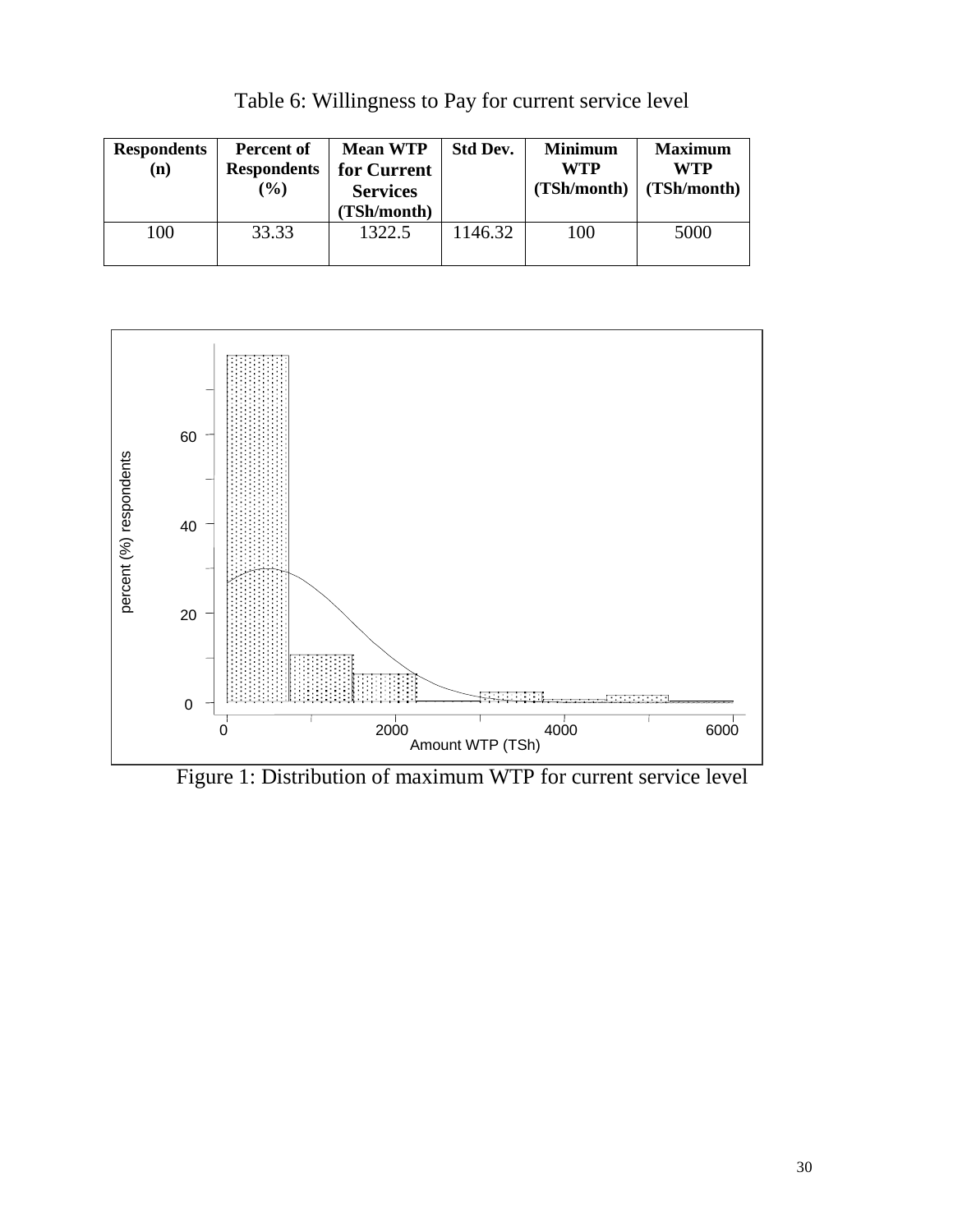Table 6: Willingness to Pay for current service level

| Respondents (n) | Percent of Respondents (%) | Mean WTP for Current Services (TSh/month) | Std Dev. | Minimum WTP (TSh/month) | Maximum WTP (TSh/month) |
|---|---|---|---|---|---|
| 100 | 33.33 | 1322.5 | 1146.32 | 100 | 5000 |

Figure 1: Distribution of maximum WTP for current service level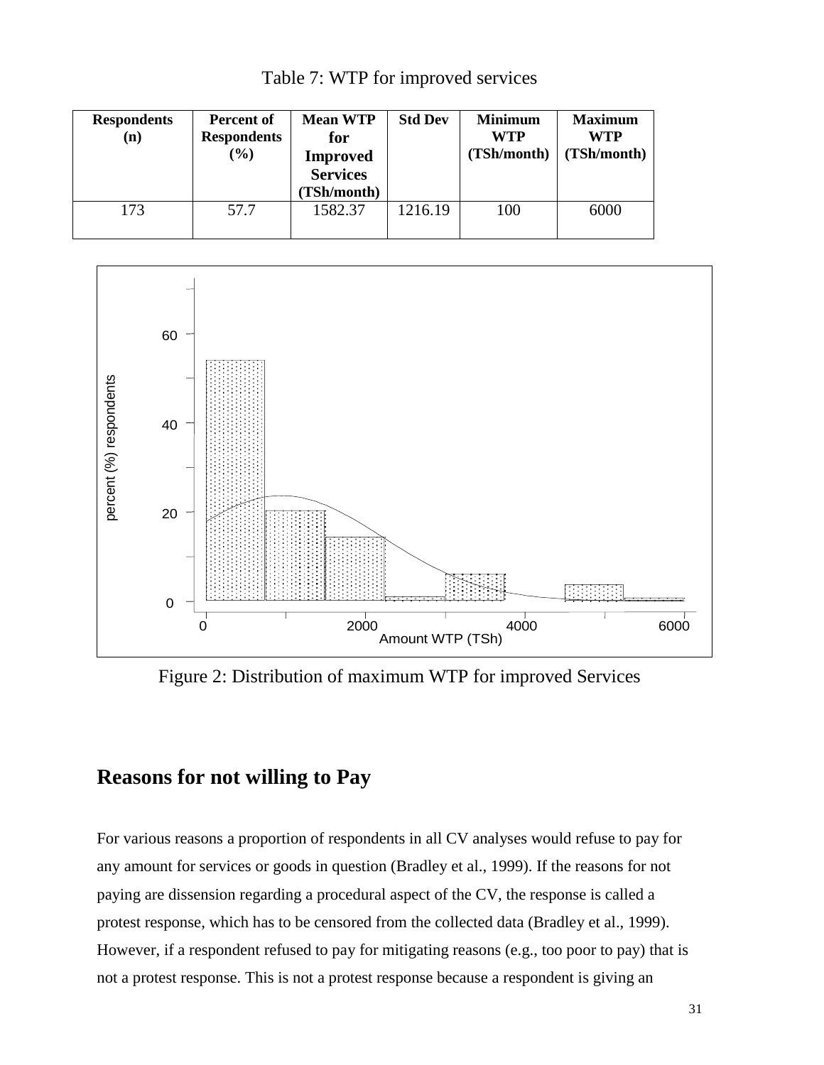Table 7: WTP for improved services

| Respondents (n) | Percent of Respondents (%) | Mean WTP for Improved Services (TSh/month) | Std Dev | Minimum WTP (TSh/month) | Maximum WTP (TSh/month) |
|---|---|---|---|---|---|
| 173 | 57.7 | 1582.37 | 1216.19 | 100 | 6000 |

Figure 2: Distribution of maximum WTP for improved Services

## Reasons for not willing to Pay

For various reasons a proportion of respondents in all CV analyses would refuse to pay for any amount for services or goods in question (Bradley et al., 1999). If the reasons for not paying are dissension regarding a procedural aspect of the CV, the response is called a protest response, which has to be censored from the collected data (Bradley et al., 1999). However, if a respondent refused to pay for mitigating reasons (e.g., too poor to pay) that is not a protest response. This is not a protest response because a respondent is giving an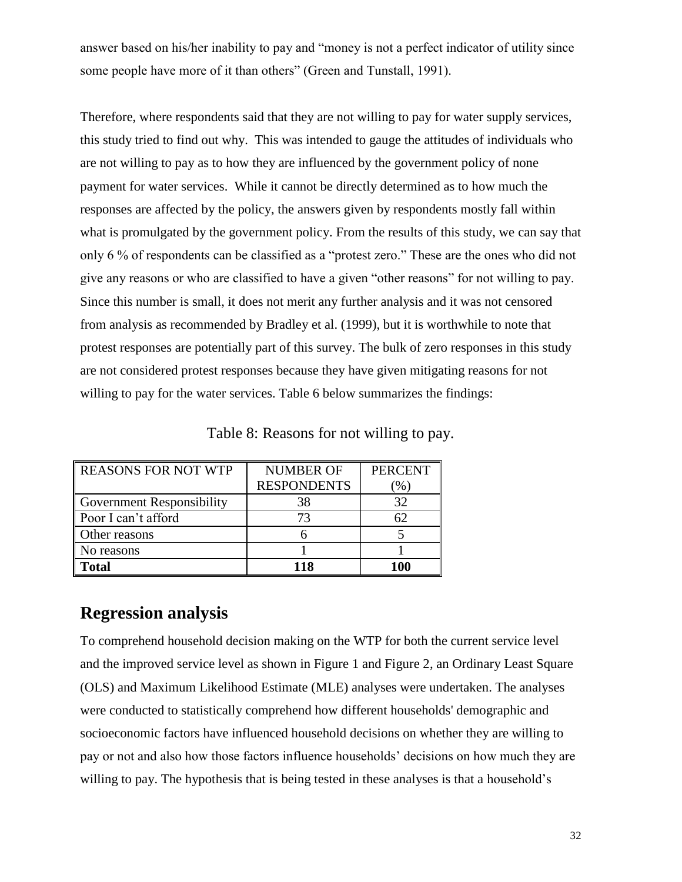answer based on his/her inability to pay and "money is not a perfect indicator of utility since some people have more of it than others" (Green and Tunstall, 1991).

Therefore, where respondents said that they are not willing to pay for water supply services, this study tried to find out why. This was intended to gauge the attitudes of individuals who are not willing to pay as to how they are influenced by the government policy of none payment for water services. While it cannot be directly determined as to how much the responses are affected by the policy, the answers given by respondents mostly fall within what is promulgated by the government policy. From the results of this study, we can say that only 6 % of respondents can be classified as a "protest zero." These are the ones who did not give any reasons or who are classified to have a given "other reasons" for not willing to pay. Since this number is small, it does not merit any further analysis and it was not censored from analysis as recommended by Bradley et al. (1999), but it is worthwhile to note that protest responses are potentially part of this survey. The bulk of zero responses in this study are not considered protest responses because they have given mitigating reasons for not willing to pay for the water services. Table 6 below summarizes the findings:

Table 8: Reasons for not willing to pay.

| REASONS FOR NOT WTP | NUMBER OF RESPONDENTS | PERCENT (%) |
|---|---|---|
| Government Responsibility | 38 | 32 |
| Poor I can't afford | 73 | 62 |
| Other reasons | 6 | 5 |
| No reasons | 1 | 1 |
| **Total** | **118** | **100** |

## Regression analysis

To comprehend household decision making on the WTP for both the current service level and the improved service level as shown in Figure 1 and Figure 2, an Ordinary Least Square (OLS) and Maximum Likelihood Estimate (MLE) analyses were undertaken. The analyses were conducted to statistically comprehend how different households' demographic and socioeconomic factors have influenced household decisions on whether they are willing to pay or not and also how those factors influence households' decisions on how much they are willing to pay. The hypothesis that is being tested in these analyses is that a household's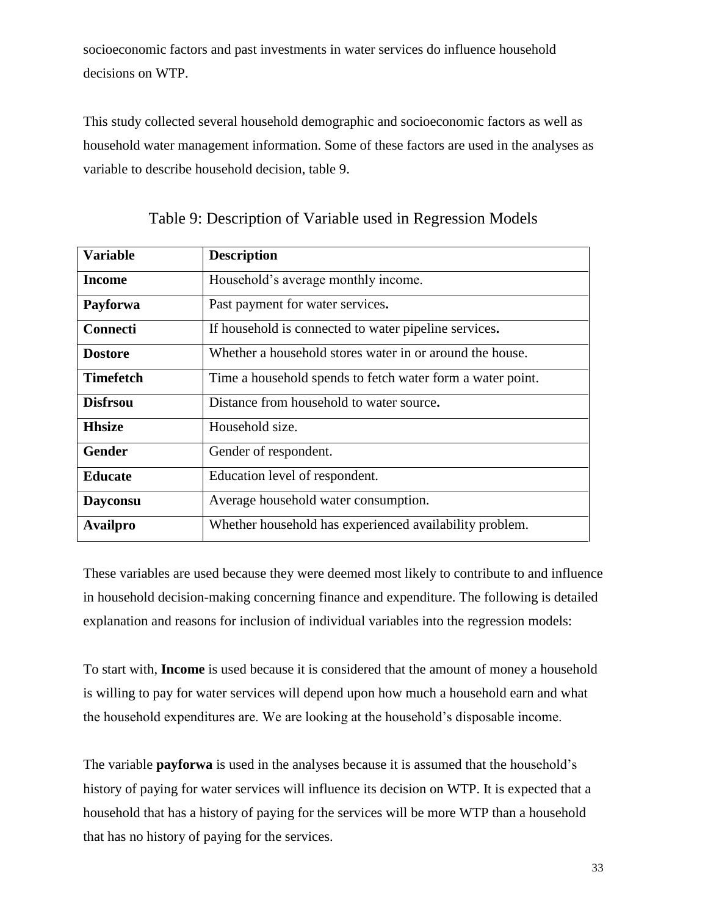socioeconomic factors and past investments in water services do influence household decisions on WTP.

This study collected several household demographic and socioeconomic factors as well as household water management information. Some of these factors are used in the analyses as variable to describe household decision, table 9.

Table 9: Description of Variable used in Regression Models

| **Variable** | **Description** |
|---|---|
| **Income** | Household's average monthly income. |
| **Payforwa** | Past payment for water services**.** |
| **Connecti** | If household is connected to water pipeline services**.** |
| **Dostore** | Whether a household stores water in or around the house. |
| **Timefetch** | Time a household spends to fetch water form a water point. |
| **Disfrsou** | Distance from household to water source**.** |
| **Hhsize** | Household size. |
| **Gender** | Gender of respondent. |
| **Educate** | Education level of respondent. |
| **Dayconsu** | Average household water consumption. |
| **Availpro** | Whether household has experienced availability problem. |

These variables are used because they were deemed most likely to contribute to and influence in household decision-making concerning finance and expenditure. The following is detailed explanation and reasons for inclusion of individual variables into the regression models:

To start with, **Income** is used because it is considered that the amount of money a household is willing to pay for water services will depend upon how much a household earn and what the household expenditures are. We are looking at the household's disposable income.

The variable **payforwa** is used in the analyses because it is assumed that the household's history of paying for water services will influence its decision on WTP. It is expected that a household that has a history of paying for the services will be more WTP than a household that has no history of paying for the services.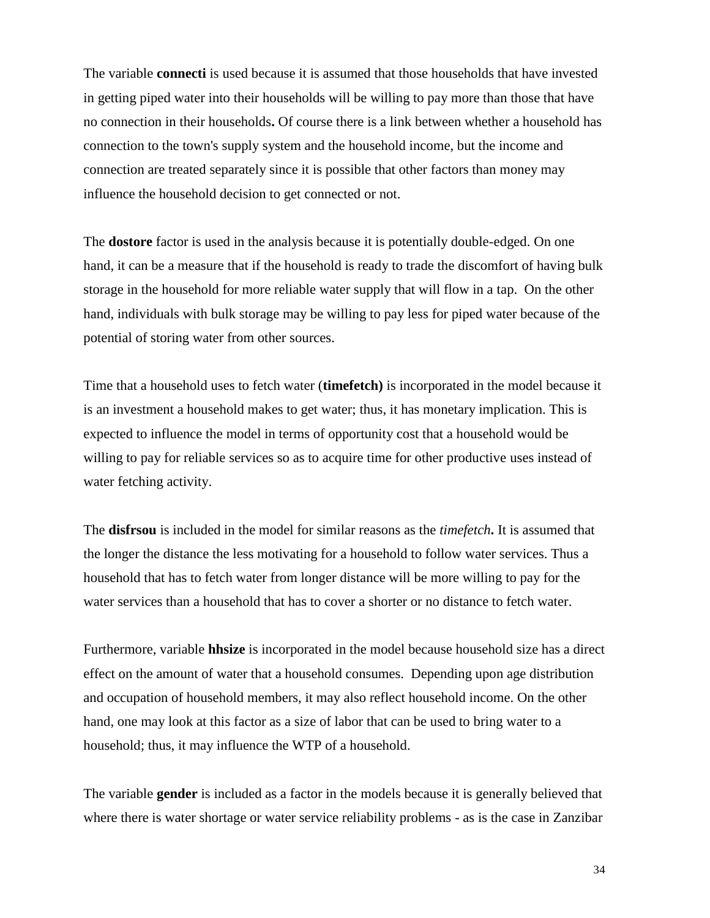The variable **connecti** is used because it is assumed that those households that have invested in getting piped water into their households will be willing to pay more than those that have no connection in their households**.** Of course there is a link between whether a household has connection to the town's supply system and the household income, but the income and connection are treated separately since it is possible that other factors than money may influence the household decision to get connected or not.

The **dostore** factor is used in the analysis because it is potentially double-edged. On one hand, it can be a measure that if the household is ready to trade the discomfort of having bulk storage in the household for more reliable water supply that will flow in a tap. On the other hand, individuals with bulk storage may be willing to pay less for piped water because of the potential of storing water from other sources.

Time that a household uses to fetch water (**timefetch)** is incorporated in the model because it is an investment a household makes to get water; thus, it has monetary implication. This is expected to influence the model in terms of opportunity cost that a household would be willing to pay for reliable services so as to acquire time for other productive uses instead of water fetching activity.

The **disfrsou** is included in the model for similar reasons as the *timefetch***.** It is assumed that the longer the distance the less motivating for a household to follow water services. Thus a household that has to fetch water from longer distance will be more willing to pay for the water services than a household that has to cover a shorter or no distance to fetch water.

Furthermore, variable **hhsize** is incorporated in the model because household size has a direct effect on the amount of water that a household consumes. Depending upon age distribution and occupation of household members, it may also reflect household income. On the other hand, one may look at this factor as a size of labor that can be used to bring water to a household; thus, it may influence the WTP of a household.

The variable **gender** is included as a factor in the models because it is generally believed that where there is water shortage or water service reliability problems - as is the case in Zanzibar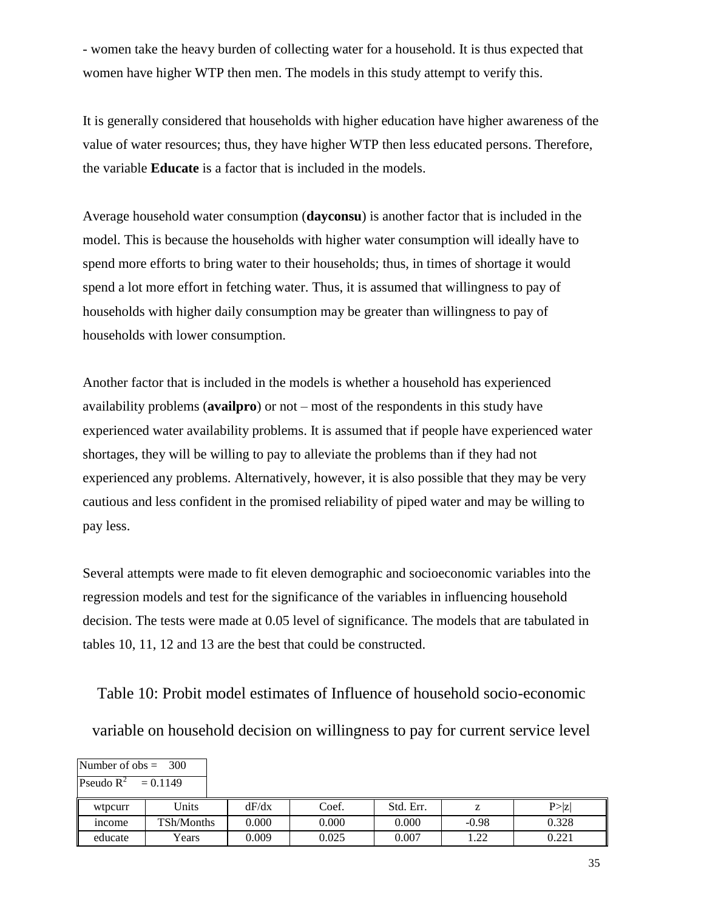- women take the heavy burden of collecting water for a household. It is thus expected that women have higher WTP then men. The models in this study attempt to verify this.

It is generally considered that households with higher education have higher awareness of the value of water resources; thus, they have higher WTP then less educated persons. Therefore, the variable **Educate** is a factor that is included in the models.

Average household water consumption (**dayconsu**) is another factor that is included in the model. This is because the households with higher water consumption will ideally have to spend more efforts to bring water to their households; thus, in times of shortage it would spend a lot more effort in fetching water. Thus, it is assumed that willingness to pay of households with higher daily consumption may be greater than willingness to pay of households with lower consumption.

Another factor that is included in the models is whether a household has experienced availability problems (**availpro**) or not – most of the respondents in this study have experienced water availability problems. It is assumed that if people have experienced water shortages, they will be willing to pay to alleviate the problems than if they had not experienced any problems. Alternatively, however, it is also possible that they may be very cautious and less confident in the promised reliability of piped water and may be willing to pay less.

Several attempts were made to fit eleven demographic and socioeconomic variables into the regression models and test for the significance of the variables in influencing household decision. The tests were made at 0.05 level of significance. The models that are tabulated in tables 10, 11, 12 and 13 are the best that could be constructed.

Table 10: Probit model estimates of Influence of household socio-economic variable on household decision on willingness to pay for current service level

Number of obs = 300
Pseudo $R^2$ = 0.1149

| wtpcurr | Units | dF/dx | Coef. | Std. Err. | z | P>\|z\| |
|---|---|---|---|---|---|---|
| income | TSh/Months | 0.000 | 0.000 | 0.000 | -0.98 | 0.328 |
| educate | Years | 0.009 | 0.025 | 0.007 | 1.22 | 0.221 |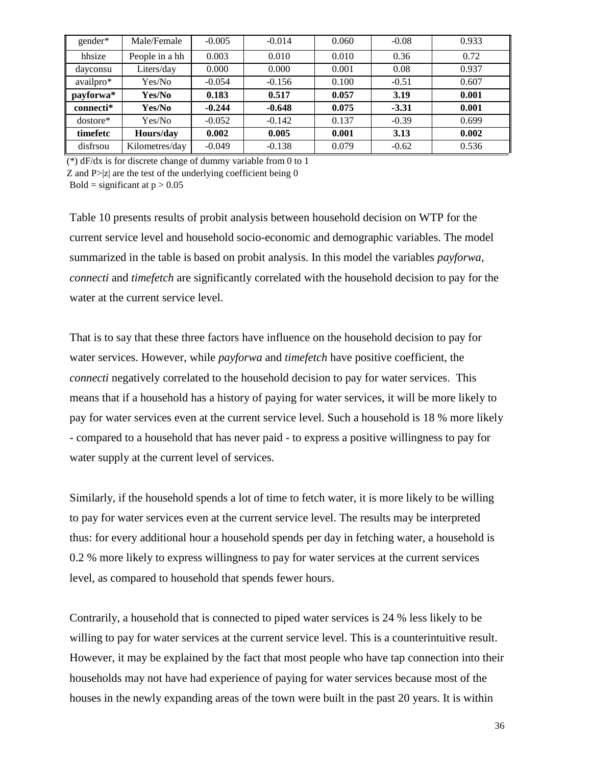| gender* | Male/Female | -0.005 | -0.014 | 0.060 | -0.08 | 0.933 |
|---|---|---|---|---|---|---|
| hhsize | People in a hh | 0.003 | 0.010 | 0.010 | 0.36 | 0.72 |
| dayconsu | Liters/day | 0.000 | 0.000 | 0.001 | 0.08 | 0.937 |
| availpro* | Yes/No | -0.054 | -0.156 | 0.100 | -0.51 | 0.607 |
| **payforwa*** | **Yes/No** | **0.183** | **0.517** | **0.057** | **3.19** | **0.001** |
| **connecti*** | **Yes/No** | **-0.244** | **-0.648** | **0.075** | **-3.31** | **0.001** |
| dostore* | Yes/No | -0.052 | -0.142 | 0.137 | -0.39 | 0.699 |
| **timefetc** | **Hours/day** | **0.002** | **0.005** | **0.001** | **3.13** | **0.002** |
| disfrsou | Kilometres/day | -0.049 | -0.138 | 0.079 | -0.62 | 0.536 |

(*) dF/dx is for discrete change of dummy variable from 0 to 1
Z and P>|z| are the test of the underlying coefficient being 0
Bold = significant at $p > 0.05$

Table 10 presents results of probit analysis between household decision on WTP for the current service level and household socio-economic and demographic variables. The model summarized in the table is based on probit analysis. In this model the variables *payforwa*, *connecti* and *timefetch* are significantly correlated with the household decision to pay for the water at the current service level.

That is to say that these three factors have influence on the household decision to pay for water services. However, while *payforwa* and *timefetch* have positive coefficient, the *connecti* negatively correlated to the household decision to pay for water services. This means that if a household has a history of paying for water services, it will be more likely to pay for water services even at the current service level. Such a household is 18 % more likely - compared to a household that has never paid - to express a positive willingness to pay for water supply at the current level of services.

Similarly, if the household spends a lot of time to fetch water, it is more likely to be willing to pay for water services even at the current service level. The results may be interpreted thus: for every additional hour a household spends per day in fetching water, a household is 0.2 % more likely to express willingness to pay for water services at the current services level, as compared to household that spends fewer hours.

Contrarily, a household that is connected to piped water services is 24 % less likely to be willing to pay for water services at the current service level. This is a counterintuitive result. However, it may be explained by the fact that most people who have tap connection into their households may not have had experience of paying for water services because most of the houses in the newly expanding areas of the town were built in the past 20 years. It is within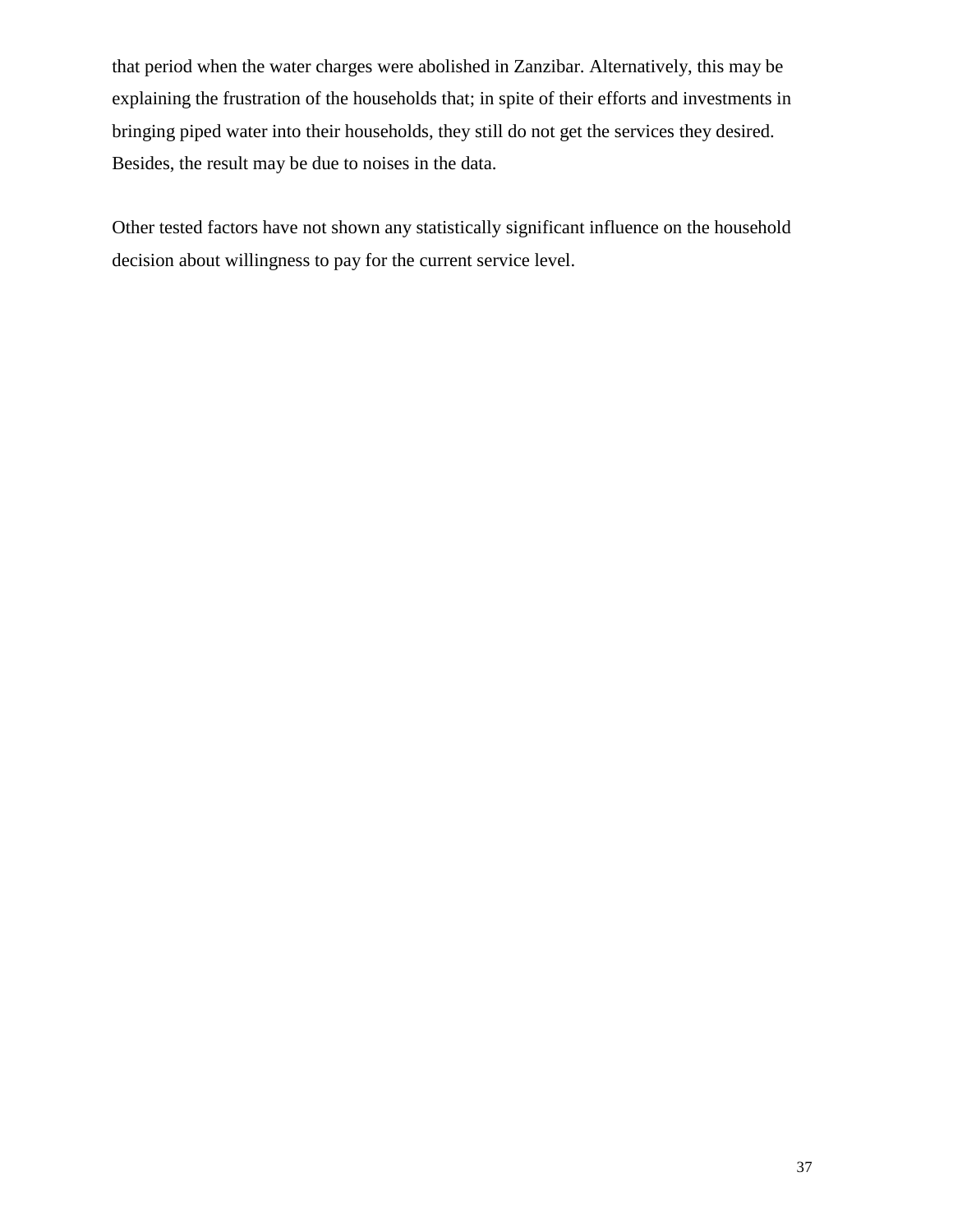that period when the water charges were abolished in Zanzibar. Alternatively, this may be explaining the frustration of the households that; in spite of their efforts and investments in bringing piped water into their households, they still do not get the services they desired. Besides, the result may be due to noises in the data.

Other tested factors have not shown any statistically significant influence on the household decision about willingness to pay for the current service level.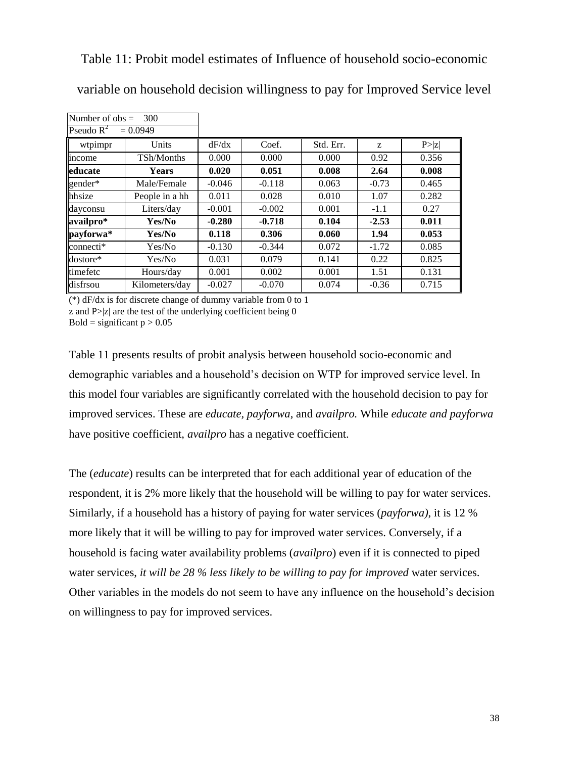Table 11: Probit model estimates of Influence of household socio-economic variable on household decision willingness to pay for Improved Service level

| Number of obs = 300 | | | | | | |
|---|---|---|---|---|---|---|
| Pseudo $R^2$ = 0.0949 | | | | | | |
| wtpimpr | Units | dF/dx | Coef. | Std. Err. | z | P>\|z\| |
| income | TSh/Months | 0.000 | 0.000 | 0.000 | 0.92 | 0.356 |
| **educate** | **Years** | **0.020** | **0.051** | **0.008** | **2.64** | **0.008** |
| gender* | Male/Female | -0.046 | -0.118 | 0.063 | -0.73 | 0.465 |
| hhsize | People in a hh | 0.011 | 0.028 | 0.010 | 1.07 | 0.282 |
| dayconsu | Liters/day | -0.001 | -0.002 | 0.001 | -1.1 | 0.27 |
| **availpro*** | **Yes/No** | **-0.280** | **-0.718** | **0.104** | **-2.53** | **0.011** |
| **payforwa*** | **Yes/No** | **0.118** | **0.306** | **0.060** | **1.94** | **0.053** |
| connecti* | Yes/No | -0.130 | -0.344 | 0.072 | -1.72 | 0.085 |
| dostore* | Yes/No | 0.031 | 0.079 | 0.141 | 0.22 | 0.825 |
| timefetc | Hours/day | 0.001 | 0.002 | 0.001 | 1.51 | 0.131 |
| disfrsou | Kilometers/day | -0.027 | -0.070 | 0.074 | -0.36 | 0.715 |

(*) dF/dx is for discrete change of dummy variable from 0 to 1
z and P>|z| are the test of the underlying coefficient being 0
Bold = significant $p > 0.05$

Table 11 presents results of probit analysis between household socio-economic and demographic variables and a household's decision on WTP for improved service level. In this model four variables are significantly correlated with the household decision to pay for improved services. These are *educate*, *payforwa*, and *availpro.* While *educate and payforwa* have positive coefficient, *availpro* has a negative coefficient.

The (*educate*) results can be interpreted that for each additional year of education of the respondent, it is 2% more likely that the household will be willing to pay for water services. Similarly, if a household has a history of paying for water services (*payforwa)*, it is 12 % more likely that it will be willing to pay for improved water services. Conversely, if a household is facing water availability problems (*availpro*) even if it is connected to piped water services, *it will be 28 % less likely to be willing to pay for improved* water services. Other variables in the models do not seem to have any influence on the household's decision on willingness to pay for improved services.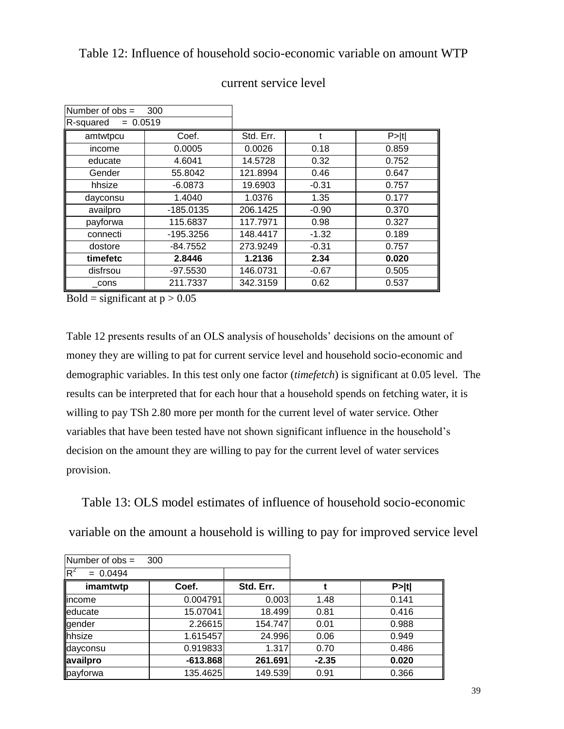Table 12: Influence of household socio-economic variable on amount WTP current service level

| Number of obs = 300 | | | | |
|---|---|---|---|---|
| R-squared = 0.0519 | | | | |
| amtwtpcu | Coef. | Std. Err. | t | P>\|t\| |
| income | 0.0005 | 0.0026 | 0.18 | 0.859 |
| educate | 4.6041 | 14.5728 | 0.32 | 0.752 |
| Gender | 55.8042 | 121.8994 | 0.46 | 0.647 |
| hhsize | -6.0873 | 19.6903 | -0.31 | 0.757 |
| dayconsu | 1.4040 | 1.0376 | 1.35 | 0.177 |
| availpro | -185.0135 | 206.1425 | -0.90 | 0.370 |
| payforwa | 115.6837 | 117.7971 | 0.98 | 0.327 |
| connecti | -195.3256 | 148.4417 | -1.32 | 0.189 |
| dostore | -84.7552 | 273.9249 | -0.31 | 0.757 |
| **timefetc** | **2.8446** | **1.2136** | **2.34** | **0.020** |
| disfrsou | -97.5530 | 146.0731 | -0.67 | 0.505 |
| _cons | 211.7337 | 342.3159 | 0.62 | 0.537 |

Bold = significant at $p > 0.05$

Table 12 presents results of an OLS analysis of households' decisions on the amount of money they are willing to pat for current service level and household socio-economic and demographic variables. In this test only one factor (*timefetch*) is significant at 0.05 level. The results can be interpreted that for each hour that a household spends on fetching water, it is willing to pay TSh 2.80 more per month for the current level of water service. Other variables that have been tested have not shown significant influence in the household's decision on the amount they are willing to pay for the current level of water services provision.

Table 13: OLS model estimates of influence of household socio-economic variable on the amount a household is willing to pay for improved service level

| Number of obs = 300 | | | | |
|---|---|---|---|---|
| $R^2$ = 0.0494 | | | | |
| **imamtwtp** | **Coef.** | **Std. Err.** | **t** | **P>\|t\|** |
| income | 0.004791 | 0.003 | 1.48 | 0.141 |
| educate | 15.07041 | 18.499 | 0.81 | 0.416 |
| gender | 2.26615 | 154.747 | 0.01 | 0.988 |
| hhsize | 1.615457 | 24.996 | 0.06 | 0.949 |
| dayconsu | 0.919833 | 1.317 | 0.70 | 0.486 |
| **availpro** | **-613.868** | **261.691** | **-2.35** | **0.020** |
| payforwa | 135.4625 | 149.539 | 0.91 | 0.366 |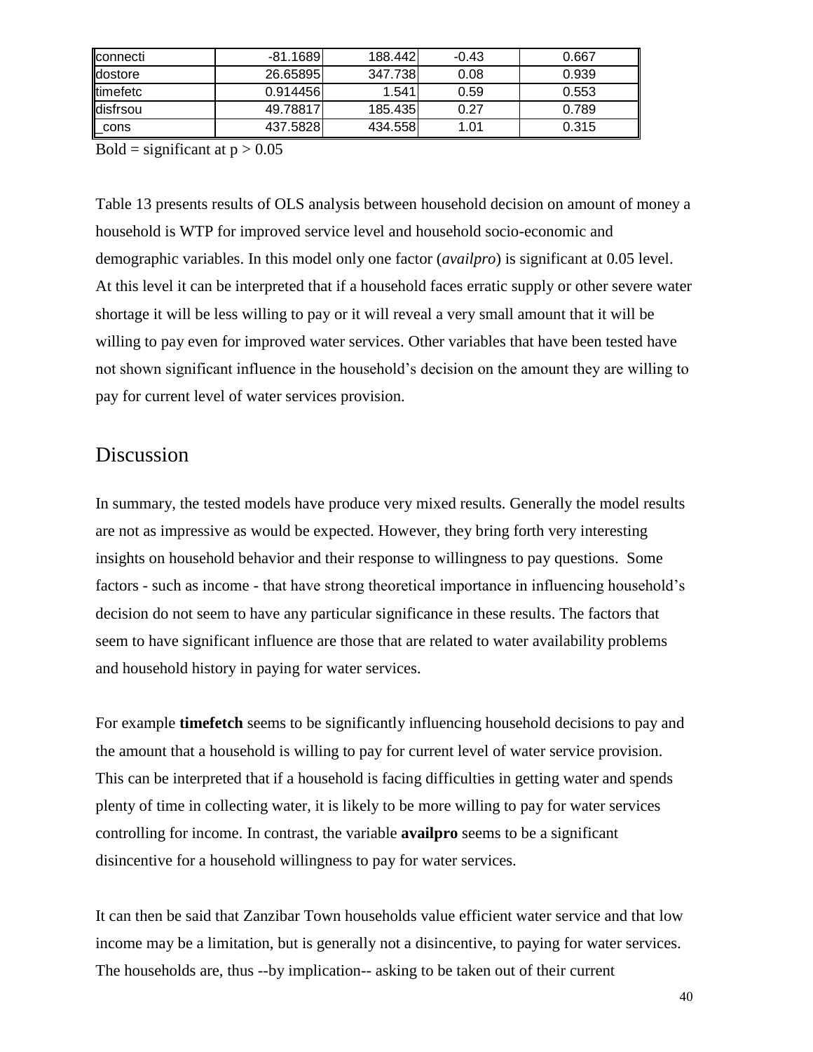| | | | | |
|---|---|---|---|---|
| connecti | -81.1689 | 188.442 | -0.43 | 0.667 |
| dostore | 26.65895 | 347.738 | 0.08 | 0.939 |
| timefetc | 0.914456 | 1.541 | 0.59 | 0.553 |
| disfrsou | 49.78817 | 185.435 | 0.27 | 0.789 |
| _cons | 437.5828 | 434.558 | 1.01 | 0.315 |

Bold = significant at $p > 0.05$

Table 13 presents results of OLS analysis between household decision on amount of money a household is WTP for improved service level and household socio-economic and demographic variables. In this model only one factor (*availpro*) is significant at 0.05 level. At this level it can be interpreted that if a household faces erratic supply or other severe water shortage it will be less willing to pay or it will reveal a very small amount that it will be willing to pay even for improved water services. Other variables that have been tested have not shown significant influence in the household's decision on the amount they are willing to pay for current level of water services provision.

## Discussion

In summary, the tested models have produce very mixed results. Generally the model results are not as impressive as would be expected. However, they bring forth very interesting insights on household behavior and their response to willingness to pay questions. Some factors - such as income - that have strong theoretical importance in influencing household's decision do not seem to have any particular significance in these results. The factors that seem to have significant influence are those that are related to water availability problems and household history in paying for water services.

For example **timefetch** seems to be significantly influencing household decisions to pay and the amount that a household is willing to pay for current level of water service provision. This can be interpreted that if a household is facing difficulties in getting water and spends plenty of time in collecting water, it is likely to be more willing to pay for water services controlling for income. In contrast, the variable **availpro** seems to be a significant disincentive for a household willingness to pay for water services.

It can then be said that Zanzibar Town households value efficient water service and that low income may be a limitation, but is generally not a disincentive, to paying for water services. The households are, thus --by implication-- asking to be taken out of their current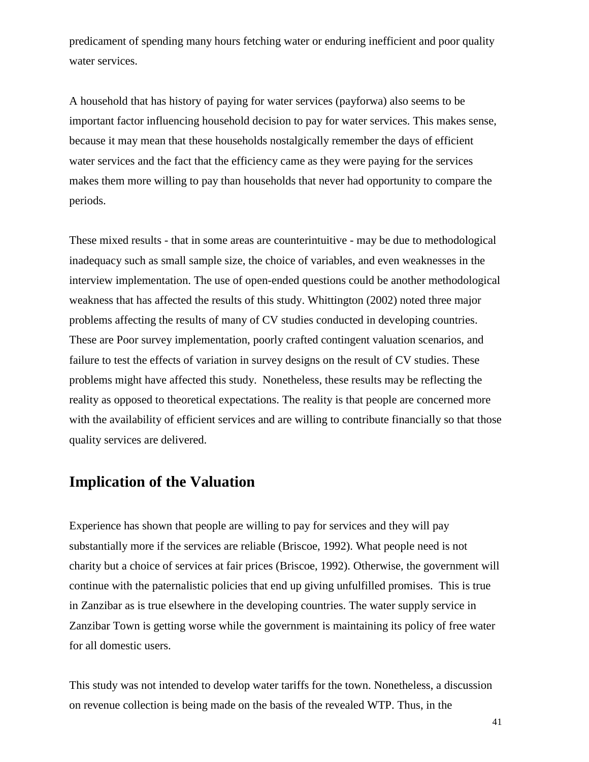predicament of spending many hours fetching water or enduring inefficient and poor quality water services.

A household that has history of paying for water services (payforwa) also seems to be important factor influencing household decision to pay for water services. This makes sense, because it may mean that these households nostalgically remember the days of efficient water services and the fact that the efficiency came as they were paying for the services makes them more willing to pay than households that never had opportunity to compare the periods.

These mixed results - that in some areas are counterintuitive - may be due to methodological inadequacy such as small sample size, the choice of variables, and even weaknesses in the interview implementation. The use of open-ended questions could be another methodological weakness that has affected the results of this study. Whittington (2002) noted three major problems affecting the results of many of CV studies conducted in developing countries. These are Poor survey implementation, poorly crafted contingent valuation scenarios, and failure to test the effects of variation in survey designs on the result of CV studies. These problems might have affected this study. Nonetheless, these results may be reflecting the reality as opposed to theoretical expectations. The reality is that people are concerned more with the availability of efficient services and are willing to contribute financially so that those quality services are delivered.

## Implication of the Valuation

Experience has shown that people are willing to pay for services and they will pay substantially more if the services are reliable (Briscoe, 1992). What people need is not charity but a choice of services at fair prices (Briscoe, 1992). Otherwise, the government will continue with the paternalistic policies that end up giving unfulfilled promises. This is true in Zanzibar as is true elsewhere in the developing countries. The water supply service in Zanzibar Town is getting worse while the government is maintaining its policy of free water for all domestic users.

This study was not intended to develop water tariffs for the town. Nonetheless, a discussion on revenue collection is being made on the basis of the revealed WTP. Thus, in the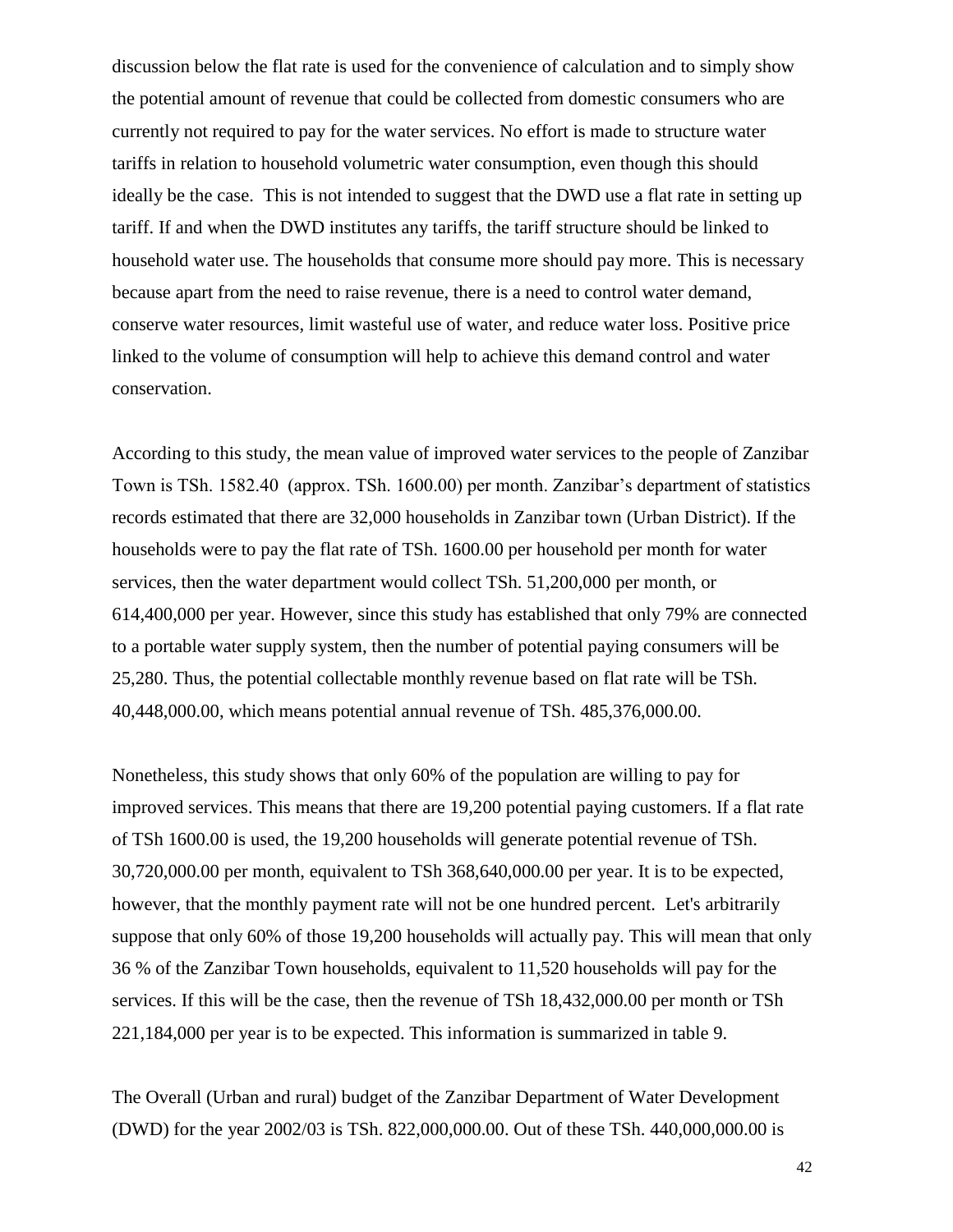discussion below the flat rate is used for the convenience of calculation and to simply show the potential amount of revenue that could be collected from domestic consumers who are currently not required to pay for the water services. No effort is made to structure water tariffs in relation to household volumetric water consumption, even though this should ideally be the case. This is not intended to suggest that the DWD use a flat rate in setting up tariff. If and when the DWD institutes any tariffs, the tariff structure should be linked to household water use. The households that consume more should pay more. This is necessary because apart from the need to raise revenue, there is a need to control water demand, conserve water resources, limit wasteful use of water, and reduce water loss. Positive price linked to the volume of consumption will help to achieve this demand control and water conservation.

According to this study, the mean value of improved water services to the people of Zanzibar Town is TSh. 1582.40 (approx. TSh. 1600.00) per month. Zanzibar's department of statistics records estimated that there are 32,000 households in Zanzibar town (Urban District). If the households were to pay the flat rate of TSh. 1600.00 per household per month for water services, then the water department would collect TSh. 51,200,000 per month, or 614,400,000 per year. However, since this study has established that only 79% are connected to a portable water supply system, then the number of potential paying consumers will be 25,280. Thus, the potential collectable monthly revenue based on flat rate will be TSh. 40,448,000.00, which means potential annual revenue of TSh. 485,376,000.00.

Nonetheless, this study shows that only 60% of the population are willing to pay for improved services. This means that there are 19,200 potential paying customers. If a flat rate of TSh 1600.00 is used, the 19,200 households will generate potential revenue of TSh. 30,720,000.00 per month, equivalent to TSh 368,640,000.00 per year. It is to be expected, however, that the monthly payment rate will not be one hundred percent. Let's arbitrarily suppose that only 60% of those 19,200 households will actually pay. This will mean that only 36 % of the Zanzibar Town households, equivalent to 11,520 households will pay for the services. If this will be the case, then the revenue of TSh 18,432,000.00 per month or TSh 221,184,000 per year is to be expected. This information is summarized in table 9.

The Overall (Urban and rural) budget of the Zanzibar Department of Water Development (DWD) for the year 2002/03 is TSh. 822,000,000.00. Out of these TSh. 440,000,000.00 is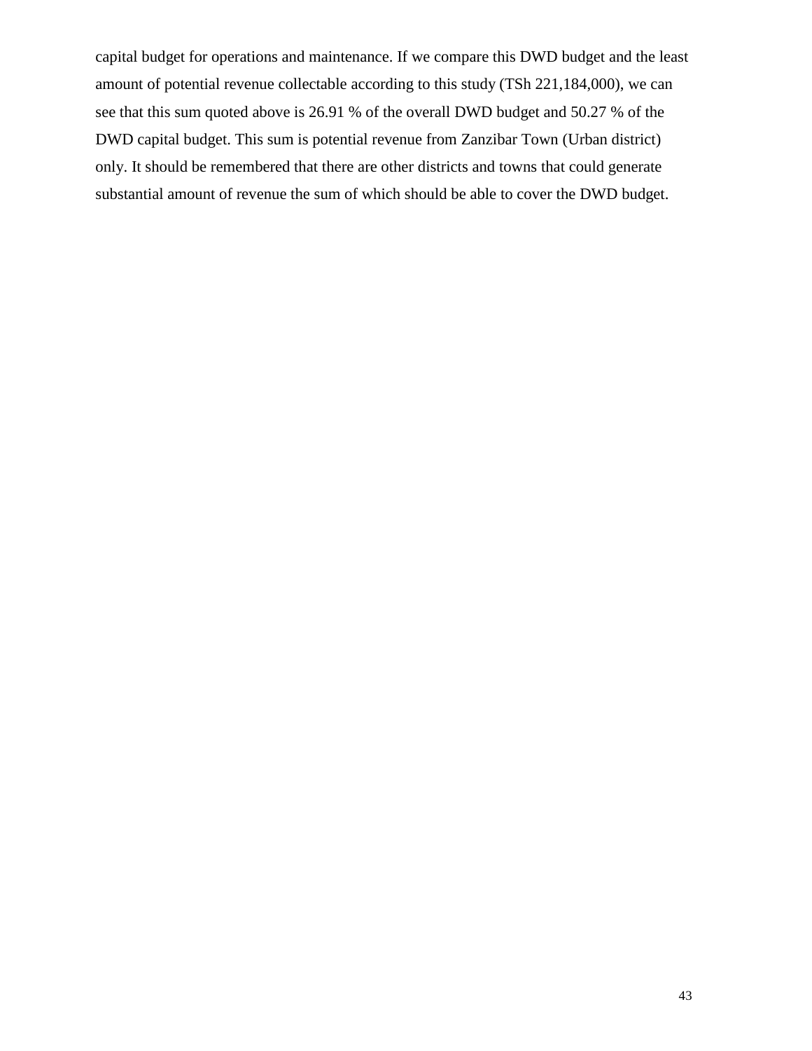capital budget for operations and maintenance. If we compare this DWD budget and the least amount of potential revenue collectable according to this study (TSh 221,184,000), we can see that this sum quoted above is 26.91 % of the overall DWD budget and 50.27 % of the DWD capital budget. This sum is potential revenue from Zanzibar Town (Urban district) only. It should be remembered that there are other districts and towns that could generate substantial amount of revenue the sum of which should be able to cover the DWD budget.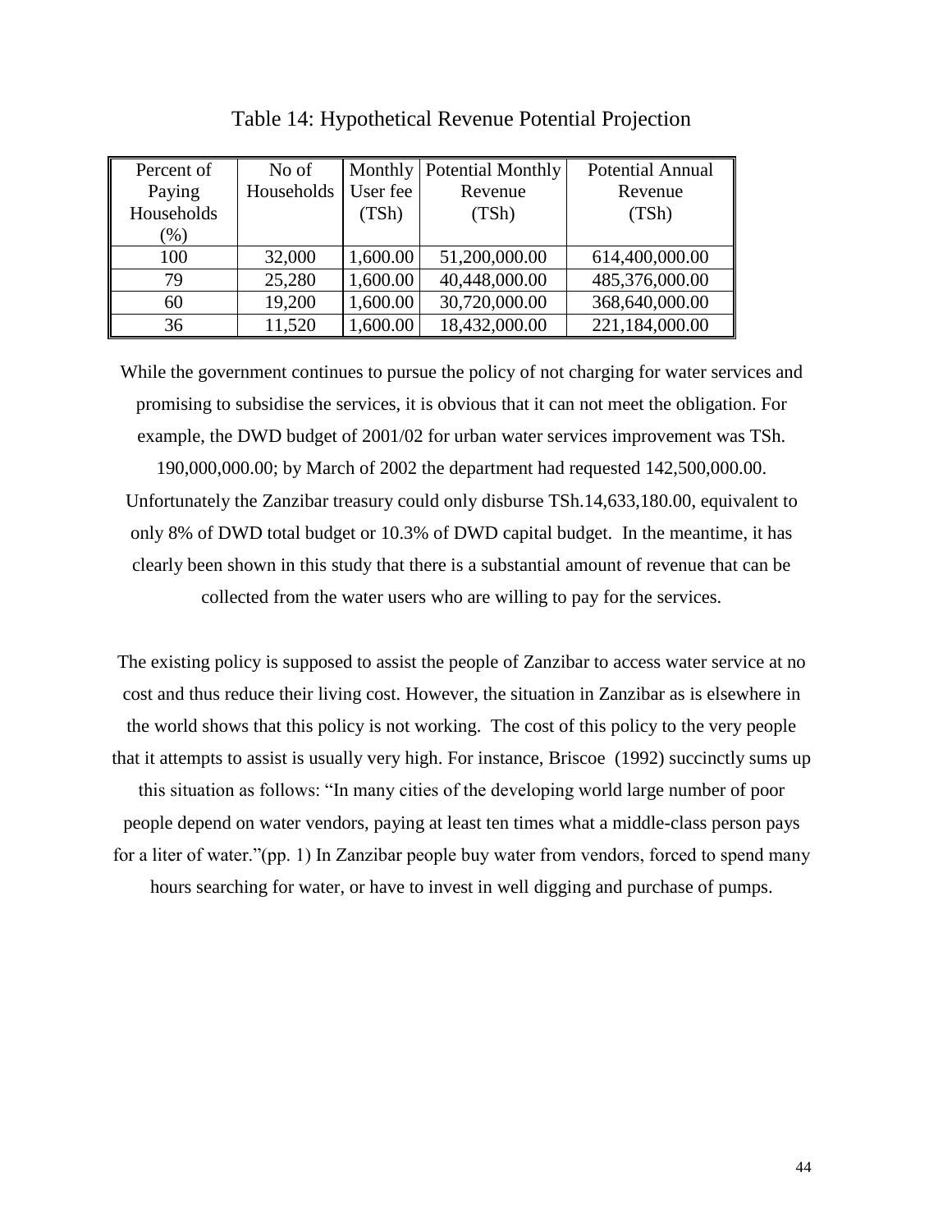Table 14: Hypothetical Revenue Potential Projection

| Percent of Paying Households (%) | No of Households | Monthly User fee (TSh) | Potential Monthly Revenue (TSh) | Potential Annual Revenue (TSh) |
|---|---|---|---|---|
| 100 | 32,000 | 1,600.00 | 51,200,000.00 | 614,400,000.00 |
| 79 | 25,280 | 1,600.00 | 40,448,000.00 | 485,376,000.00 |
| 60 | 19,200 | 1,600.00 | 30,720,000.00 | 368,640,000.00 |
| 36 | 11,520 | 1,600.00 | 18,432,000.00 | 221,184,000.00 |

While the government continues to pursue the policy of not charging for water services and promising to subsidise the services, it is obvious that it can not meet the obligation. For example, the DWD budget of 2001/02 for urban water services improvement was TSh. 190,000,000.00; by March of 2002 the department had requested 142,500,000.00. Unfortunately the Zanzibar treasury could only disburse TSh.14,633,180.00, equivalent to only 8% of DWD total budget or 10.3% of DWD capital budget. In the meantime, it has clearly been shown in this study that there is a substantial amount of revenue that can be collected from the water users who are willing to pay for the services.

The existing policy is supposed to assist the people of Zanzibar to access water service at no cost and thus reduce their living cost. However, the situation in Zanzibar as is elsewhere in the world shows that this policy is not working. The cost of this policy to the very people that it attempts to assist is usually very high. For instance, Briscoe (1992) succinctly sums up this situation as follows: "In many cities of the developing world large number of poor people depend on water vendors, paying at least ten times what a middle-class person pays for a liter of water."(pp. 1) In Zanzibar people buy water from vendors, forced to spend many hours searching for water, or have to invest in well digging and purchase of pumps.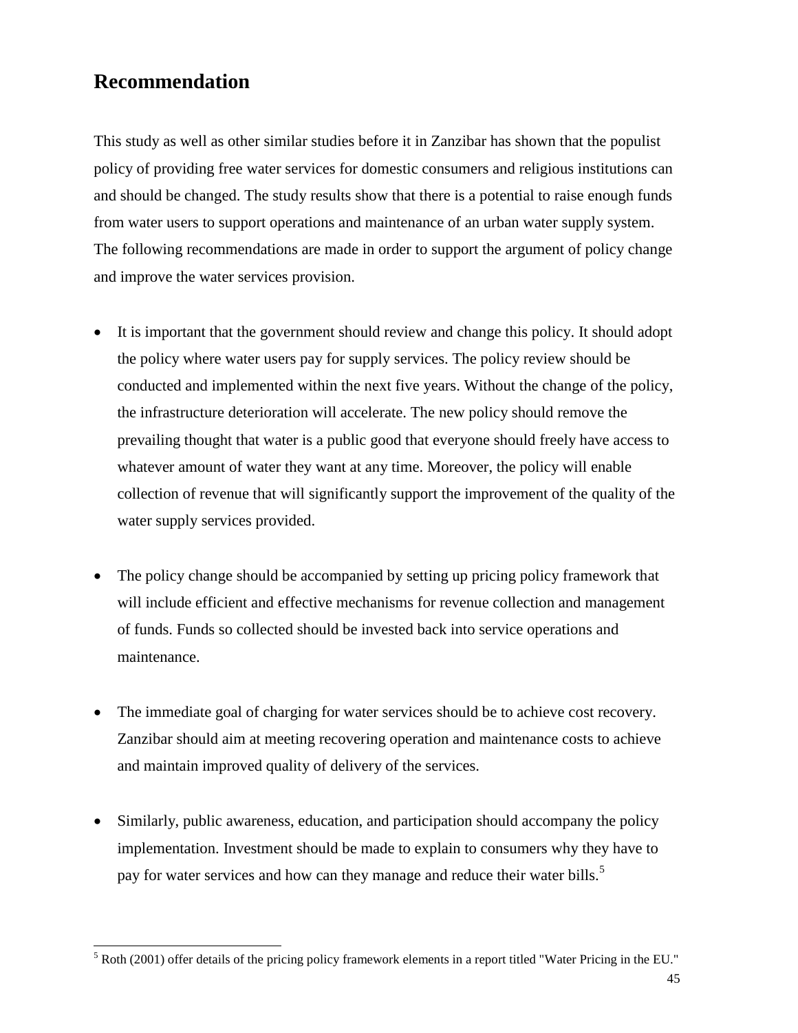## Recommendation

This study as well as other similar studies before it in Zanzibar has shown that the populist policy of providing free water services for domestic consumers and religious institutions can and should be changed. The study results show that there is a potential to raise enough funds from water users to support operations and maintenance of an urban water supply system. The following recommendations are made in order to support the argument of policy change and improve the water services provision.

- It is important that the government should review and change this policy. It should adopt the policy where water users pay for supply services. The policy review should be conducted and implemented within the next five years. Without the change of the policy, the infrastructure deterioration will accelerate. The new policy should remove the prevailing thought that water is a public good that everyone should freely have access to whatever amount of water they want at any time. Moreover, the policy will enable collection of revenue that will significantly support the improvement of the quality of the water supply services provided.

- The policy change should be accompanied by setting up pricing policy framework that will include efficient and effective mechanisms for revenue collection and management of funds. Funds so collected should be invested back into service operations and maintenance.

- The immediate goal of charging for water services should be to achieve cost recovery. Zanzibar should aim at meeting recovering operation and maintenance costs to achieve and maintain improved quality of delivery of the services.

- Similarly, public awareness, education, and participation should accompany the policy implementation. Investment should be made to explain to consumers why they have to pay for water services and how can they manage and reduce their water bills.[5]

[5] Roth (2001) offer details of the pricing policy framework elements in a report titled "Water Pricing in the EU."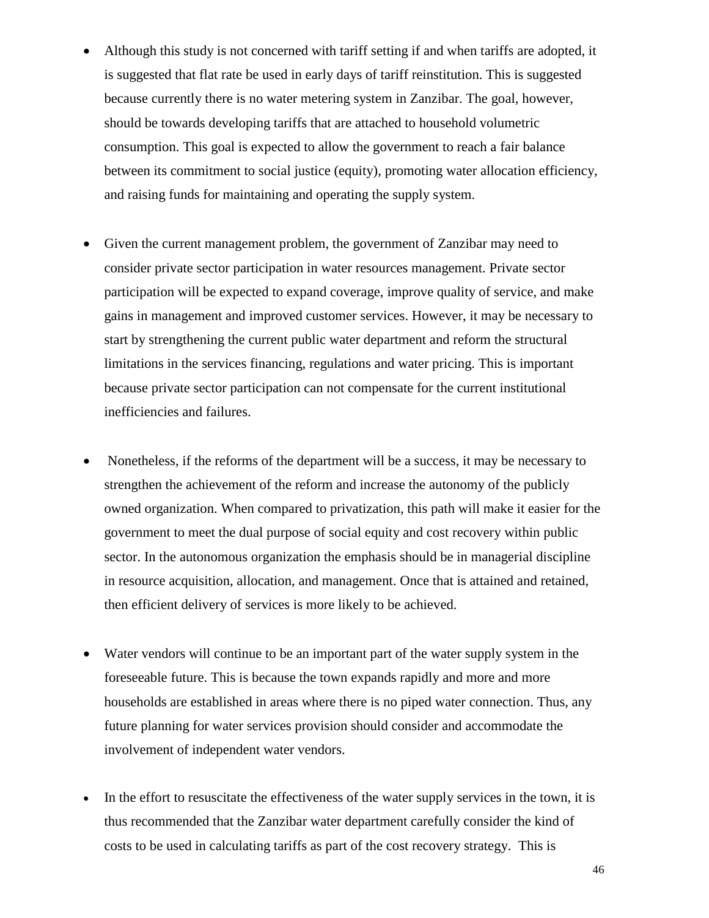- Although this study is not concerned with tariff setting if and when tariffs are adopted, it is suggested that flat rate be used in early days of tariff reinstitution. This is suggested because currently there is no water metering system in Zanzibar. The goal, however, should be towards developing tariffs that are attached to household volumetric consumption. This goal is expected to allow the government to reach a fair balance between its commitment to social justice (equity), promoting water allocation efficiency, and raising funds for maintaining and operating the supply system.

- Given the current management problem, the government of Zanzibar may need to consider private sector participation in water resources management. Private sector participation will be expected to expand coverage, improve quality of service, and make gains in management and improved customer services. However, it may be necessary to start by strengthening the current public water department and reform the structural limitations in the services financing, regulations and water pricing. This is important because private sector participation can not compensate for the current institutional inefficiencies and failures.

- Nonetheless, if the reforms of the department will be a success, it may be necessary to strengthen the achievement of the reform and increase the autonomy of the publicly owned organization. When compared to privatization, this path will make it easier for the government to meet the dual purpose of social equity and cost recovery within public sector. In the autonomous organization the emphasis should be in managerial discipline in resource acquisition, allocation, and management. Once that is attained and retained, then efficient delivery of services is more likely to be achieved.

- Water vendors will continue to be an important part of the water supply system in the foreseeable future. This is because the town expands rapidly and more and more households are established in areas where there is no piped water connection. Thus, any future planning for water services provision should consider and accommodate the involvement of independent water vendors.

- In the effort to resuscitate the effectiveness of the water supply services in the town, it is thus recommended that the Zanzibar water department carefully consider the kind of costs to be used in calculating tariffs as part of the cost recovery strategy. This is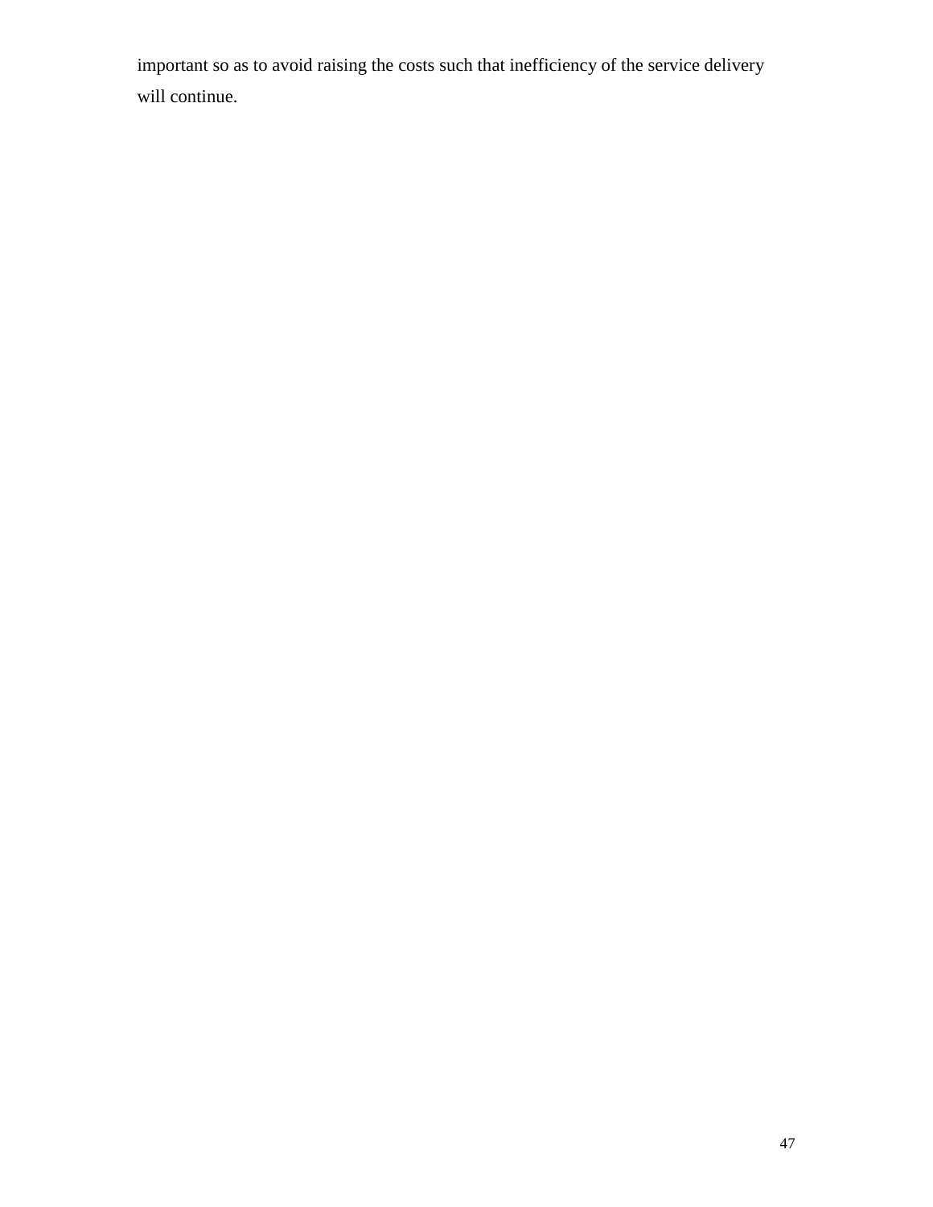important so as to avoid raising the costs such that inefficiency of the service delivery will continue.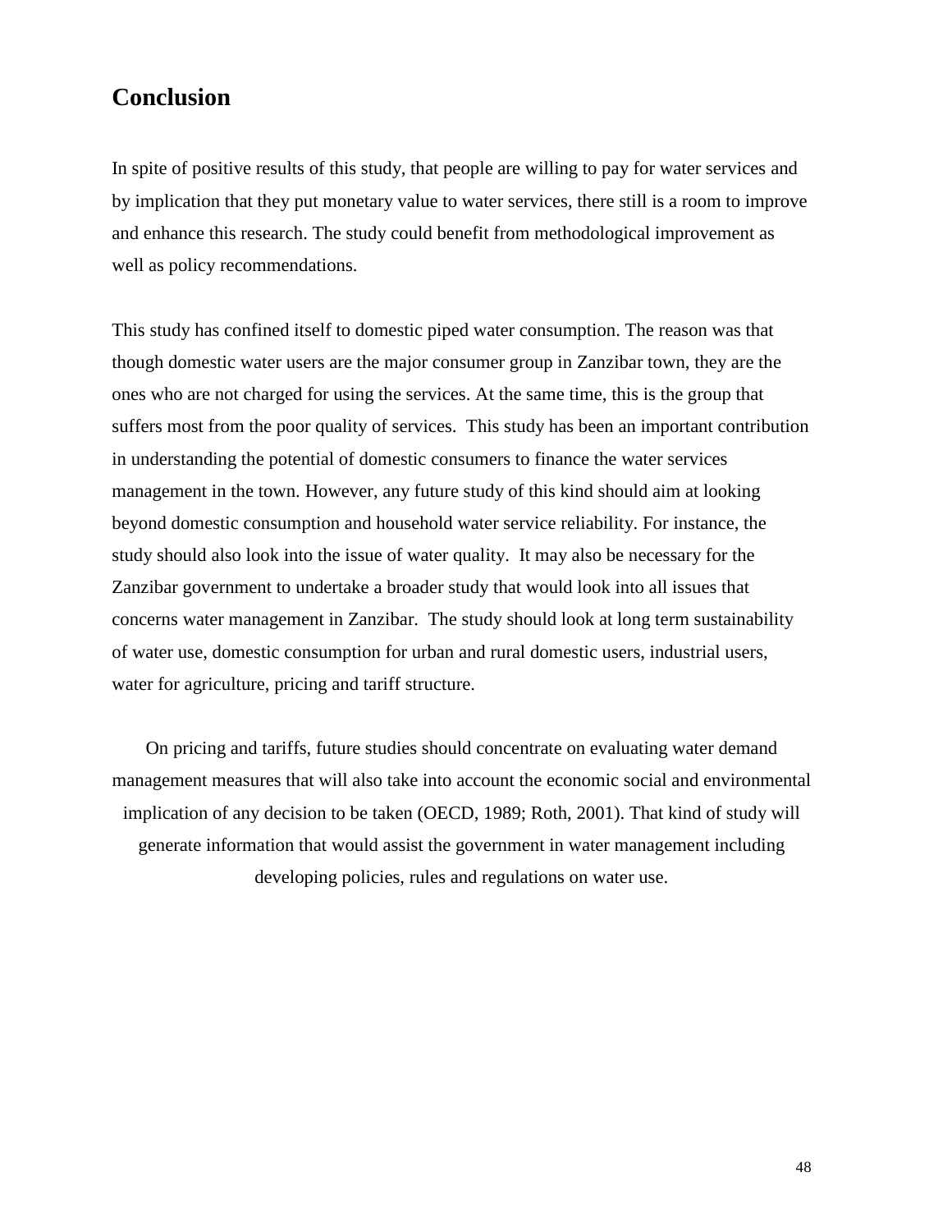## Conclusion

In spite of positive results of this study, that people are willing to pay for water services and by implication that they put monetary value to water services, there still is a room to improve and enhance this research. The study could benefit from methodological improvement as well as policy recommendations.

This study has confined itself to domestic piped water consumption. The reason was that though domestic water users are the major consumer group in Zanzibar town, they are the ones who are not charged for using the services. At the same time, this is the group that suffers most from the poor quality of services. This study has been an important contribution in understanding the potential of domestic consumers to finance the water services management in the town. However, any future study of this kind should aim at looking beyond domestic consumption and household water service reliability. For instance, the study should also look into the issue of water quality. It may also be necessary for the Zanzibar government to undertake a broader study that would look into all issues that concerns water management in Zanzibar. The study should look at long term sustainability of water use, domestic consumption for urban and rural domestic users, industrial users, water for agriculture, pricing and tariff structure.

On pricing and tariffs, future studies should concentrate on evaluating water demand management measures that will also take into account the economic social and environmental implication of any decision to be taken (OECD, 1989; Roth, 2001). That kind of study will generate information that would assist the government in water management including developing policies, rules and regulations on water use.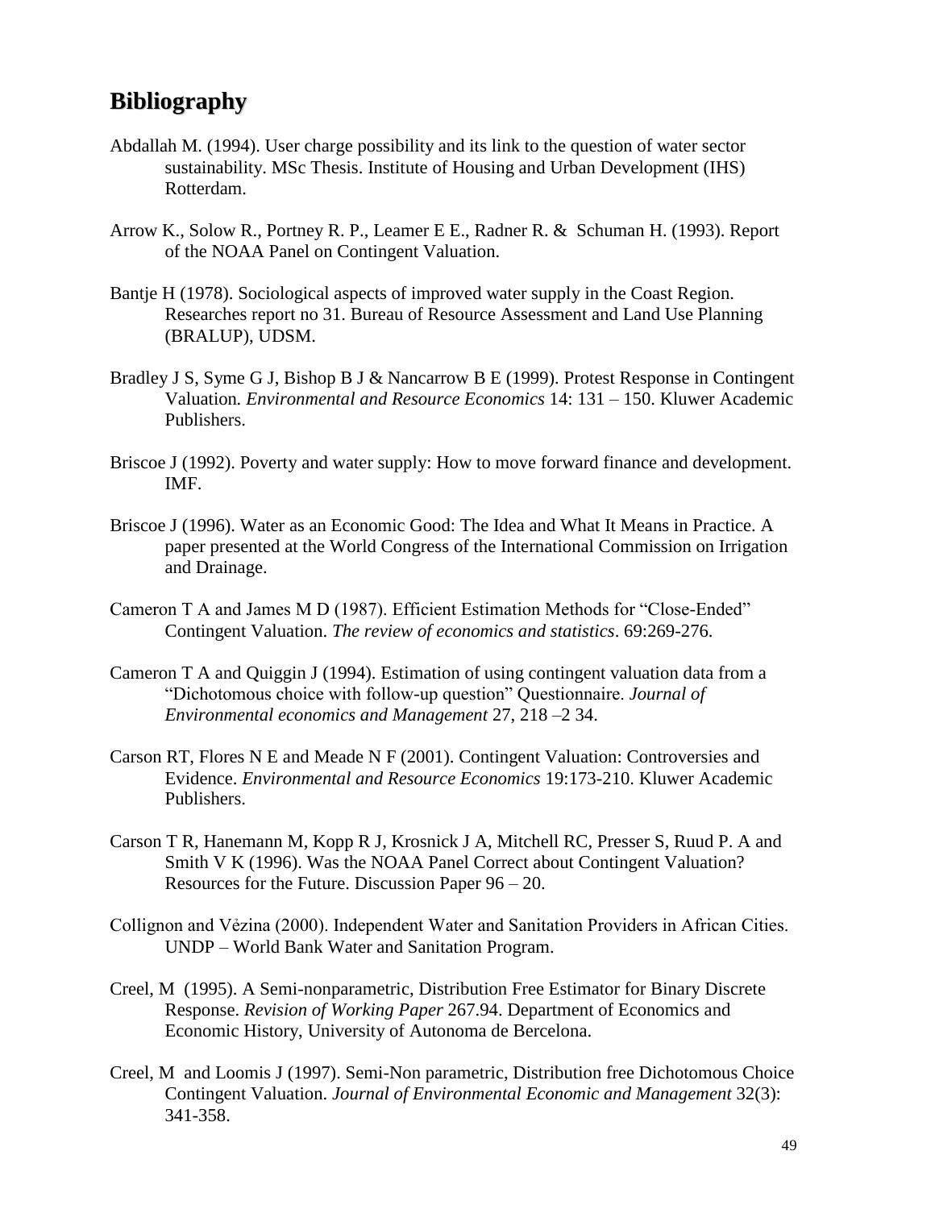## Bibliography

Abdallah M. (1994). User charge possibility and its link to the question of water sector sustainability. MSc Thesis. Institute of Housing and Urban Development (IHS) Rotterdam.

Arrow K., Solow R., Portney R. P., Leamer E E., Radner R. & Schuman H. (1993). Report of the NOAA Panel on Contingent Valuation.

Bantje H (1978). Sociological aspects of improved water supply in the Coast Region. Researches report no 31. Bureau of Resource Assessment and Land Use Planning (BRALUP), UDSM.

Bradley J S, Syme G J, Bishop B J & Nancarrow B E (1999). Protest Response in Contingent Valuation. *Environmental and Resource Economics* 14: 131 – 150. Kluwer Academic Publishers.

Briscoe J (1992). Poverty and water supply: How to move forward finance and development. IMF.

Briscoe J (1996). Water as an Economic Good: The Idea and What It Means in Practice. A paper presented at the World Congress of the International Commission on Irrigation and Drainage.

Cameron T A and James M D (1987). Efficient Estimation Methods for "Close-Ended" Contingent Valuation. *The review of economics and statistics*. 69:269-276.

Cameron T A and Quiggin J (1994). Estimation of using contingent valuation data from a "Dichotomous choice with follow-up question" Questionnaire. *Journal of Environmental economics and Management* 27, 218 –2 34.

Carson RT, Flores N E and Meade N F (2001). Contingent Valuation: Controversies and Evidence. *Environmental and Resource Economics* 19:173-210. Kluwer Academic Publishers.

Carson T R, Hanemann M, Kopp R J, Krosnick J A, Mitchell RC, Presser S, Ruud P. A and Smith V K (1996). Was the NOAA Panel Correct about Contingent Valuation? Resources for the Future. Discussion Paper 96 – 20.

Collignon and Vėzina (2000). Independent Water and Sanitation Providers in African Cities. UNDP – World Bank Water and Sanitation Program.

Creel, M (1995). A Semi-nonparametric, Distribution Free Estimator for Binary Discrete Response. *Revision of Working Paper* 267.94. Department of Economics and Economic History, University of Autonoma de Bercelona.

Creel, M and Loomis J (1997). Semi-Non parametric, Distribution free Dichotomous Choice Contingent Valuation. *Journal of Environmental Economic and Management* 32(3): 341-358.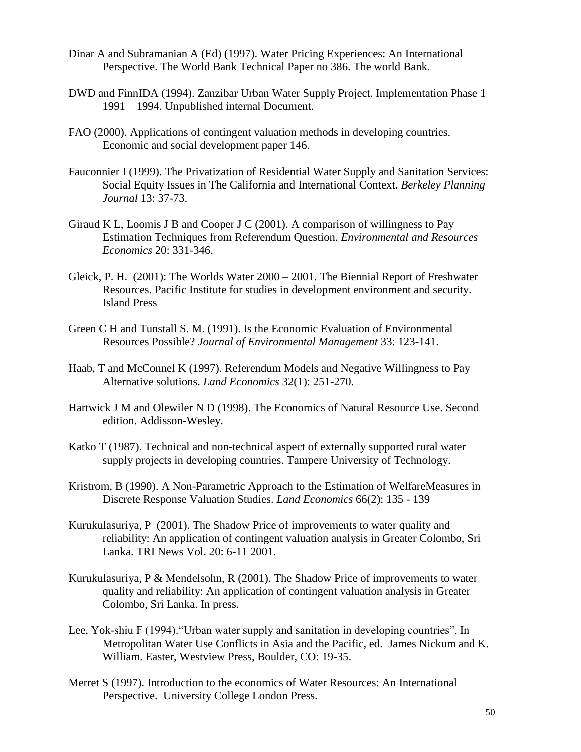Dinar A and Subramanian A (Ed) (1997). Water Pricing Experiences: An International Perspective. The World Bank Technical Paper no 386. The world Bank.

DWD and FinnIDA (1994). Zanzibar Urban Water Supply Project. Implementation Phase 1 1991 – 1994. Unpublished internal Document.

FAO (2000). Applications of contingent valuation methods in developing countries. Economic and social development paper 146.

Fauconnier I (1999). The Privatization of Residential Water Supply and Sanitation Services: Social Equity Issues in The California and International Context. *Berkeley Planning Journal* 13: 37-73.

Giraud K L, Loomis J B and Cooper J C (2001). A comparison of willingness to Pay Estimation Techniques from Referendum Question. *Environmental and Resources Economics* 20: 331-346.

Gleick, P. H. (2001): The Worlds Water 2000 – 2001. The Biennial Report of Freshwater Resources. Pacific Institute for studies in development environment and security. Island Press

Green C H and Tunstall S. M. (1991). Is the Economic Evaluation of Environmental Resources Possible? *Journal of Environmental Management* 33: 123-141.

Haab, T and McConnel K (1997). Referendum Models and Negative Willingness to Pay Alternative solutions. *Land Economics* 32(1): 251-270.

Hartwick J M and Olewiler N D (1998). The Economics of Natural Resource Use. Second edition. Addisson-Wesley.

Katko T (1987). Technical and non-technical aspect of externally supported rural water supply projects in developing countries. Tampere University of Technology.

Kristrom, B (1990). A Non-Parametric Approach to the Estimation of WelfareMeasures in Discrete Response Valuation Studies. *Land Economics* 66(2): 135 - 139

Kurukulasuriya, P (2001). The Shadow Price of improvements to water quality and reliability: An application of contingent valuation analysis in Greater Colombo, Sri Lanka. TRI News Vol. 20: 6-11 2001.

Kurukulasuriya, P & Mendelsohn, R (2001). The Shadow Price of improvements to water quality and reliability: An application of contingent valuation analysis in Greater Colombo, Sri Lanka. In press.

Lee, Yok-shiu F (1994)."Urban water supply and sanitation in developing countries". In Metropolitan Water Use Conflicts in Asia and the Pacific, ed. James Nickum and K. William. Easter, Westview Press, Boulder, CO: 19-35.

Merret S (1997). Introduction to the economics of Water Resources: An International Perspective. University College London Press.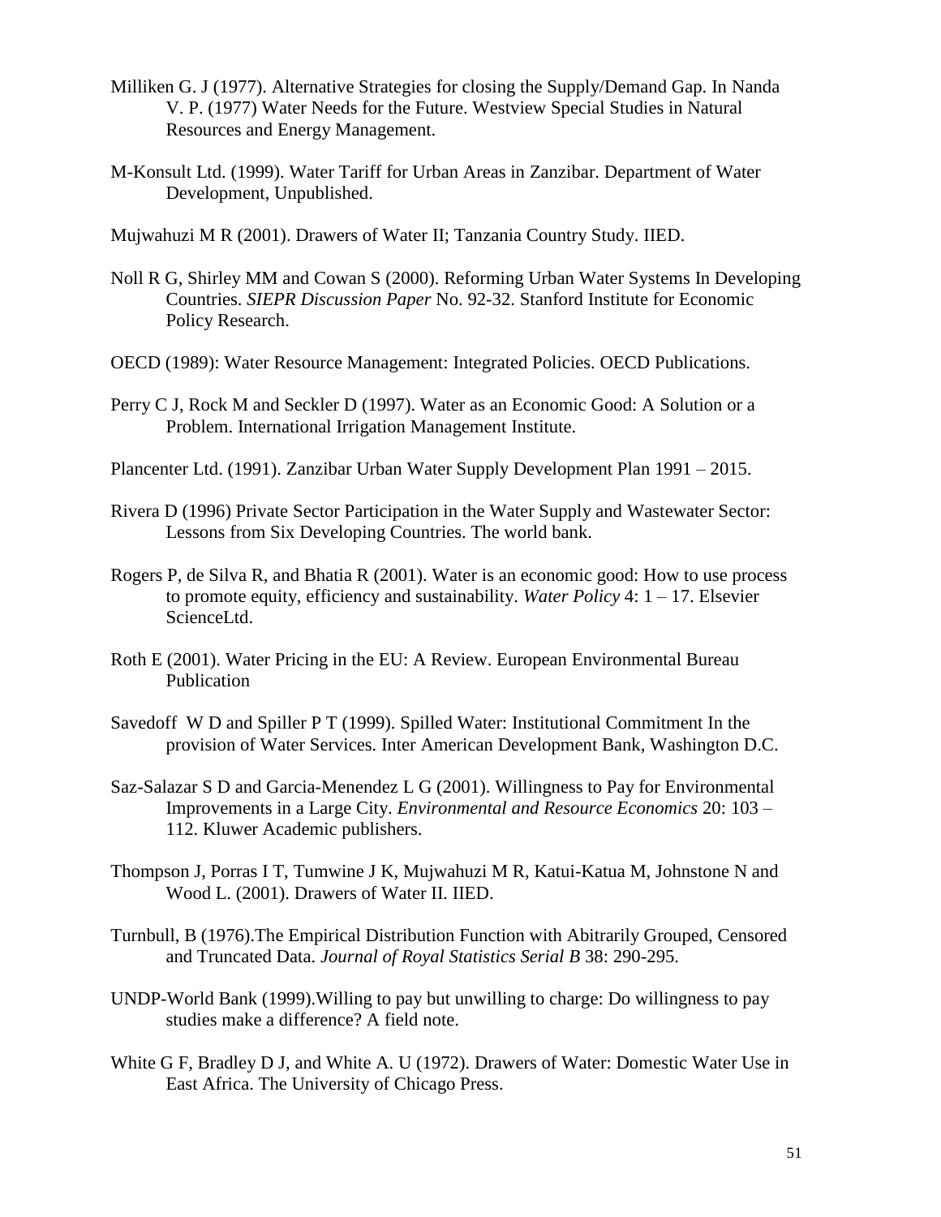Milliken G. J (1977). Alternative Strategies for closing the Supply/Demand Gap. In Nanda V. P. (1977) Water Needs for the Future. Westview Special Studies in Natural Resources and Energy Management.

M-Konsult Ltd. (1999). Water Tariff for Urban Areas in Zanzibar. Department of Water Development, Unpublished.

Mujwahuzi M R (2001). Drawers of Water II; Tanzania Country Study. IIED.

Noll R G, Shirley MM and Cowan S (2000). Reforming Urban Water Systems In Developing Countries. *SIEPR Discussion Paper* No. 92-32. Stanford Institute for Economic Policy Research.

OECD (1989): Water Resource Management: Integrated Policies. OECD Publications.

Perry C J, Rock M and Seckler D (1997). Water as an Economic Good: A Solution or a Problem. International Irrigation Management Institute.

Plancenter Ltd. (1991). Zanzibar Urban Water Supply Development Plan 1991 – 2015.

Rivera D (1996) Private Sector Participation in the Water Supply and Wastewater Sector: Lessons from Six Developing Countries. The world bank.

Rogers P, de Silva R, and Bhatia R (2001). Water is an economic good: How to use process to promote equity, efficiency and sustainability. *Water Policy* 4: 1 – 17. Elsevier ScienceLtd.

Roth E (2001). Water Pricing in the EU: A Review. European Environmental Bureau Publication

Savedoff W D and Spiller P T (1999). Spilled Water: Institutional Commitment In the provision of Water Services. Inter American Development Bank, Washington D.C.

Saz-Salazar S D and Garcia-Menendez L G (2001). Willingness to Pay for Environmental Improvements in a Large City. *Environmental and Resource Economics* 20: 103 – 112. Kluwer Academic publishers.

Thompson J, Porras I T, Tumwine J K, Mujwahuzi M R, Katui-Katua M, Johnstone N and Wood L. (2001). Drawers of Water II. IIED.

Turnbull, B (1976).The Empirical Distribution Function with Abitrarily Grouped, Censored and Truncated Data. *Journal of Royal Statistics Serial B* 38: 290-295.

UNDP-World Bank (1999).Willing to pay but unwilling to charge: Do willingness to pay studies make a difference? A field note.

White G F, Bradley D J, and White A. U (1972). Drawers of Water: Domestic Water Use in East Africa. The University of Chicago Press.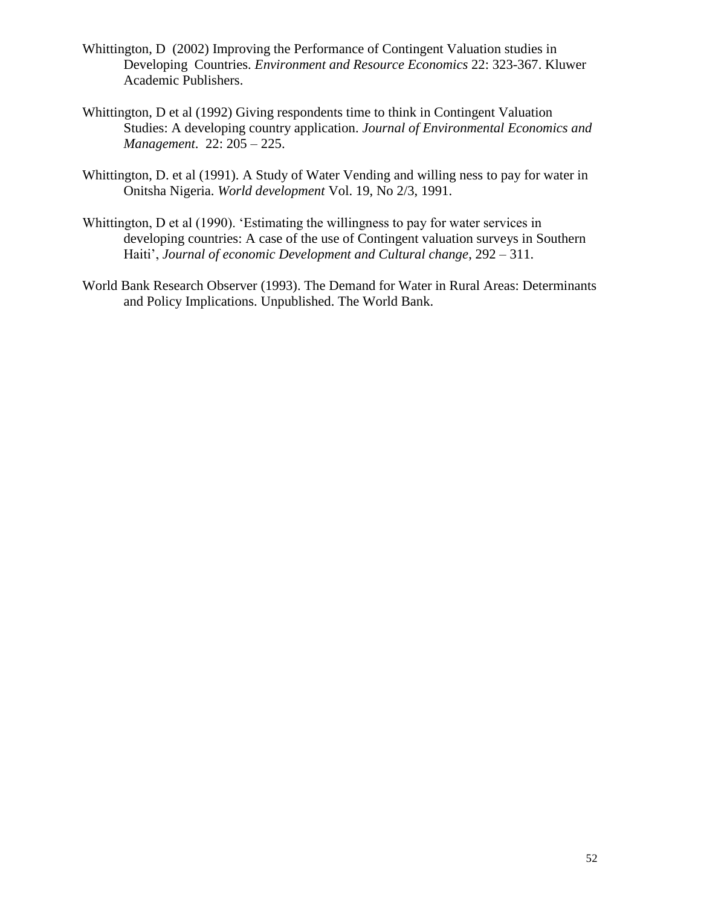Whittington, D  (2002) Improving the Performance of Contingent Valuation studies in Developing  Countries. *Environment and Resource Economics* 22: 323-367. Kluwer Academic Publishers.

Whittington, D et al (1992) Giving respondents time to think in Contingent Valuation Studies: A developing country application. *Journal of Environmental Economics and Management*.  22: 205 – 225.

Whittington, D. et al (1991). A Study of Water Vending and willing ness to pay for water in Onitsha Nigeria. *World development* Vol. 19, No 2/3, 1991.

Whittington, D et al (1990). 'Estimating the willingness to pay for water services in developing countries: A case of the use of Contingent valuation surveys in Southern Haiti', *Journal of economic Development and Cultural change*, 292 – 311.

World Bank Research Observer (1993). The Demand for Water in Rural Areas: Determinants and Policy Implications. Unpublished. The World Bank.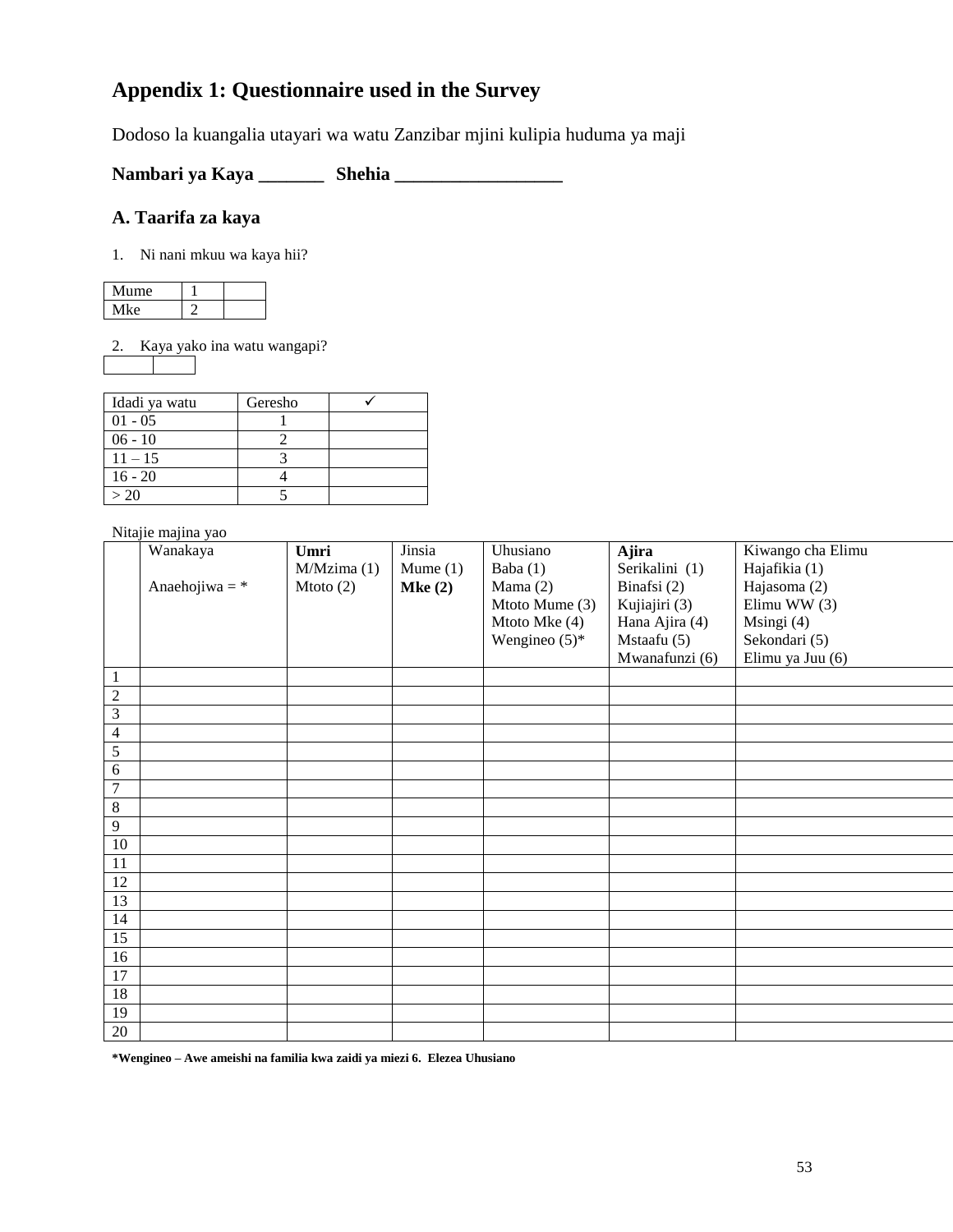## Appendix 1: Questionnaire used in the Survey

Dodoso la kuangalia utayari wa watu Zanzibar mjini kulipia huduma ya maji

**Nambari ya Kaya _______ Shehia __________________**

### A. Taarifa za kaya

1. Ni nani mkuu wa kaya hii?

| | | |
|---|---|---|
| Mume | 1 | |
| Mke | 2 | |

2. Kaya yako ina watu wangapi?

| | |
|---|---|
| | |

| Idadi ya watu | Geresho | ✓ |
|---|---|---|
| 01 - 05 | 1 | |
| 06 - 10 | 2 | |
| 11 – 15 | 3 | |
| 16 - 20 | 4 | |
| > 20 | 5 | |

Nitajie majina yao

| | Wanakaya<br><br>Anaehojiwa = * | **Umri**<br>M/Mzima (1)<br>Mtoto (2) | Jinsia<br>Mume (1)<br>**Mke (2)** | Uhusiano<br>Baba (1)<br>Mama (2)<br>Mtoto Mume (3)<br>Mtoto Mke (4)<br>Wengineo (5)* | **Ajira**<br>Serikalini (1)<br>Binafsi (2)<br>Kujiajiri (3)<br>Hana Ajira (4)<br>Mstaafu (5)<br>Mwanafunzi (6) | Kiwango cha Elimu<br>Hajafikia (1)<br>Hajasoma (2)<br>Elimu WW (3)<br>Msingi (4)<br>Sekondari (5)<br>Elimu ya Juu (6) |
|---|---|---|---|---|---|---|
| 1 | | | | | | |
| 2 | | | | | | |
| 3 | | | | | | |
| 4 | | | | | | |
| 5 | | | | | | |
| 6 | | | | | | |
| 7 | | | | | | |
| 8 | | | | | | |
| 9 | | | | | | |
| 10 | | | | | | |
| 11 | | | | | | |
| 12 | | | | | | |
| 13 | | | | | | |
| 14 | | | | | | |
| 15 | | | | | | |
| 16 | | | | | | |
| 17 | | | | | | |
| 18 | | | | | | |
| 19 | | | | | | |
| 20 | | | | | | |

**\*Wengineo – Awe ameishi na familia kwa zaidi ya miezi 6. Elezea Uhusiano**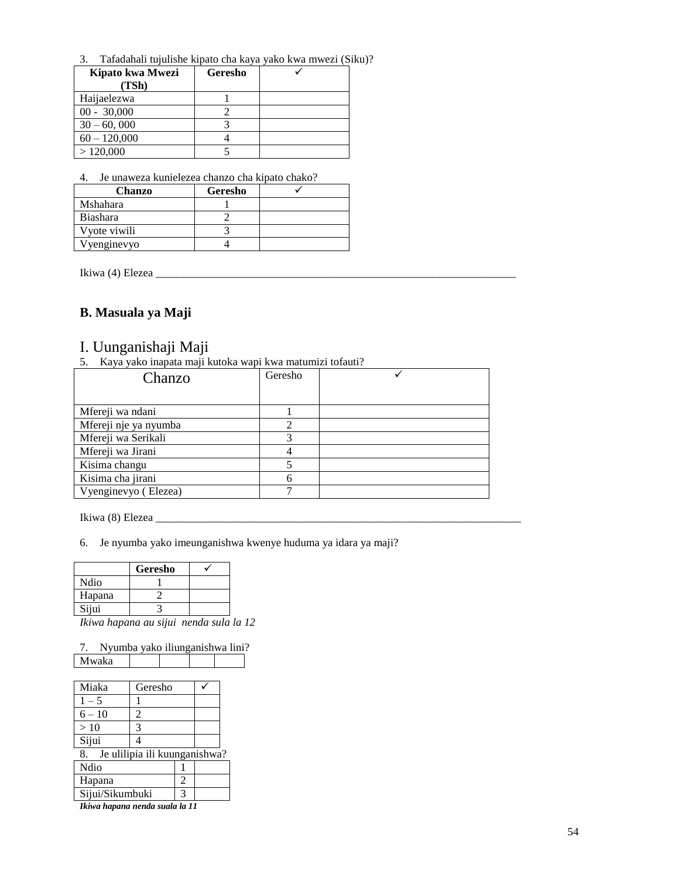3. Tafadahali tujulishe kipato cha kaya yako kwa mwezi (Siku)?

| Kipato kwa Mwezi (TSh) | Geresho | ✓ |
|---|---|---|
| Haijaelezwa | 1 | |
| 00 - 30,000 | 2 | |
| 30 – 60, 000 | 3 | |
| 60 – 120,000 | 4 | |
| > 120,000 | 5 | |

4. Je unaweza kunielezea chanzo cha kipato chako?

| Chanzo | Geresho | ✓ |
|---|---|---|
| Mshahara | 1 | |
| Biashara | 2 | |
| Vyote viwili | 3 | |
| Vyenginevyo | 4 | |

Ikiwa (4) Elezea ____________________________________________________________________

### B. Masuala ya Maji

## I. Uunganishaji Maji

5. Kaya yako inapata maji kutoka wapi kwa matumizi tofauti?

| Chanzo | Geresho | ✓ |
|---|---|---|
| Mfereji wa ndani | 1 | |
| Mfereji nje ya nyumba | 2 | |
| Mfereji wa Serikali | 3 | |
| Mfereji wa Jirani | 4 | |
| Kisima changu | 5 | |
| Kisima cha jirani | 6 | |
| Vyenginevyo ( Elezea) | 7 | |

Ikiwa (8) Elezea ____________________________________________________________________

6. Je nyumba yako imeunganishwa kwenye huduma ya idara ya maji?

| | Geresho | ✓ |
|---|---|---|
| Ndio | 1 | |
| Hapana | 2 | |
| Sijui | 3 | |

*Ikiwa hapana au sijui nenda sula la 12*

7. Nyumba yako iliunganishwa lini?

| Mwaka | | | | |
|---|---|---|---|---|

| Miaka | Geresho | ✓ |
|---|---|---|
| 1 – 5 | 1 | |
| 6 – 10 | 2 | |
| > 10 | 3 | |
| Sijui | 4 | |

8. Je ulilipia ili kuunganishwa?

| | | |
|---|---|---|
| Ndio | 1 | |
| Hapana | 2 | |
| Sijui/Sikumbuki | 3 | |

***Ikiwa hapana nenda suala la 11***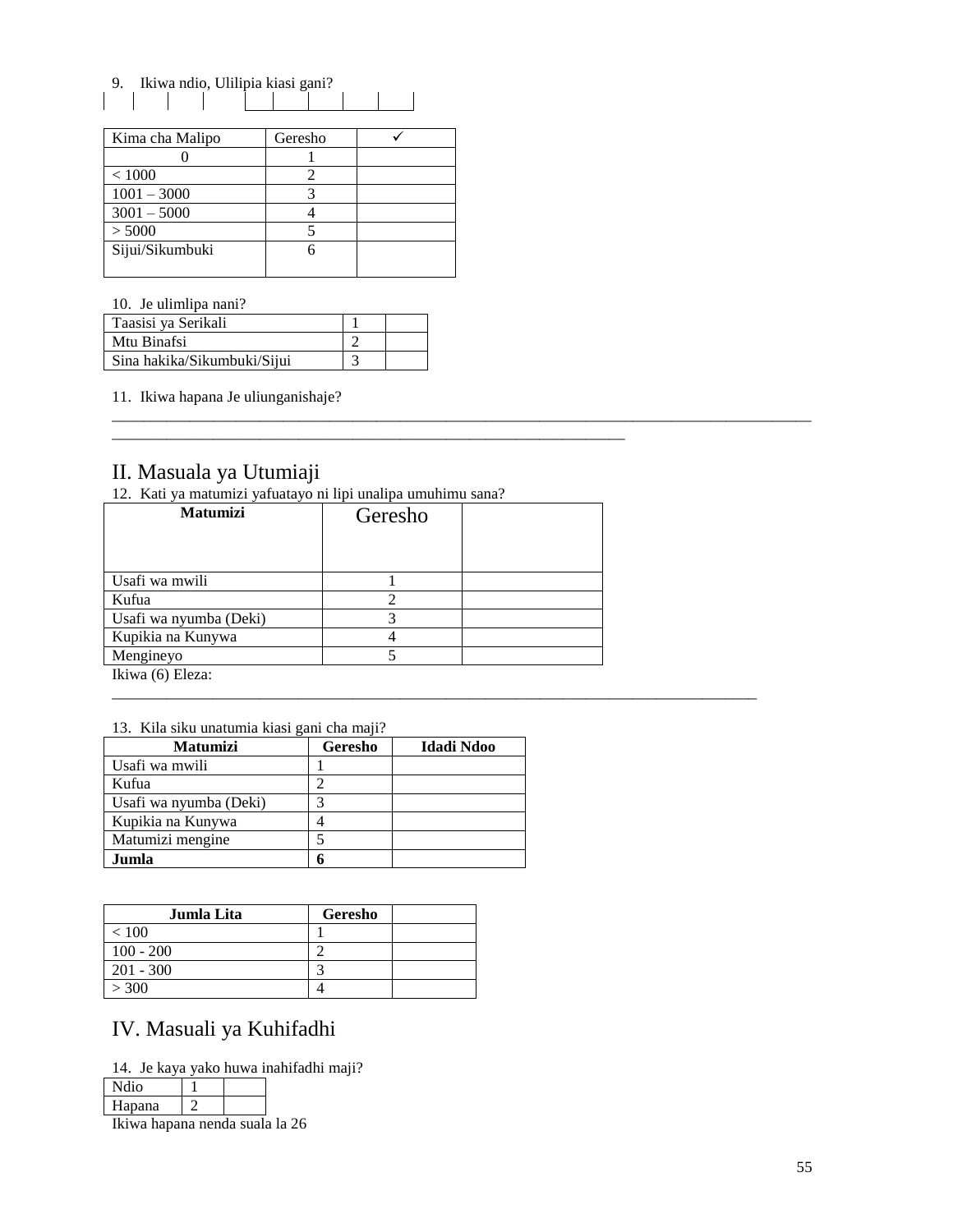9. Ikiwa ndio, Ulilipia kiasi gani?

| | | | | | | | | |
|---|---|---|---|---|---|---|---|---|
| | | | | | | | | |

| Kima cha Malipo | Geresho | ✓ |
|---|---|---|
| 0 | 1 | |
| < 1000 | 2 | |
| 1001 – 3000 | 3 | |
| 3001 – 5000 | 4 | |
| > 5000 | 5 | |
| Sijui/Sikumbuki | 6 | |

10. Je ulimlipa nani?

| | | |
|---|---|---|
| Taasisi ya Serikali | 1 | |
| Mtu Binafsi | 2 | |
| Sina hakika/Sikumbuki/Sijui | 3 | |

11. Ikiwa hapana Je uliunganishaje?
______________________________________________________________________________________
______________________________________________________________

## II. Masuala ya Utumiaji

12. Kati ya matumizi yafuatayo ni lipi unalipa umuhimu sana?

| Matumizi | Geresho | |
|---|---|---|
| Usafi wa mwili | 1 | |
| Kufua | 2 | |
| Usafi wa nyumba (Deki) | 3 | |
| Kupikia na Kunywa | 4 | |
| Mengineyo | 5 | |

Ikiwa (6) Eleza:
______________________________________________________________________________

13. Kila siku unatumia kiasi gani cha maji?

| Matumizi | Geresho | Idadi Ndoo |
|---|---|---|
| Usafi wa mwili | 1 | |
| Kufua | 2 | |
| Usafi wa nyumba (Deki) | 3 | |
| Kupikia na Kunywa | 4 | |
| Matumizi mengine | 5 | |
| **Jumla** | **6** | |

| Jumla Lita | Geresho | |
|---|---|---|
| < 100 | 1 | |
| 100 - 200 | 2 | |
| 201 - 300 | 3 | |
| > 300 | 4 | |

## IV. Masuali ya Kuhifadhi

14. Je kaya yako huwa inahifadhi maji?

| | | |
|---|---|---|
| Ndio | 1 | |
| Hapana | 2 | |

Ikiwa hapana nenda suala la 26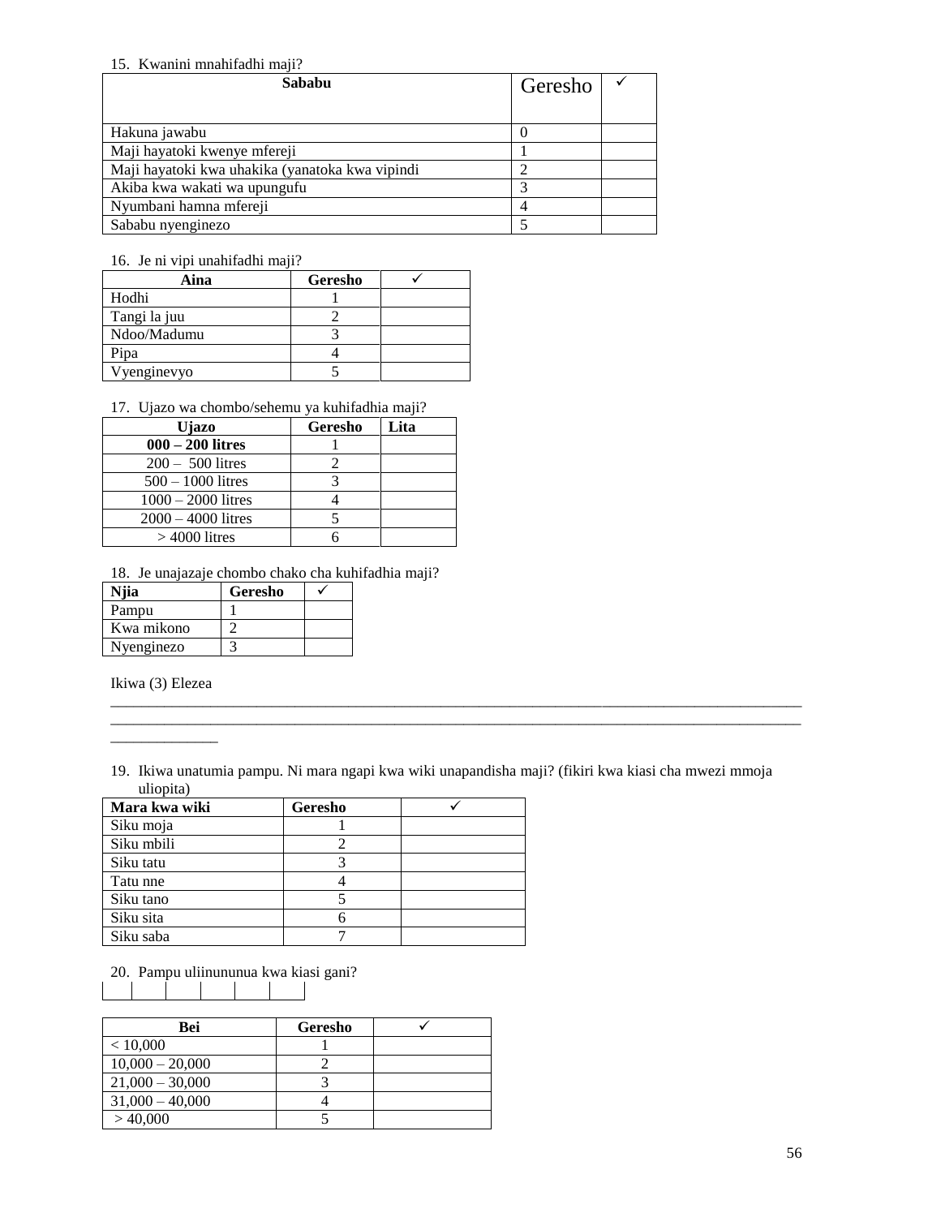15. Kwanini mnahifadhi maji?

| Sababu | Geresho | ✓ |
|---|---|---|
| Hakuna jawabu | 0 | |
| Maji hayatoki kwenye mfereji | 1 | |
| Maji hayatoki kwa uhakika (yanatoka kwa vipindi | 2 | |
| Akiba kwa wakati wa upungufu | 3 | |
| Nyumbani hamna mfereji | 4 | |
| Sababu nyenginezo | 5 | |

16. Je ni vipi unahifadhi maji?

| Aina | Geresho | ✓ |
|---|---|---|
| Hodhi | 1 | |
| Tangi la juu | 2 | |
| Ndoo/Madumu | 3 | |
| Pipa | 4 | |
| Vyenginevyo | 5 | |

17. Ujazo wa chombo/sehemu ya kuhifadhia maji?

| Ujazo | Geresho | Lita |
|---|---|---|
| **000 – 200 litres** | 1 | |
| 200 – 500 litres | 2 | |
| 500 – 1000 litres | 3 | |
| 1000 – 2000 litres | 4 | |
| 2000 – 4000 litres | 5 | |
| > 4000 litres | 6 | |

18. Je unajazaje chombo chako cha kuhifadhia maji?

| Njia | Geresho | ✓ |
|---|---|---|
| Pampu | 1 | |
| Kwa mikono | 2 | |
| Nyenginezo | 3 | |

Ikiwa (3) Elezea
______________________________________________________________________________
______________________________________________________________________________
______________

19. Ikiwa unatumia pampu. Ni mara ngapi kwa wiki unapandisha maji? (fikiri kwa kiasi cha mwezi mmoja uliopita)

| Mara kwa wiki | Geresho | ✓ |
|---|---|---|
| Siku moja | 1 | |
| Siku mbili | 2 | |
| Siku tatu | 3 | |
| Tatu nne | 4 | |
| Siku tano | 5 | |
| Siku sita | 6 | |
| Siku saba | 7 | |

20. Pampu uliinununua kwa kiasi gani?

| | | | | | |
|---|---|---|---|---|---|

| Bei | Geresho | ✓ |
|---|---|---|
| < 10,000 | 1 | |
| 10,000 – 20,000 | 2 | |
| 21,000 – 30,000 | 3 | |
| 31,000 – 40,000 | 4 | |
| > 40,000 | 5 | |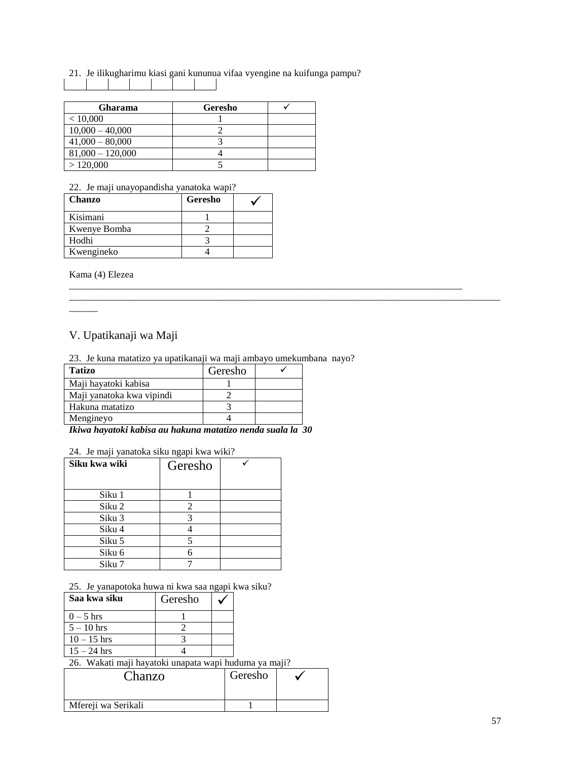21. Je ilikugharimu kiasi gani kununua vifaa vyengine na kuifunga pampu?

| | | | | | | |
|---|---|---|---|---|---|---|
| | | | | | | |

| Gharama | Geresho | ✓ |
|---|---|---|
| < 10,000 | 1 | |
| 10,000 – 40,000 | 2 | |
| 41,000 – 80,000 | 3 | |
| 81,000 – 120,000 | 4 | |
| > 120,000 | 5 | |

22. Je maji unayopandisha yanatoka wapi?

| Chanzo | Geresho | ✓ |
|---|---|---|
| Kisimani | 1 | |
| Kwenye Bomba | 2 | |
| Hodhi | 3 | |
| Kwengineko | 4 | |

Kama (4) Elezea ___________________________________________________________________________
______________________________________________________________________________________________

## V. Upatikanaji wa Maji

23. Je kuna matatizo ya upatikanaji wa maji ambayo umekumbana nayo?

| Tatizo | Geresho | ✓ |
|---|---|---|
| Maji hayatoki kabisa | 1 | |
| Maji yanatoka kwa vipindi | 2 | |
| Hakuna matatizo | 3 | |
| Mengineyo | 4 | |

***Ikiwa hayatoki kabisa au hakuna matatizo nenda suala la 30***

24. Je maji yanatoka siku ngapi kwa wiki?

| Siku kwa wiki | Geresho | ✓ |
|---|---|---|
| Siku 1 | 1 | |
| Siku 2 | 2 | |
| Siku 3 | 3 | |
| Siku 4 | 4 | |
| Siku 5 | 5 | |
| Siku 6 | 6 | |
| Siku 7 | 7 | |

25. Je yanapotoka huwa ni kwa saa ngapi kwa siku?

| Saa kwa siku | Geresho | ✓ |
|---|---|---|
| 0 – 5 hrs | 1 | |
| 5 – 10 hrs | 2 | |
| 10 – 15 hrs | 3 | |
| 15 – 24 hrs | 4 | |

26. Wakati maji hayatoki unapata wapi huduma ya maji?

| Chanzo | Geresho | ✓ |
|---|---|---|
| Mfereji wa Serikali | 1 | |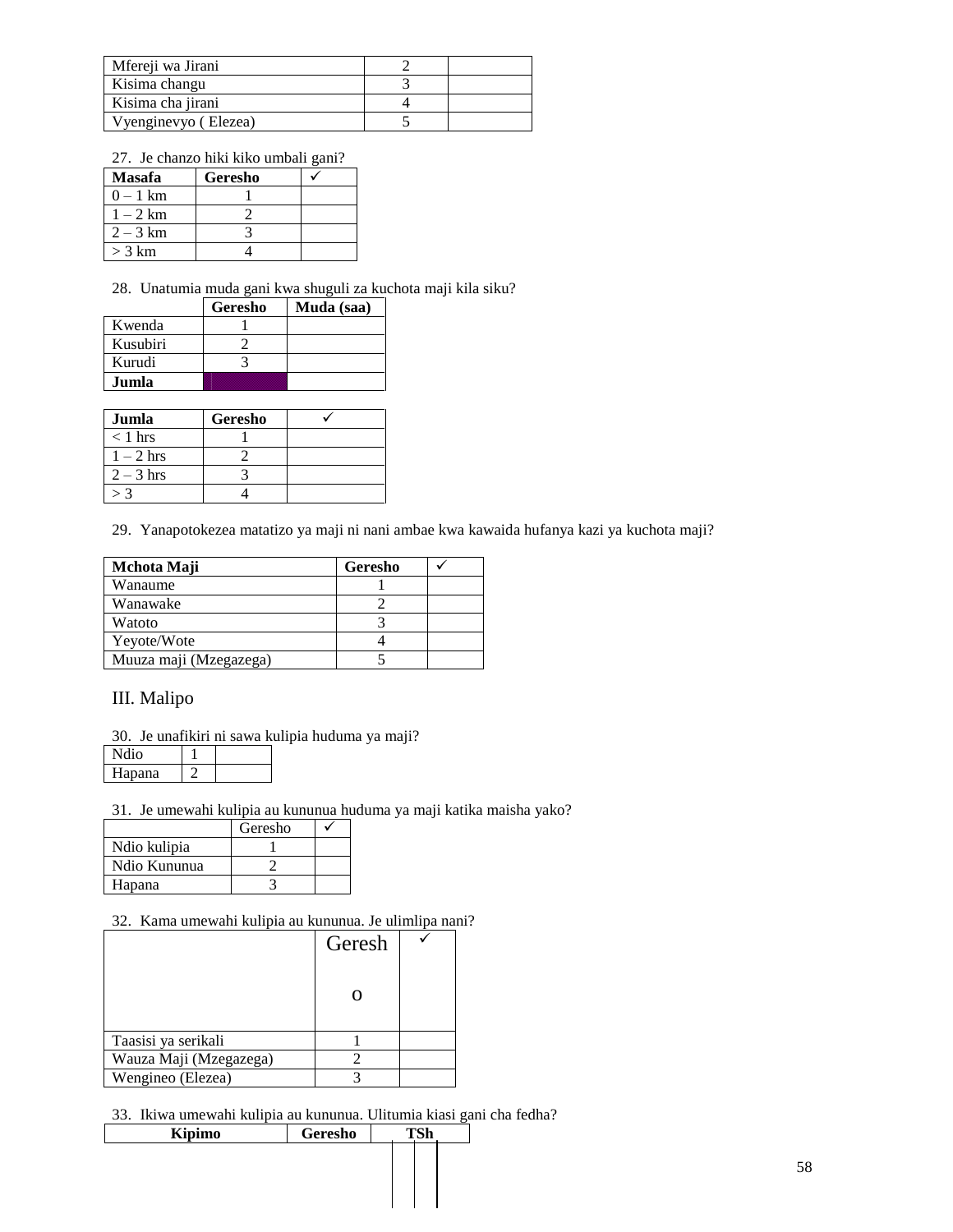| | | |
|---|---|---|
| Mfereji wa Jirani | 2 | |
| Kisima changu | 3 | |
| Kisima cha jirani | 4 | |
| Vyenginevyo ( Elezea) | 5 | |

27. Je chanzo hiki kiko umbali gani?

| **Masafa** | **Geresho** | ✓ |
|---|---|---|
| 0 – 1 km | 1 | |
| 1 – 2 km | 2 | |
| 2 – 3 km | 3 | |
| > 3 km | 4 | |

28. Unatumia muda gani kwa shuguli za kuchota maji kila siku?

| | **Geresho** | **Muda (saa)** |
|---|---|---|
| Kwenda | 1 | |
| Kusubiri | 2 | |
| Kurudi | 3 | |
| **Jumla** | | |

| **Jumla** | **Geresho** | ✓ |
|---|---|---|
| < 1 hrs | 1 | |
| 1 – 2 hrs | 2 | |
| 2 – 3 hrs | 3 | |
| > 3 | 4 | |

29. Yanapotokezea matatizo ya maji ni nani ambae kwa kawaida hufanya kazi ya kuchota maji?

| **Mchota Maji** | **Geresho** | ✓ |
|---|---|---|
| Wanaume | 1 | |
| Wanawake | 2 | |
| Watoto | 3 | |
| Yeyote/Wote | 4 | |
| Muuza maji (Mzegazega) | 5 | |

## III. Malipo

30. Je unafikiri ni sawa kulipia huduma ya maji?

| | | |
|---|---|---|
| Ndio | 1 | |
| Hapana | 2 | |

31. Je umewahi kulipia au kununua huduma ya maji katika maisha yako?

| | Geresho | ✓ |
|---|---|---|
| Ndio kulipia | 1 | |
| Ndio Kununua | 2 | |
| Hapana | 3 | |

32. Kama umewahi kulipia au kununua. Je ulimlipa nani?

| | Geresho | ✓ |
|---|---|---|
| Taasisi ya serikali | 1 | |
| Wauza Maji (Mzegazega) | 2 | |
| Wengineo (Elezea) | 3 | |

33. Ikiwa umewahi kulipia au kununua. Ulitumia kiasi gani cha fedha?

| **Kipimo** | **Geresho** | **TSh** |
|---|---|---|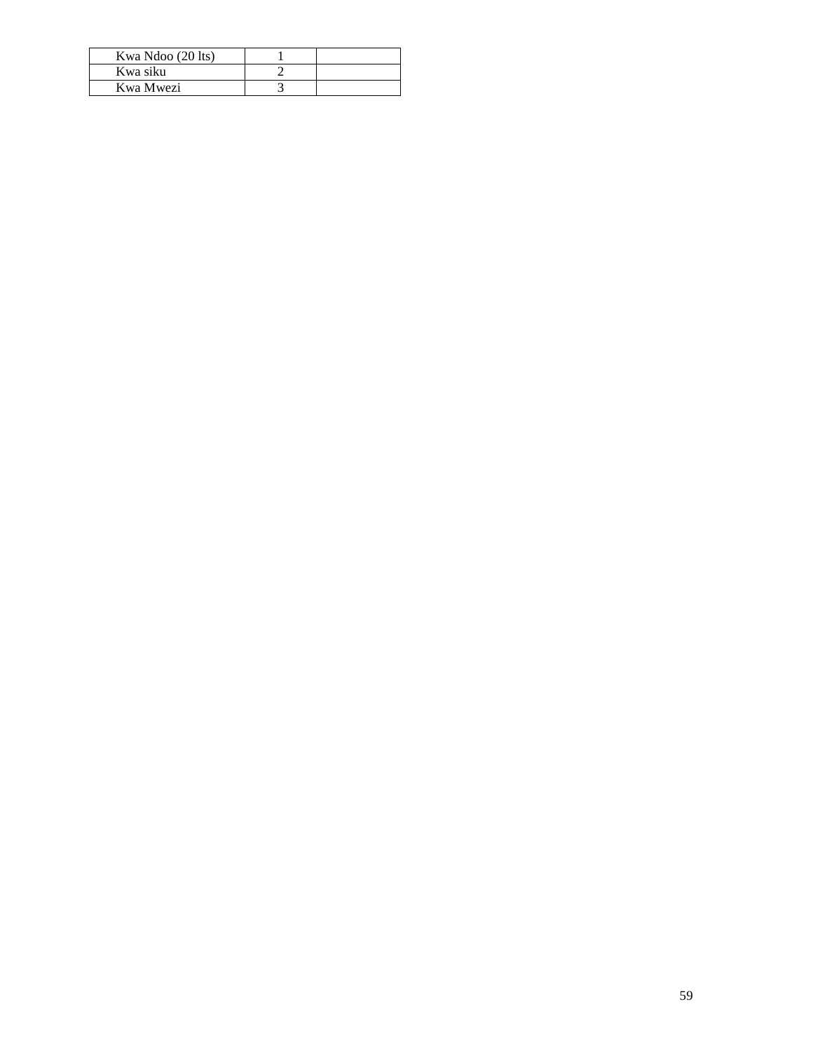| | | |
|---|---|---|
| Kwa Ndoo (20 lts) | 1 | |
| Kwa siku | 2 | |
| Kwa Mwezi | 3 | |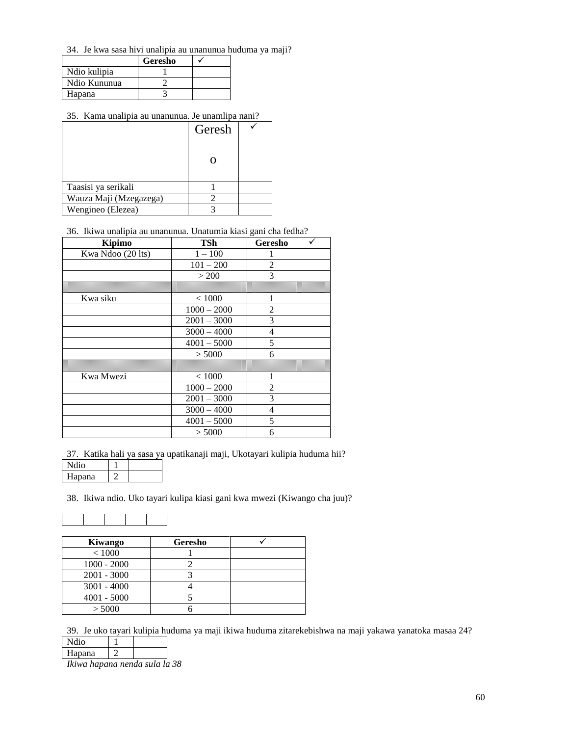34. Je kwa sasa hivi unalipia au unanunua huduma ya maji?

| | Geresho | ✓ |
|---|---|---|
| Ndio kulipia | 1 | |
| Ndio Kununua | 2 | |
| Hapana | 3 | |

35. Kama unalipia au unanunua. Je unamlipa nani?

| | Geresho | ✓ |
|---|---|---|
| Taasisi ya serikali | 1 | |
| Wauza Maji (Mzegazega) | 2 | |
| Wengineo (Elezea) | 3 | |

36. Ikiwa unalipia au unanunua. Unatumia kiasi gani cha fedha?

| Kipimo | TSh | Geresho | ✓ |
|---|---|---|---|
| Kwa Ndoo (20 lts) | 1 – 100 | 1 | |
| | 101 – 200 | 2 | |
| | > 200 | 3 | |
| | | | |
| Kwa siku | < 1000 | 1 | |
| | 1000 – 2000 | 2 | |
| | 2001 – 3000 | 3 | |
| | 3000 – 4000 | 4 | |
| | 4001 – 5000 | 5 | |
| | > 5000 | 6 | |
| | | | |
| Kwa Mwezi | < 1000 | 1 | |
| | 1000 – 2000 | 2 | |
| | 2001 – 3000 | 3 | |
| | 3000 – 4000 | 4 | |
| | 4001 – 5000 | 5 | |
| | > 5000 | 6 | |

37. Katika hali ya sasa ya upatikanaji maji, Ukotayari kulipia huduma hii?

| | | |
|---|---|---|
| Ndio | 1 | |
| Hapana | 2 | |

38. Ikiwa ndio. Uko tayari kulipa kiasi gani kwa mwezi (Kiwango cha juu)?

| | | | | |
|---|---|---|---|---|
| | | | | |

| Kiwango | Geresho | ✓ |
|---|---|---|
| < 1000 | 1 | |
| 1000 - 2000 | 2 | |
| 2001 - 3000 | 3 | |
| 3001 - 4000 | 4 | |
| 4001 - 5000 | 5 | |
| > 5000 | 6 | |

39. Je uko tayari kulipia huduma ya maji ikiwa huduma zitarekebishwa na maji yakawa yanatoka masaa 24?

| | | |
|---|---|---|
| Ndio | 1 | |
| Hapana | 2 | |

*Ikiwa hapana nenda sula la 38*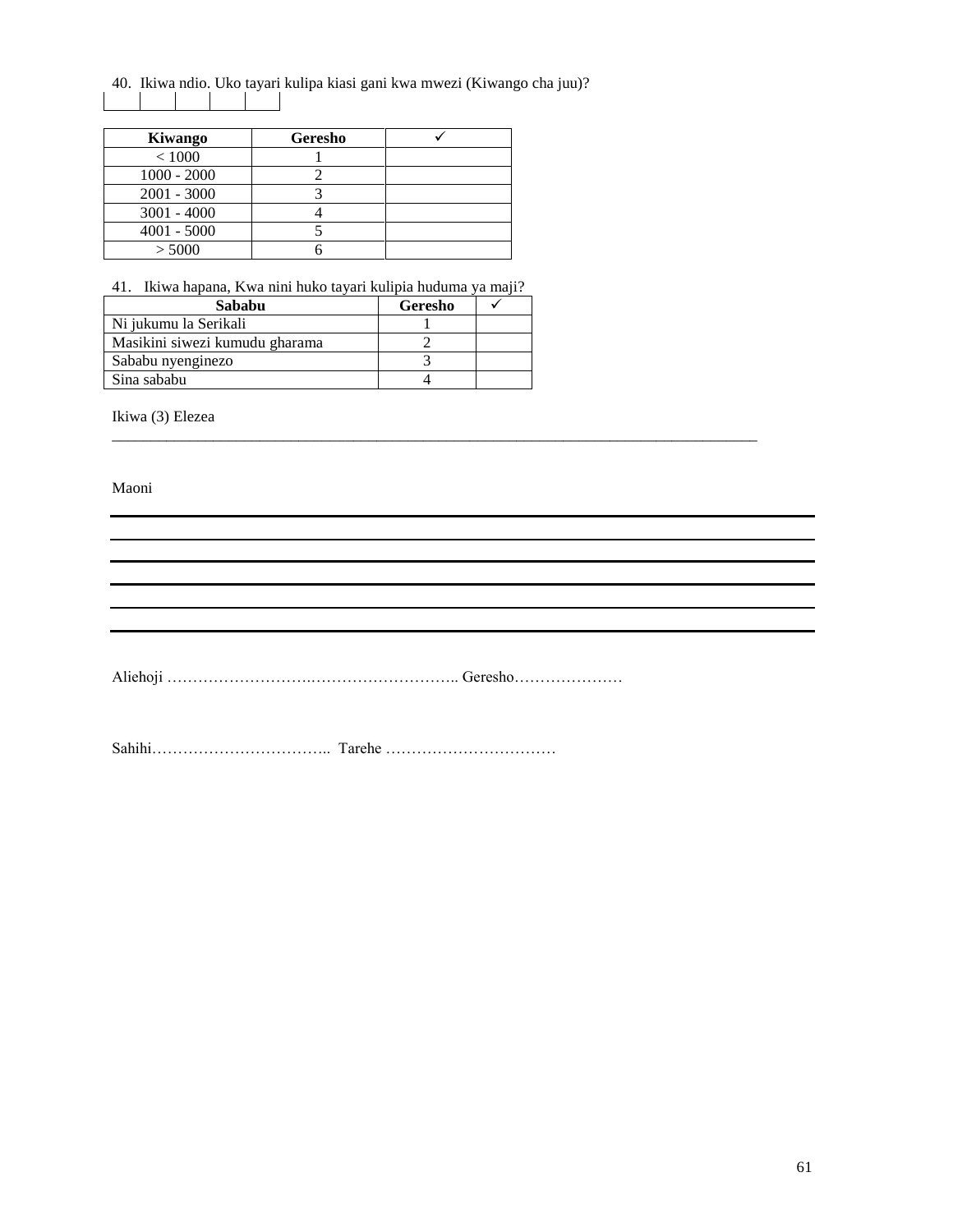40. Ikiwa ndio. Uko tayari kulipa kiasi gani kwa mwezi (Kiwango cha juu)?

| | | | | |
|---|---|---|---|---|
| | | | | |

| Kiwango | Geresho | ✓ |
|---|---|---|
| < 1000 | 1 | |
| 1000 - 2000 | 2 | |
| 2001 - 3000 | 3 | |
| 3001 - 4000 | 4 | |
| 4001 - 5000 | 5 | |
| > 5000 | 6 | |

41. Ikiwa hapana, Kwa nini huko tayari kulipia huduma ya maji?

| Sababu | Geresho | ✓ |
|---|---|---|
| Ni jukumu la Serikali | 1 | |
| Masikini siwezi kumudu gharama | 2 | |
| Sababu nyenginezo | 3 | |
| Sina sababu | 4 | |

Ikiwa (3) Elezea
\_\_\_\_\_\_\_\_\_\_\_\_\_\_\_\_\_\_\_\_\_\_\_\_\_\_\_\_\_\_\_\_\_\_\_\_\_\_\_\_\_\_\_\_\_\_\_\_\_\_\_\_\_\_\_\_\_\_\_\_\_\_\_\_\_\_\_\_\_\_\_\_

Maoni

---

---

---

---

---

---

Aliehoji ……………………….……………………….. Geresho…………………

Sahihi…………………………….. Tarehe ……………………………